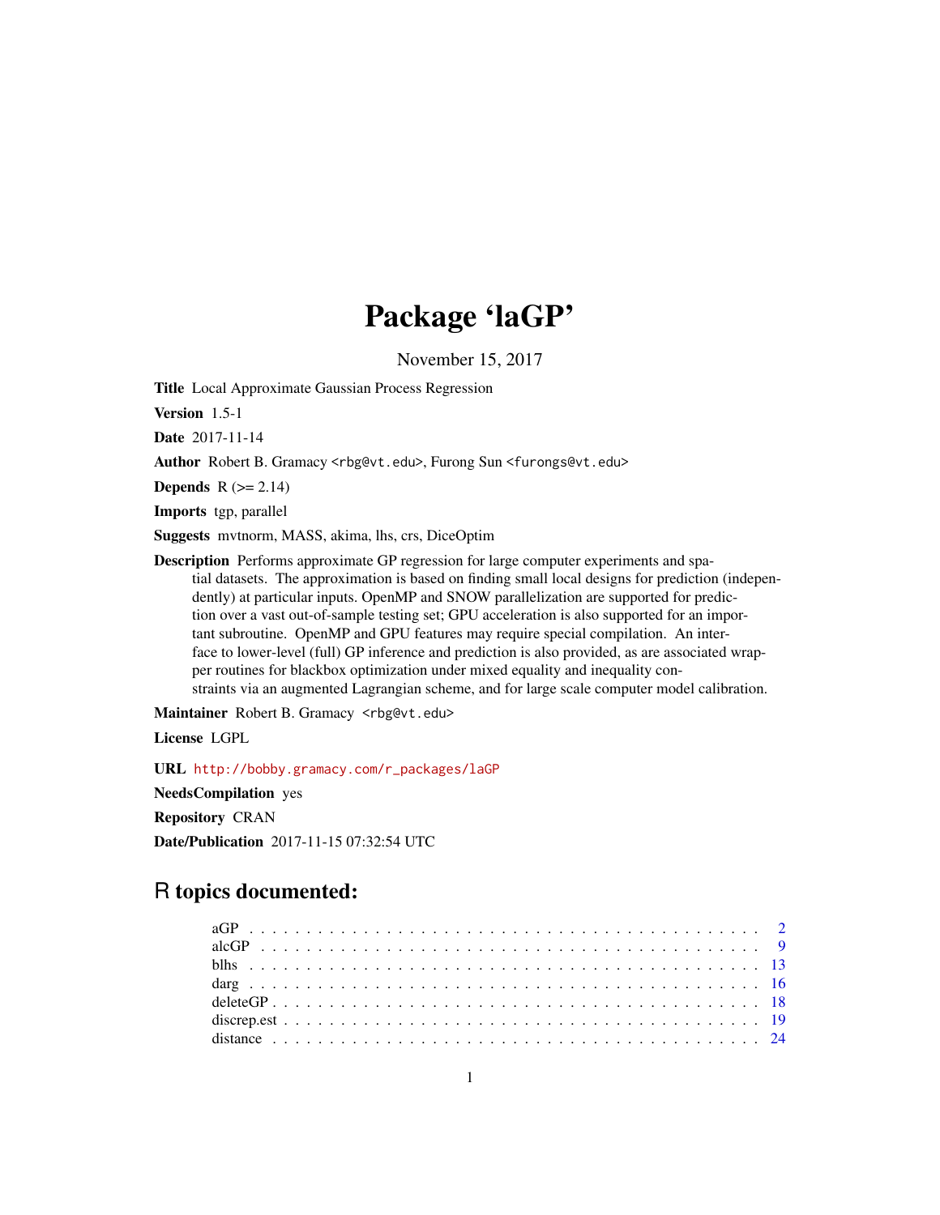# Package 'laGP'

November 15, 2017

**Title** Local Approximate Gaussian Process Regression

**Version** 1.5-1

**Date** 2017-11-14

**Author** Robert B. Gramacy <rbg@vt.edu>, Furong Sun <furongs@vt.edu>

**Depends** R (>= 2.14)

**Imports** tgp, parallel

**Suggests** mvtnorm, MASS, akima, lhs, crs, DiceOptim

**Description** Performs approximate GP regression for large computer experiments and spatial datasets. The approximation is based on finding small local designs for prediction (independently) at particular inputs. OpenMP and SNOW parallelization are supported for prediction over a vast out-of-sample testing set; GPU acceleration is also supported for an important subroutine. OpenMP and GPU features may require special compilation. An interface to lower-level (full) GP inference and prediction is also provided, as are associated wrapper routines for blackbox optimization under mixed equality and inequality constraints via an augmented Lagrangian scheme, and for large scale computer model calibration.

**Maintainer** Robert B. Gramacy <rbg@vt.edu>

**License** LGPL

**URL** http://bobby.gramacy.com/r_packages/laGP

**NeedsCompilation** yes

**Repository** CRAN

**Date/Publication** 2017-11-15 07:32:54 UTC

## R topics documented:

| | |
|---|---|
| aGP | 2 |
| alcGP | 9 |
| blhs | 13 |
| darg | 16 |
| deleteGP | 18 |
| discrep.est | 19 |
| distance | 24 |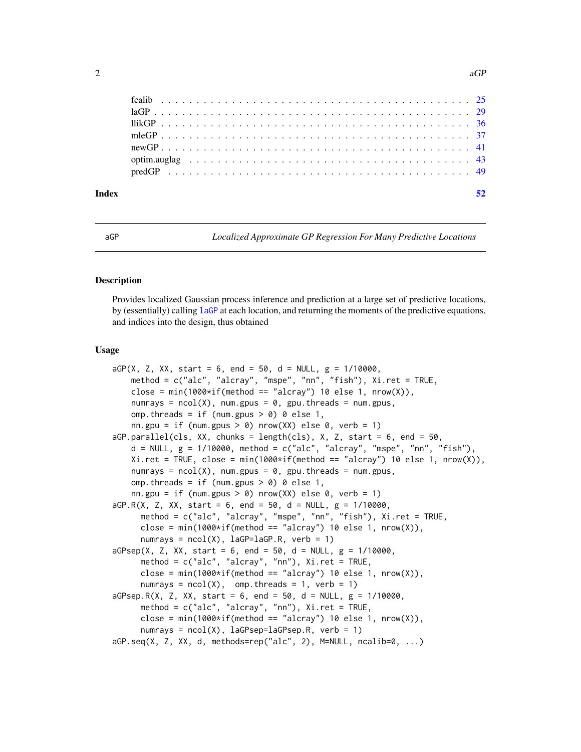fcalib . . . . . . . . . . . . . . . . . . . . . . . . . . . . . . . . . . . . . . . . 25
laGP . . . . . . . . . . . . . . . . . . . . . . . . . . . . . . . . . . . . . . . . . 29
llikGP . . . . . . . . . . . . . . . . . . . . . . . . . . . . . . . . . . . . . . . . 36
mleGP . . . . . . . . . . . . . . . . . . . . . . . . . . . . . . . . . . . . . . . . 37
newGP . . . . . . . . . . . . . . . . . . . . . . . . . . . . . . . . . . . . . . . . 41
optim.auglag . . . . . . . . . . . . . . . . . . . . . . . . . . . . . . . . . . . . 43
predGP . . . . . . . . . . . . . . . . . . . . . . . . . . . . . . . . . . . . . . . . 49

**Index** **52**

---

aGP *Localized Approximate GP Regression For Many Predictive Locations*

---

## Description

Provides localized Gaussian process inference and prediction at a large set of predictive locations, by (essentially) calling laGP at each location, and returning the moments of the predictive equations, and indices into the design, thus obtained

## Usage

```
aGP(X, Z, XX, start = 6, end = 50, d = NULL, g = 1/10000,
    method = c("alc", "alcray", "mspe", "nn", "fish"), Xi.ret = TRUE,
    close = min(1000*if(method == "alcray") 10 else 1, nrow(X)),
    numrays = ncol(X), num.gpus = 0, gpu.threads = num.gpus,
    omp.threads = if (num.gpus > 0) 0 else 1,
    nn.gpu = if (num.gpus > 0) nrow(XX) else 0, verb = 1)
aGP.parallel(cls, XX, chunks = length(cls), X, Z, start = 6, end = 50,
    d = NULL, g = 1/10000, method = c("alc", "alcray", "mspe", "nn", "fish"),
    Xi.ret = TRUE, close = min(1000*if(method == "alcray") 10 else 1, nrow(X)),
    numrays = ncol(X), num.gpus = 0, gpu.threads = num.gpus,
    omp.threads = if (num.gpus > 0) 0 else 1,
    nn.gpu = if (num.gpus > 0) nrow(XX) else 0, verb = 1)
aGP.R(X, Z, XX, start = 6, end = 50, d = NULL, g = 1/10000,
      method = c("alc", "alcray", "mspe", "nn", "fish"), Xi.ret = TRUE,
      close = min(1000*if(method == "alcray") 10 else 1, nrow(X)),
      numrays = ncol(X), laGP=laGP.R, verb = 1)
aGPsep(X, Z, XX, start = 6, end = 50, d = NULL, g = 1/10000,
      method = c("alc", "alcray", "nn"), Xi.ret = TRUE,
      close = min(1000*if(method == "alcray") 10 else 1, nrow(X)),
      numrays = ncol(X),  omp.threads = 1, verb = 1)
aGPsep.R(X, Z, XX, start = 6, end = 50, d = NULL, g = 1/10000,
      method = c("alc", "alcray", "nn"), Xi.ret = TRUE,
      close = min(1000*if(method == "alcray") 10 else 1, nrow(X)),
      numrays = ncol(X), laGPsep=laGPsep.R, verb = 1)
aGP.seq(X, Z, XX, d, methods=rep("alc", 2), M=NULL, ncalib=0, ...)
```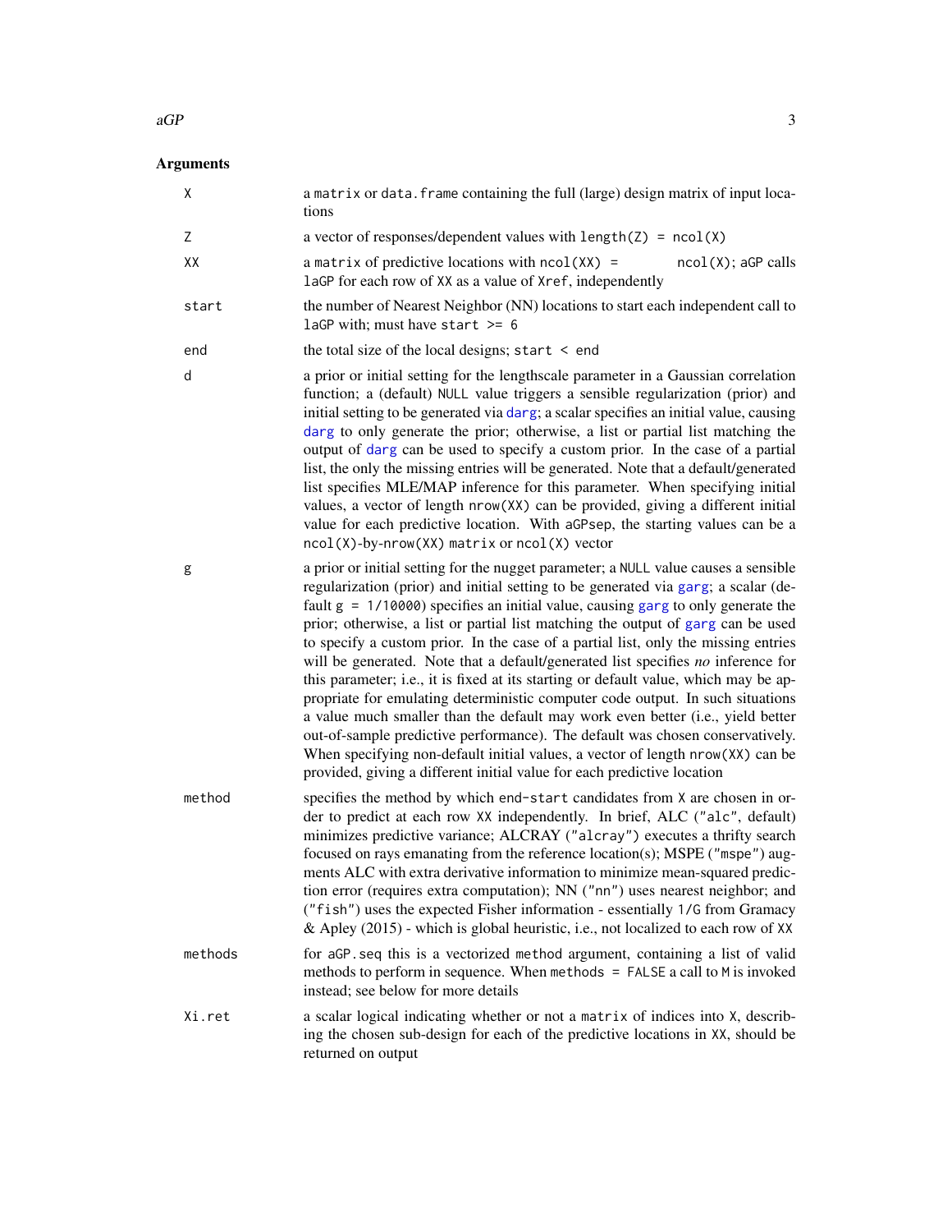## Arguments

| | |
|---|---|
| `X` | a `matrix` or `data.frame` containing the full (large) design matrix of input locations |
| `Z` | a vector of responses/dependent values with `length(Z) = ncol(X)` |
| `XX` | a `matrix` of predictive locations with `ncol(XX) = ncol(X)`; `aGP` calls `laGP` for each row of `XX` as a value of `Xref`, independently |
| `start` | the number of Nearest Neighbor (NN) locations to start each independent call to `laGP` with; must have `start >= 6` |
| `end` | the total size of the local designs; `start < end` |
| `d` | a prior or initial setting for the lengthscale parameter in a Gaussian correlation function; a (default) `NULL` value triggers a sensible regularization (prior) and initial setting to be generated via darg; a scalar specifies an initial value, causing darg to only generate the prior; otherwise, a list or partial list matching the output of darg can be used to specify a custom prior. In the case of a partial list, the only the missing entries will be generated. Note that a default/generated list specifies MLE/MAP inference for this parameter. When specifying initial values, a vector of length `nrow(XX)` can be provided, giving a different initial value for each predictive location. With `aGPsep`, the starting values can be a `ncol(X)`-by-`nrow(XX)` `matrix` or `ncol(X)` vector |
| `g` | a prior or initial setting for the nugget parameter; a `NULL` value causes a sensible regularization (prior) and initial setting to be generated via garg; a scalar (default `g = 1/10000`) specifies an initial value, causing garg to only generate the prior; otherwise, a list or partial list matching the output of garg can be used to specify a custom prior. In the case of a partial list, only the missing entries will be generated. Note that a default/generated list specifies *no* inference for this parameter; i.e., it is fixed at its starting or default value, which may be appropriate for emulating deterministic computer code output. In such situations a value much smaller than the default may work even better (i.e., yield better out-of-sample predictive performance). The default was chosen conservatively. When specifying non-default initial values, a vector of length `nrow(XX)` can be provided, giving a different initial value for each predictive location |
| `method` | specifies the method by which `end-start` candidates from `X` are chosen in order to predict at each row `XX` independently. In brief, ALC (`"alc"`, default) minimizes predictive variance; ALCRAY (`"alcray"`) executes a thrifty search focused on rays emanating from the reference location(s); MSPE (`"mspe"`) augments ALC with extra derivative information to minimize mean-squared prediction error (requires extra computation); NN (`"nn"`) uses nearest neighbor; and (`"fish"`) uses the expected Fisher information - essentially `1/G` from Gramacy & Apley (2015) - which is global heuristic, i.e., not localized to each row of `XX` |
| `methods` | for `aGP.seq` this is a vectorized `method` argument, containing a list of valid methods to perform in sequence. When `methods = FALSE` a call to `M` is invoked instead; see below for more details |
| `Xi.ret` | a scalar logical indicating whether or not a `matrix` of indices into `X`, describing the chosen sub-design for each of the predictive locations in `XX`, should be returned on output |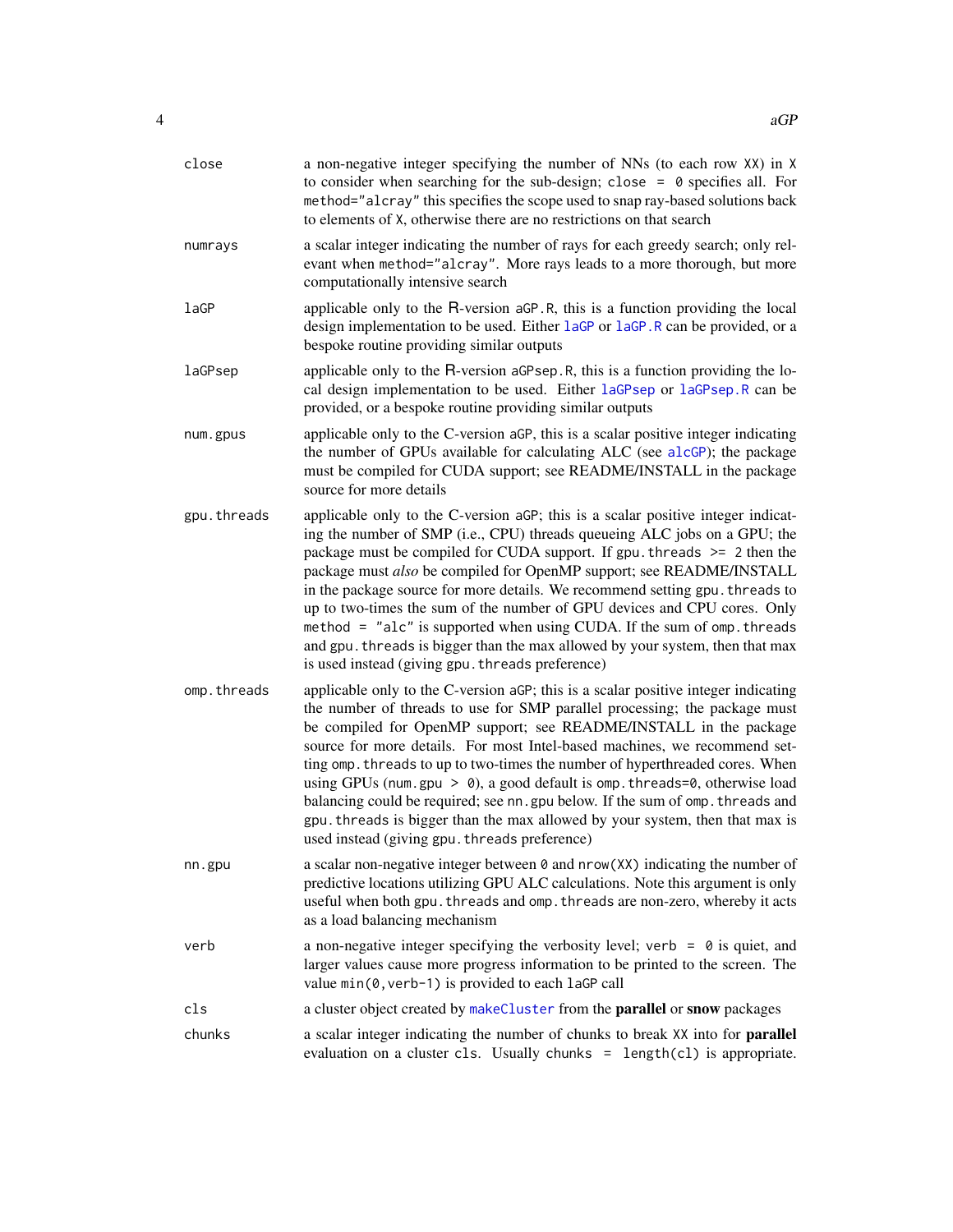| | |
|---|---|
| `close` | a non-negative integer specifying the number of NNs (to each row `XX`) in `X` to consider when searching for the sub-design; `close = 0` specifies all. For `method="alcray"` this specifies the scope used to snap ray-based solutions back to elements of `X`, otherwise there are no restrictions on that search |
| `numrays` | a scalar integer indicating the number of rays for each greedy search; only relevant when `method="alcray"`. More rays leads to a more thorough, but more computationally intensive search |
| `laGP` | applicable only to the R-version `aGP.R`, this is a function providing the local design implementation to be used. Either `laGP` or `laGP.R` can be provided, or a bespoke routine providing similar outputs |
| `laGPsep` | applicable only to the R-version `aGPsep.R`, this is a function providing the local design implementation to be used. Either `laGPsep` or `laGPsep.R` can be provided, or a bespoke routine providing similar outputs |
| `num.gpus` | applicable only to the C-version `aGP`, this is a scalar positive integer indicating the number of GPUs available for calculating ALC (see `alcGP`); the package must be compiled for CUDA support; see README/INSTALL in the package source for more details |
| `gpu.threads` | applicable only to the C-version `aGP`; this is a scalar positive integer indicating the number of SMP (i.e., CPU) threads queueing ALC jobs on a GPU; the package must be compiled for CUDA support. If `gpu.threads >= 2` then the package must *also* be compiled for OpenMP support; see README/INSTALL in the package source for more details. We recommend setting `gpu.threads` to up to two-times the sum of the number of GPU devices and CPU cores. Only `method = "alc"` is supported when using CUDA. If the sum of `omp.threads` and `gpu.threads` is bigger than the max allowed by your system, then that max is used instead (giving `gpu.threads` preference) |
| `omp.threads` | applicable only to the C-version `aGP`; this is a scalar positive integer indicating the number of threads to use for SMP parallel processing; the package must be compiled for OpenMP support; see README/INSTALL in the package source for more details. For most Intel-based machines, we recommend setting `omp.threads` to up to two-times the number of hyperthreaded cores. When using GPUs (`num.gpu > 0`), a good default is `omp.threads=0`, otherwise load balancing could be required; see `nn.gpu` below. If the sum of `omp.threads` and `gpu.threads` is bigger than the max allowed by your system, then that max is used instead (giving `gpu.threads` preference) |
| `nn.gpu` | a scalar non-negative integer between `0` and `nrow(XX)` indicating the number of predictive locations utilizing GPU ALC calculations. Note this argument is only useful when both `gpu.threads` and `omp.threads` are non-zero, whereby it acts as a load balancing mechanism |
| `verb` | a non-negative integer specifying the verbosity level; `verb = 0` is quiet, and larger values cause more progress information to be printed to the screen. The value `min(0,verb-1)` is provided to each `laGP` call |
| `cls` | a cluster object created by `makeCluster` from the **parallel** or **snow** packages |
| `chunks` | a scalar integer indicating the number of chunks to break `XX` into for **parallel** evaluation on a cluster `cls`. Usually `chunks = length(cl)` is appropriate. |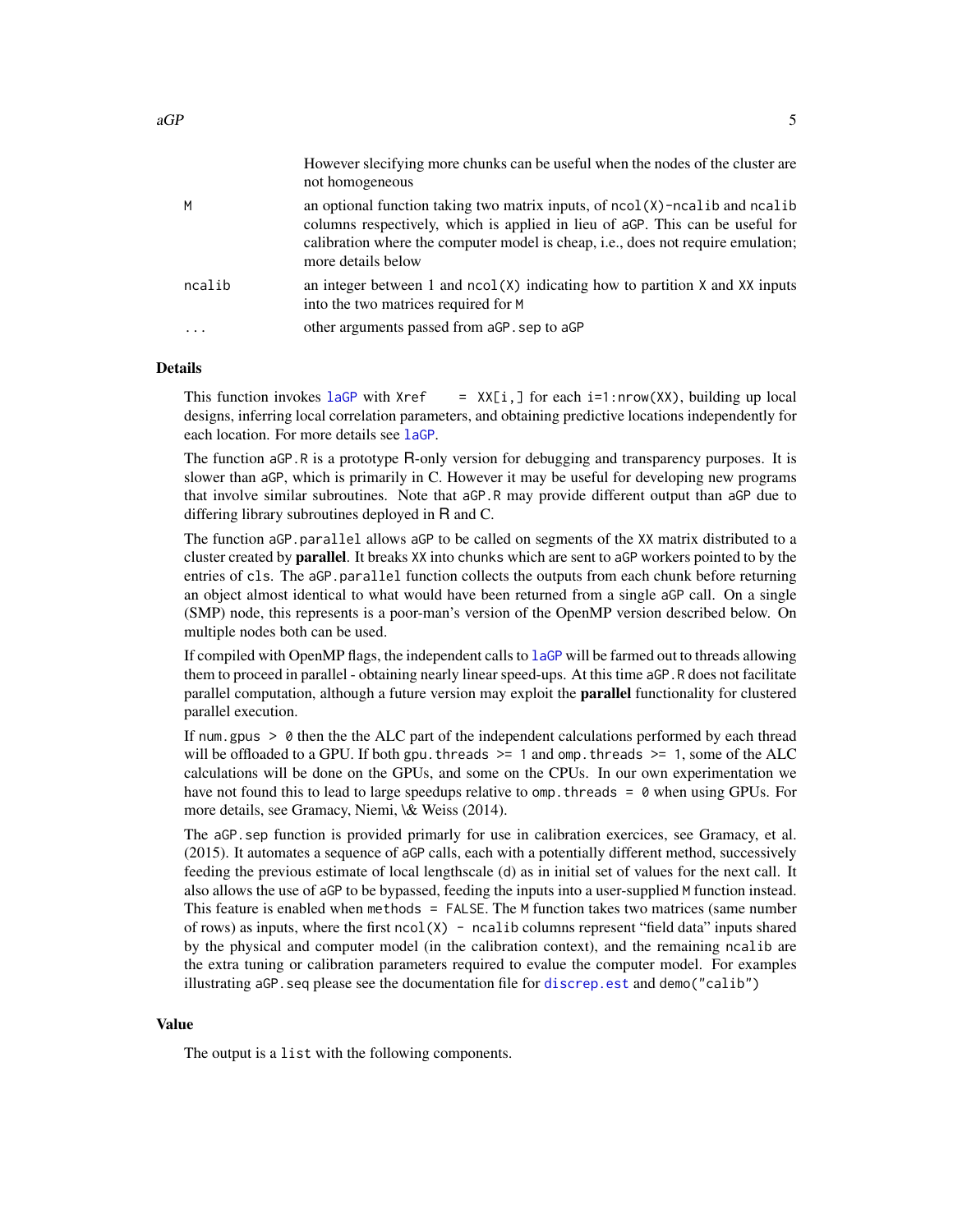| | |
|---|---|
| | However slecifying more chunks can be useful when the nodes of the cluster are not homogeneous |
| `M` | an optional function taking two matrix inputs, of `ncol(X)-ncalib` and `ncalib` columns respectively, which is applied in lieu of `aGP`. This can be useful for calibration where the computer model is cheap, i.e., does not require emulation; more details below |
| `ncalib` | an integer between 1 and `ncol(X)` indicating how to partition `X` and `XX` inputs into the two matrices required for `M` |
| `...` | other arguments passed from `aGP.sep` to `aGP` |

## Details

This function invokes `laGP` with `Xref = XX[i,]` for each `i=1:nrow(XX)`, building up local designs, inferring local correlation parameters, and obtaining predictive locations independently for each location. For more details see `laGP`.

The function `aGP.R` is a prototype R-only version for debugging and transparency purposes. It is slower than `aGP`, which is primarily in C. However it may be useful for developing new programs that involve similar subroutines. Note that `aGP.R` may provide different output than `aGP` due to differing library subroutines deployed in R and C.

The function `aGP.parallel` allows `aGP` to be called on segments of the `XX` matrix distributed to a cluster created by **parallel**. It breaks `XX` into `chunks` which are sent to `aGP` workers pointed to by the entries of `cls`. The `aGP.parallel` function collects the outputs from each chunk before returning an object almost identical to what would have been returned from a single `aGP` call. On a single (SMP) node, this represents is a poor-man's version of the OpenMP version described below. On multiple nodes both can be used.

If compiled with OpenMP flags, the independent calls to `laGP` will be farmed out to threads allowing them to proceed in parallel - obtaining nearly linear speed-ups. At this time `aGP.R` does not facilitate parallel computation, although a future version may exploit the **parallel** functionality for clustered parallel execution.

If `num.gpus > 0` then the the ALC part of the independent calculations performed by each thread will be offloaded to a GPU. If both `gpu.threads >= 1` and `omp.threads >= 1`, some of the ALC calculations will be done on the GPUs, and some on the CPUs. In our own experimentation we have not found this to lead to large speedups relative to `omp.threads = 0` when using GPUs. For more details, see Gramacy, Niemi, \& Weiss (2014).

The `aGP.sep` function is provided primarly for use in calibration exercices, see Gramacy, et al. (2015). It automates a sequence of `aGP` calls, each with a potentially different method, successively feeding the previous estimate of local lengthscale (`d`) as in initial set of values for the next call. It also allows the use of `aGP` to be bypassed, feeding the inputs into a user-supplied `M` function instead. This feature is enabled when `methods = FALSE`. The `M` function takes two matrices (same number of rows) as inputs, where the first `ncol(X) - ncalib` columns represent "field data" inputs shared by the physical and computer model (in the calibration context), and the remaining `ncalib` are the extra tuning or calibration parameters required to evalue the computer model. For examples illustrating `aGP.seq` please see the documentation file for `discrep.est` and `demo("calib")`

## Value

The output is a `list` with the following components.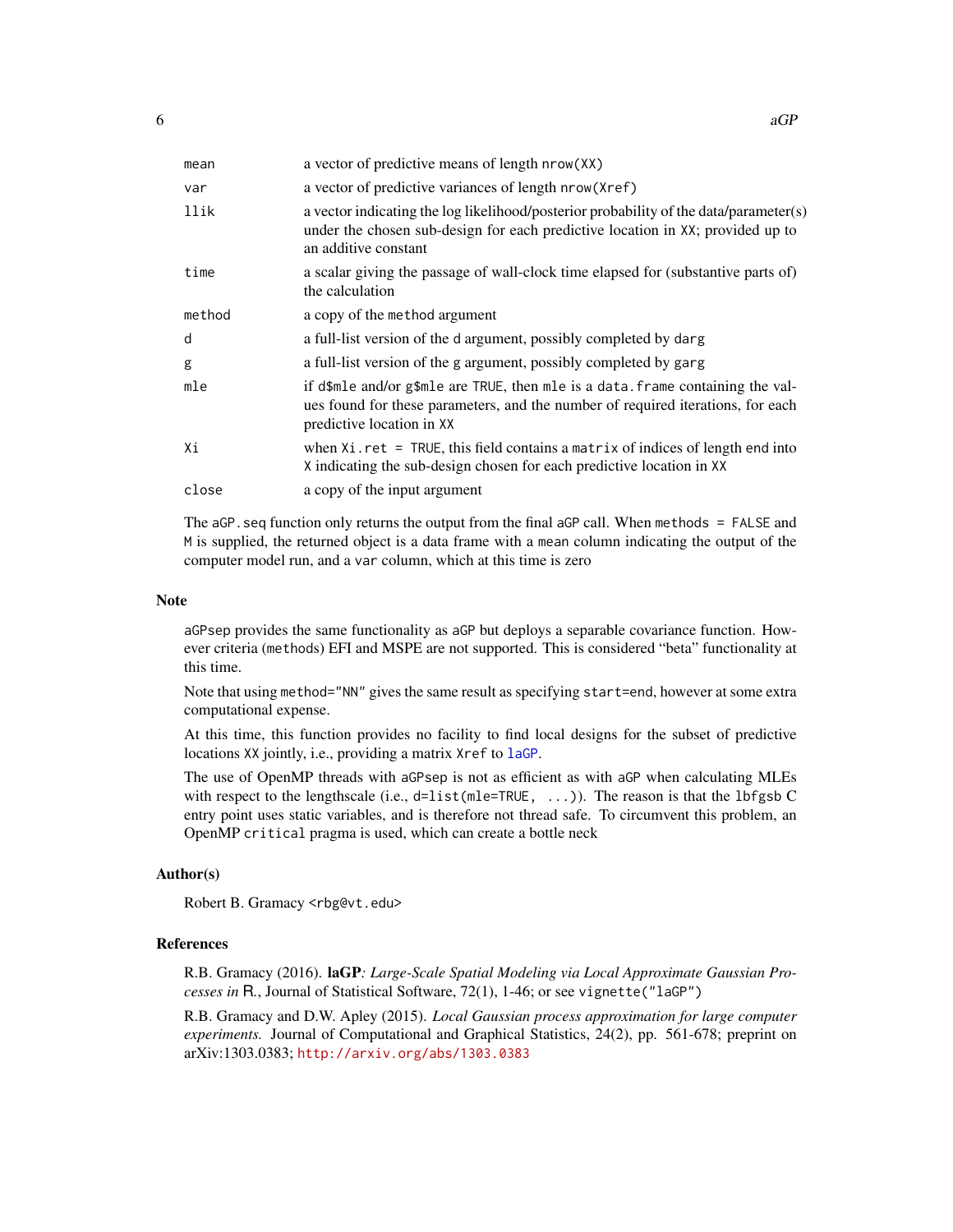| | |
|---|---|
| `mean` | a vector of predictive means of length `nrow(XX)` |
| `var` | a vector of predictive variances of length `nrow(Xref)` |
| `llik` | a vector indicating the log likelihood/posterior probability of the data/parameter(s) under the chosen sub-design for each predictive location in `XX`; provided up to an additive constant |
| `time` | a scalar giving the passage of wall-clock time elapsed for (substantive parts of) the calculation |
| `method` | a copy of the `method` argument |
| `d` | a full-list version of the `d` argument, possibly completed by `darg` |
| `g` | a full-list version of the `g` argument, possibly completed by `garg` |
| `mle` | if `d$mle` and/or `g$mle` are `TRUE`, then `mle` is a `data.frame` containing the values found for these parameters, and the number of required iterations, for each predictive location in `XX` |
| `Xi` | when `Xi.ret = TRUE`, this field contains a `matrix` of indices of length `end` into `X` indicating the sub-design chosen for each predictive location in `XX` |
| `close` | a copy of the input argument |

The `aGP.seq` function only returns the output from the final `aGP` call. When `methods = FALSE` and `M` is supplied, the returned object is a data frame with a `mean` column indicating the output of the computer model run, and a `var` column, which at this time is zero

## Note

`aGPsep` provides the same functionality as `aGP` but deploys a separable covariance function. However criteria (`methods`) EFI and MSPE are not supported. This is considered "beta" functionality at this time.

Note that using `method="NN"` gives the same result as specifying `start=end`, however at some extra computational expense.

At this time, this function provides no facility to find local designs for the subset of predictive locations `XX` jointly, i.e., providing a matrix `Xref` to `laGP`.

The use of OpenMP threads with `aGPsep` is not as efficient as with `aGP` when calculating MLEs with respect to the lengthscale (i.e., `d=list(mle=TRUE, ...)`). The reason is that the `lbfgsb` C entry point uses static variables, and is therefore not thread safe. To circumvent this problem, an OpenMP `critical` pragma is used, which can create a bottle neck

## Author(s)

Robert B. Gramacy <rbg@vt.edu>

## References

R.B. Gramacy (2016). **laGP**: *Large-Scale Spatial Modeling via Local Approximate Gaussian Processes in* R., Journal of Statistical Software, 72(1), 1-46; or see `vignette("laGP")`

R.B. Gramacy and D.W. Apley (2015). *Local Gaussian process approximation for large computer experiments.* Journal of Computational and Graphical Statistics, 24(2), pp. 561-678; preprint on arXiv:1303.0383; http://arxiv.org/abs/1303.0383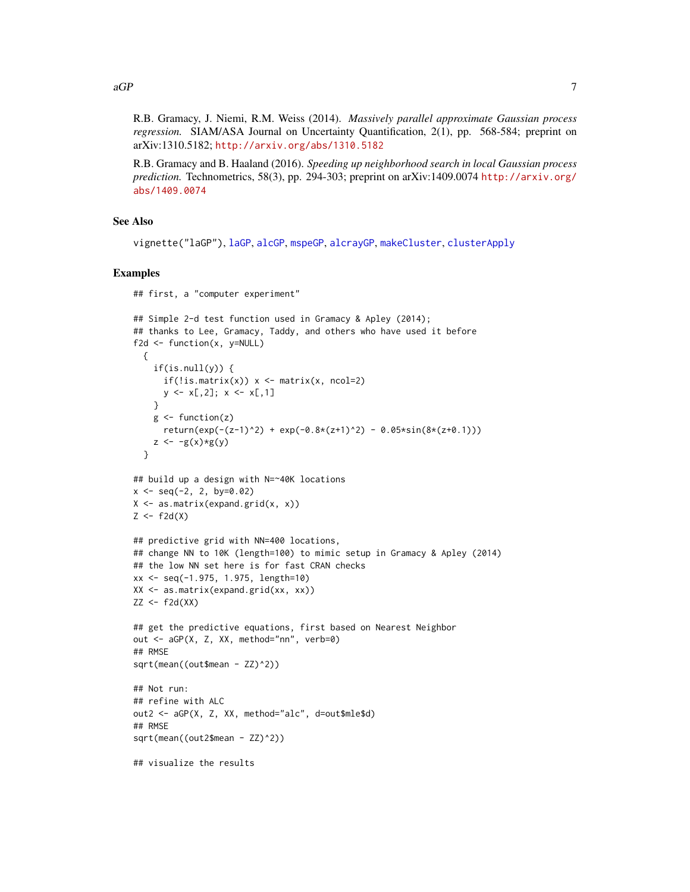R.B. Gramacy, J. Niemi, R.M. Weiss (2014). *Massively parallel approximate Gaussian process regression.* SIAM/ASA Journal on Uncertainty Quantification, 2(1), pp. 568-584; preprint on arXiv:1310.5182; http://arxiv.org/abs/1310.5182

R.B. Gramacy and B. Haaland (2016). *Speeding up neighborhood search in local Gaussian process prediction.* Technometrics, 58(3), pp. 294-303; preprint on arXiv:1409.0074 http://arxiv.org/abs/1409.0074

## See Also

`vignette("laGP")`, `laGP`, `alcGP`, `mspeGP`, `alcrayGP`, `makeCluster`, `clusterApply`

## Examples

```
## first, a "computer experiment"

## Simple 2-d test function used in Gramacy & Apley (2014);
## thanks to Lee, Gramacy, Taddy, and others who have used it before
f2d <- function(x, y=NULL)
  {
    if(is.null(y)) {
      if(!is.matrix(x)) x <- matrix(x, ncol=2)
      y <- x[,2]; x <- x[,1]
    }
    g <- function(z)
      return(exp(-(z-1)^2) + exp(-0.8*(z+1)^2) - 0.05*sin(8*(z+0.1)))
    z <- -g(x)*g(y)
  }

## build up a design with N=~40K locations
x <- seq(-2, 2, by=0.02)
X <- as.matrix(expand.grid(x, x))
Z <- f2d(X)

## predictive grid with NN=400 locations,
## change NN to 10K (length=100) to mimic setup in Gramacy & Apley (2014)
## the low NN set here is for fast CRAN checks
xx <- seq(-1.975, 1.975, length=10)
XX <- as.matrix(expand.grid(xx, xx))
ZZ <- f2d(XX)

## get the predictive equations, first based on Nearest Neighbor
out <- aGP(X, Z, XX, method="nn", verb=0)
## RMSE
sqrt(mean((out$mean - ZZ)^2))

## Not run:
## refine with ALC
out2 <- aGP(X, Z, XX, method="alc", d=out$mle$d)
## RMSE
sqrt(mean((out2$mean - ZZ)^2))

## visualize the results
```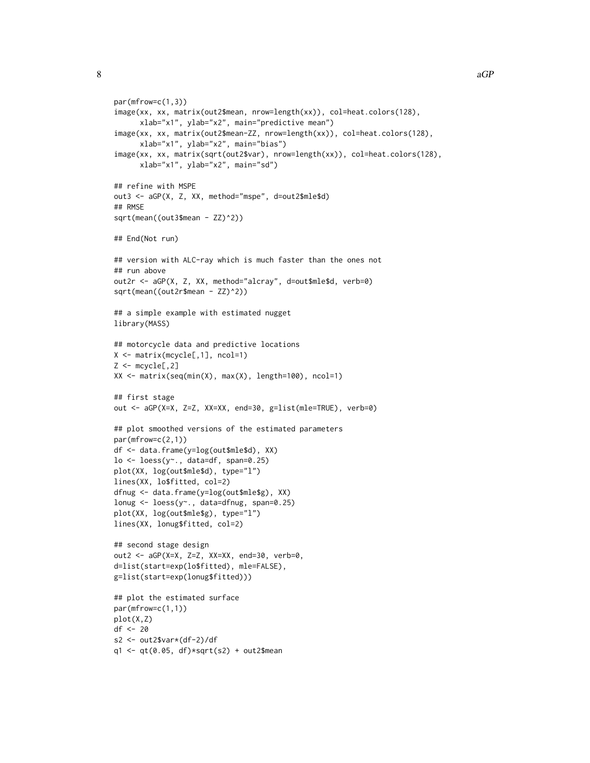```
par(mfrow=c(1,3))
image(xx, xx, matrix(out2$mean, nrow=length(xx)), col=heat.colors(128),
      xlab="x1", ylab="x2", main="predictive mean")
image(xx, xx, matrix(out2$mean-ZZ, nrow=length(xx)), col=heat.colors(128),
      xlab="x1", ylab="x2", main="bias")
image(xx, xx, matrix(sqrt(out2$var), nrow=length(xx)), col=heat.colors(128),
      xlab="x1", ylab="x2", main="sd")

## refine with MSPE
out3 <- aGP(X, Z, XX, method="mspe", d=out2$mle$d)
## RMSE
sqrt(mean((out3$mean - ZZ)^2))

## End(Not run)

## version with ALC-ray which is much faster than the ones not
## run above
out2r <- aGP(X, Z, XX, method="alcray", d=out$mle$d, verb=0)
sqrt(mean((out2r$mean - ZZ)^2))

## a simple example with estimated nugget
library(MASS)

## motorcycle data and predictive locations
X <- matrix(mcycle[,1], ncol=1)
Z <- mcycle[,2]
XX <- matrix(seq(min(X), max(X), length=100), ncol=1)

## first stage
out <- aGP(X=X, Z=Z, XX=XX, end=30, g=list(mle=TRUE), verb=0)

## plot smoothed versions of the estimated parameters
par(mfrow=c(2,1))
df <- data.frame(y=log(out$mle$d), XX)
lo <- loess(y~., data=df, span=0.25)
plot(XX, log(out$mle$d), type="l")
lines(XX, lo$fitted, col=2)
dfnug <- data.frame(y=log(out$mle$g), XX)
lonug <- loess(y~., data=dfnug, span=0.25)
plot(XX, log(out$mle$g), type="l")
lines(XX, lonug$fitted, col=2)

## second stage design
out2 <- aGP(X=X, Z=Z, XX=XX, end=30, verb=0,
d=list(start=exp(lo$fitted), mle=FALSE),
g=list(start=exp(lonug$fitted)))

## plot the estimated surface
par(mfrow=c(1,1))
plot(X,Z)
df <- 20
s2 <- out2$var*(df-2)/df
q1 <- qt(0.05, df)*sqrt(s2) + out2$mean
```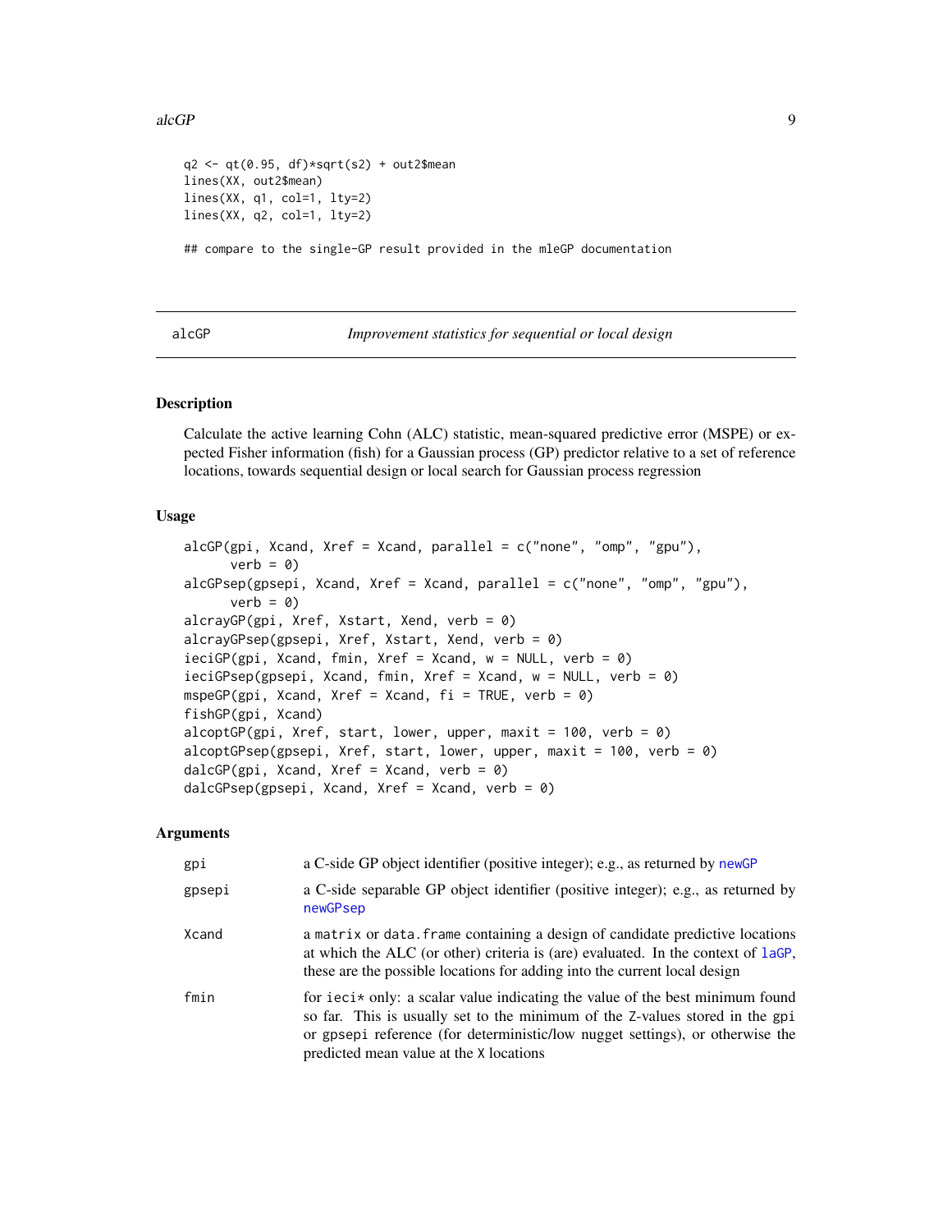```
q2 <- qt(0.95, df)*sqrt(s2) + out2$mean
lines(XX, out2$mean)
lines(XX, q1, col=1, lty=2)
lines(XX, q2, col=1, lty=2)

## compare to the single-GP result provided in the mleGP documentation
```

---

## alcGP — *Improvement statistics for sequential or local design*

### Description

Calculate the active learning Cohn (ALC) statistic, mean-squared predictive error (MSPE) or expected Fisher information (fish) for a Gaussian process (GP) predictor relative to a set of reference locations, towards sequential design or local search for Gaussian process regression

### Usage

```
alcGP(gpi, Xcand, Xref = Xcand, parallel = c("none", "omp", "gpu"),
      verb = 0)
alcGPsep(gpsepi, Xcand, Xref = Xcand, parallel = c("none", "omp", "gpu"),
      verb = 0)
alcrayGP(gpi, Xref, Xstart, Xend, verb = 0)
alcrayGPsep(gpsepi, Xref, Xstart, Xend, verb = 0)
ieciGP(gpi, Xcand, fmin, Xref = Xcand, w = NULL, verb = 0)
ieciGPsep(gpsepi, Xcand, fmin, Xref = Xcand, w = NULL, verb = 0)
mspeGP(gpi, Xcand, Xref = Xcand, fi = TRUE, verb = 0)
fishGP(gpi, Xcand)
alcoptGP(gpi, Xref, start, lower, upper, maxit = 100, verb = 0)
alcoptGPsep(gpsepi, Xref, start, lower, upper, maxit = 100, verb = 0)
dalcGP(gpi, Xcand, Xref = Xcand, verb = 0)
dalcGPsep(gpsepi, Xcand, Xref = Xcand, verb = 0)
```

### Arguments

| | |
|---|---|
| `gpi` | a C-side GP object identifier (positive integer); e.g., as returned by `newGP` |
| `gpsepi` | a C-side separable GP object identifier (positive integer); e.g., as returned by `newGPsep` |
| `Xcand` | a `matrix` or `data.frame` containing a design of candidate predictive locations at which the ALC (or other) criteria is (are) evaluated. In the context of `laGP`, these are the possible locations for adding into the current local design |
| `fmin` | for `ieci*` only: a scalar value indicating the value of the best minimum found so far. This is usually set to the minimum of the `Z`-values stored in the `gpi` or `gpsepi` reference (for deterministic/low nugget settings), or otherwise the predicted mean value at the `X` locations |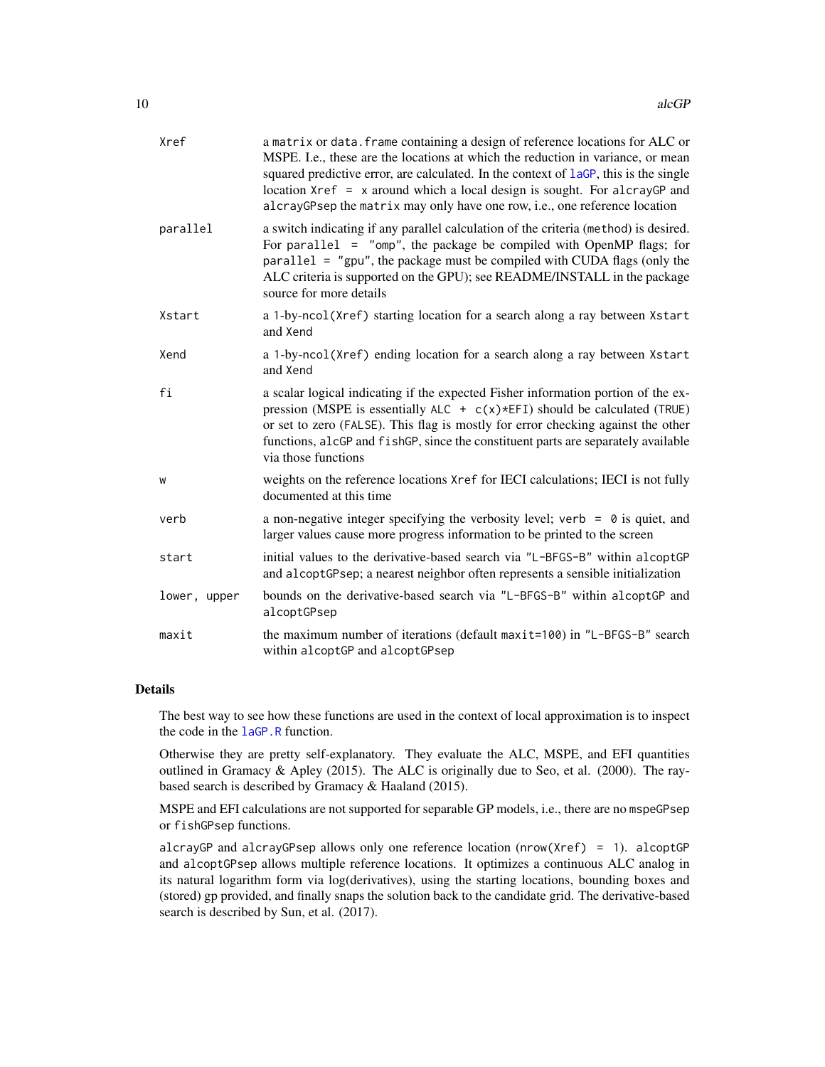| | |
|---|---|
| `Xref` | a `matrix` or `data.frame` containing a design of reference locations for ALC or MSPE. I.e., these are the locations at which the reduction in variance, or mean squared predictive error, are calculated. In the context of `laGP`, this is the single location `Xref = x` around which a local design is sought. For `alcrayGP` and `alcrayGPsep` the `matrix` may only have one row, i.e., one reference location |
| `parallel` | a switch indicating if any parallel calculation of the criteria (`method`) is desired. For `parallel = "omp"`, the package be compiled with OpenMP flags; for `parallel = "gpu"`, the package must be compiled with CUDA flags (only the ALC criteria is supported on the GPU); see README/INSTALL in the package source for more details |
| `Xstart` | a `1-by-ncol(Xref)` starting location for a search along a ray between `Xstart` and `Xend` |
| `Xend` | a `1-by-ncol(Xref)` ending location for a search along a ray between `Xstart` and `Xend` |
| `fi` | a scalar logical indicating if the expected Fisher information portion of the expression (MSPE is essentially `ALC + c(x)*EFI`) should be calculated (`TRUE`) or set to zero (`FALSE`). This flag is mostly for error checking against the other functions, `alcGP` and `fishGP`, since the constituent parts are separately available via those functions |
| `w` | weights on the reference locations `Xref` for IECI calculations; IECI is not fully documented at this time |
| `verb` | a non-negative integer specifying the verbosity level; `verb = 0` is quiet, and larger values cause more progress information to be printed to the screen |
| `start` | initial values to the derivative-based search via `"L-BFGS-B"` within `alcoptGP` and `alcoptGPsep`; a nearest neighbor often represents a sensible initialization |
| `lower, upper` | bounds on the derivative-based search via `"L-BFGS-B"` within `alcoptGP` and `alcoptGPsep` |
| `maxit` | the maximum number of iterations (default `maxit=100`) in `"L-BFGS-B"` search within `alcoptGP` and `alcoptGPsep` |

## Details

The best way to see how these functions are used in the context of local approximation is to inspect the code in the `laGP.R` function.

Otherwise they are pretty self-explanatory. They evaluate the ALC, MSPE, and EFI quantities outlined in Gramacy & Apley (2015). The ALC is originally due to Seo, et al. (2000). The ray-based search is described by Gramacy & Haaland (2015).

MSPE and EFI calculations are not supported for separable GP models, i.e., there are no `mspeGPsep` or `fishGPsep` functions.

`alcrayGP` and `alcrayGPsep` allows only one reference location (`nrow(Xref) = 1`). `alcoptGP` and `alcoptGPsep` allows multiple reference locations. It optimizes a continuous ALC analog in its natural logarithm form via log(derivatives), using the starting locations, bounding boxes and (stored) gp provided, and finally snaps the solution back to the candidate grid. The derivative-based search is described by Sun, et al. (2017).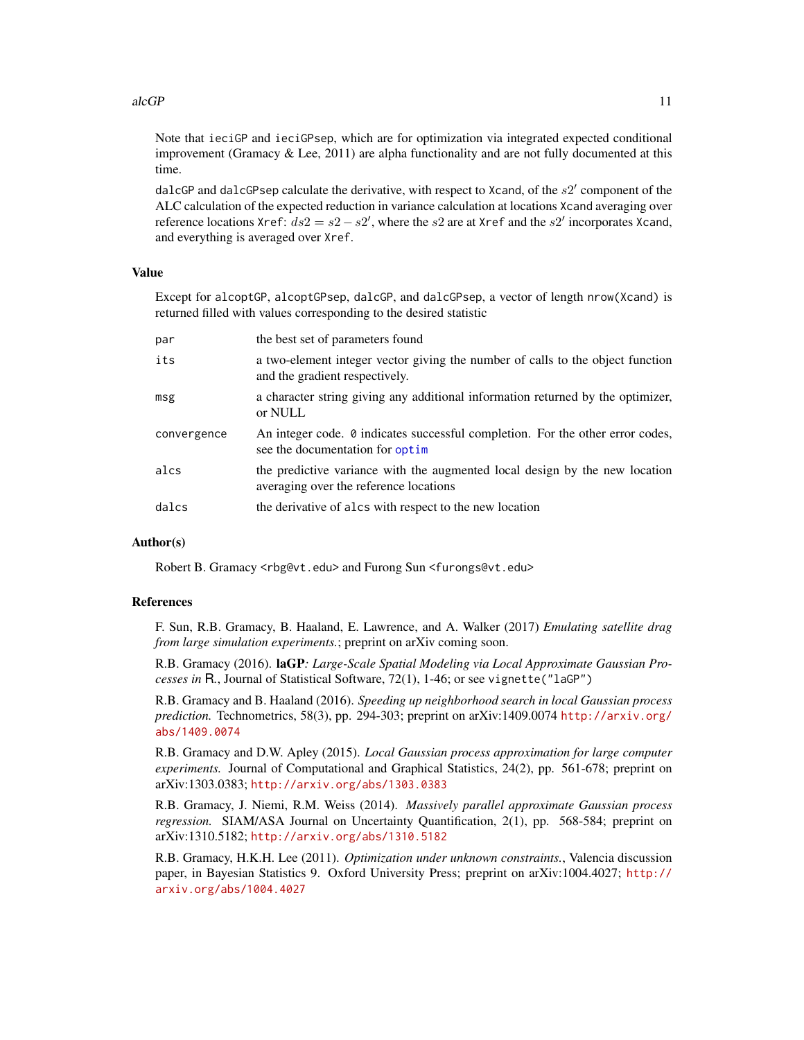Note that `ieciGP` and `ieciGPsep`, which are for optimization via integrated expected conditional improvement (Gramacy & Lee, 2011) are alpha functionality and are not fully documented at this time.

`dalcGP` and `dalcGPsep` calculate the derivative, with respect to `Xcand`, of the $s2'$ component of the ALC calculation of the expected reduction in variance calculation at locations `Xcand` averaging over reference locations `Xref`: $ds2 = s2 - s2'$, where the $s2$ are at `Xref` and the $s2'$ incorporates `Xcand`, and everything is averaged over `Xref`.

## Value

Except for `alcoptGP`, `alcoptGPsep`, `dalcGP`, and `dalcGPsep`, a vector of length `nrow(Xcand)` is returned filled with values corresponding to the desired statistic

| | |
|---|---|
| `par` | the best set of parameters found |
| `its` | a two-element integer vector giving the number of calls to the object function and the gradient respectively. |
| `msg` | a character string giving any additional information returned by the optimizer, or NULL |
| `convergence` | An integer code. `0` indicates successful completion. For the other error codes, see the documentation for `optim` |
| `alcs` | the predictive variance with the augmented local design by the new location averaging over the reference locations |
| `dalcs` | the derivative of `alcs` with respect to the new location |

## Author(s)

Robert B. Gramacy <rbg@vt.edu> and Furong Sun <furongs@vt.edu>

## References

F. Sun, R.B. Gramacy, B. Haaland, E. Lawrence, and A. Walker (2017) *Emulating satellite drag from large simulation experiments.*; preprint on arXiv coming soon.

R.B. Gramacy (2016). **laGP***: Large-Scale Spatial Modeling via Local Approximate Gaussian Processes in* R., Journal of Statistical Software, 72(1), 1-46; or see `vignette("laGP")`

R.B. Gramacy and B. Haaland (2016). *Speeding up neighborhood search in local Gaussian process prediction.* Technometrics, 58(3), pp. 294-303; preprint on arXiv:1409.0074 http://arxiv.org/abs/1409.0074

R.B. Gramacy and D.W. Apley (2015). *Local Gaussian process approximation for large computer experiments.* Journal of Computational and Graphical Statistics, 24(2), pp. 561-678; preprint on arXiv:1303.0383; http://arxiv.org/abs/1303.0383

R.B. Gramacy, J. Niemi, R.M. Weiss (2014). *Massively parallel approximate Gaussian process regression.* SIAM/ASA Journal on Uncertainty Quantification, 2(1), pp. 568-584; preprint on arXiv:1310.5182; http://arxiv.org/abs/1310.5182

R.B. Gramacy, H.K.H. Lee (2011). *Optimization under unknown constraints.*, Valencia discussion paper, in Bayesian Statistics 9. Oxford University Press; preprint on arXiv:1004.4027; http://arxiv.org/abs/1004.4027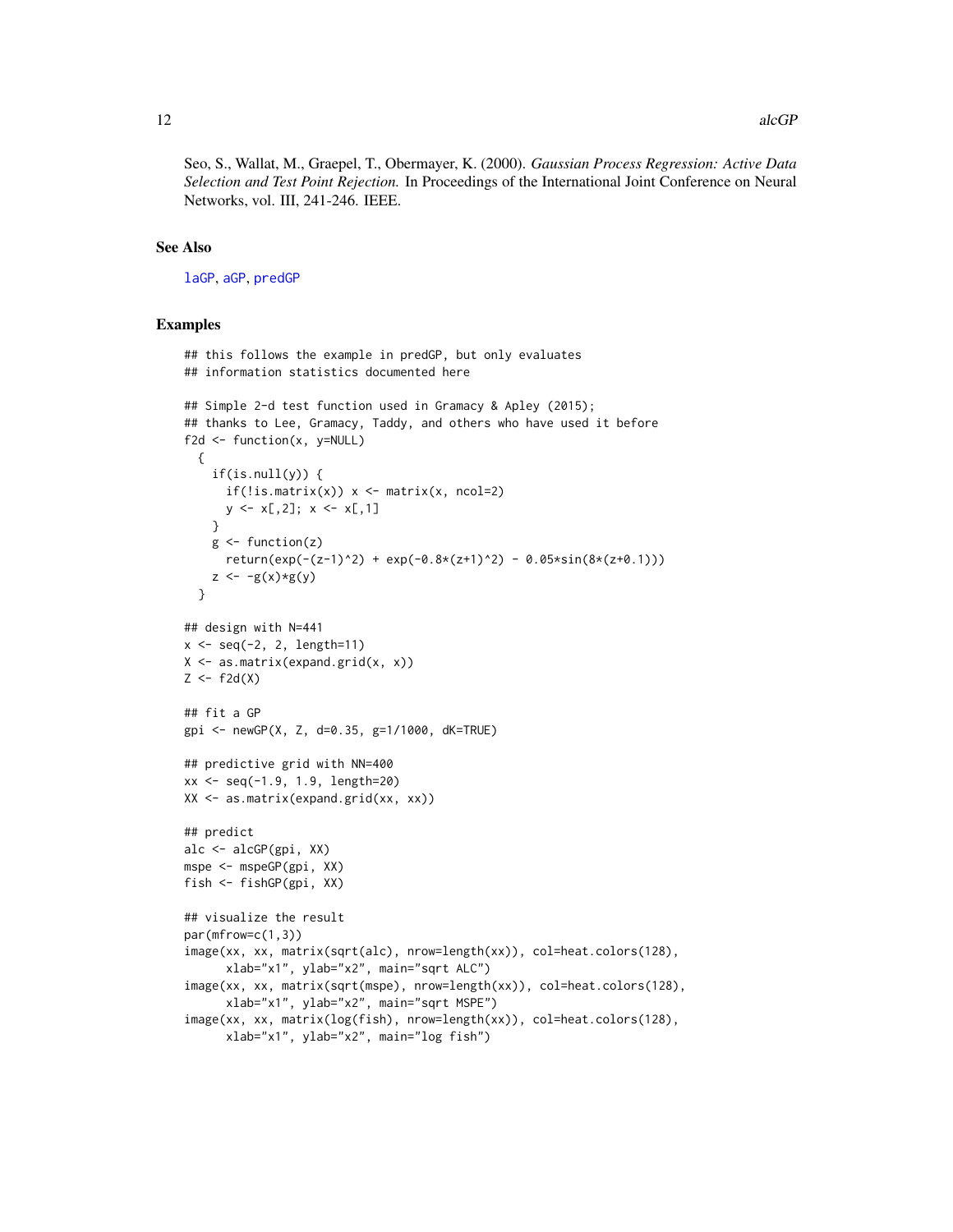Seo, S., Wallat, M., Graepel, T., Obermayer, K. (2000). *Gaussian Process Regression: Active Data Selection and Test Point Rejection.* In Proceedings of the International Joint Conference on Neural Networks, vol. III, 241-246. IEEE.

## See Also

laGP, aGP, predGP

## Examples

```
## this follows the example in predGP, but only evaluates
## information statistics documented here

## Simple 2-d test function used in Gramacy & Apley (2015);
## thanks to Lee, Gramacy, Taddy, and others who have used it before
f2d <- function(x, y=NULL)
  {
    if(is.null(y)) {
      if(!is.matrix(x)) x <- matrix(x, ncol=2)
      y <- x[,2]; x <- x[,1]
    }
    g <- function(z)
      return(exp(-(z-1)^2) + exp(-0.8*(z+1)^2) - 0.05*sin(8*(z+0.1)))
    z <- -g(x)*g(y)
  }

## design with N=441
x <- seq(-2, 2, length=11)
X <- as.matrix(expand.grid(x, x))
Z <- f2d(X)

## fit a GP
gpi <- newGP(X, Z, d=0.35, g=1/1000, dK=TRUE)

## predictive grid with NN=400
xx <- seq(-1.9, 1.9, length=20)
XX <- as.matrix(expand.grid(xx, xx))

## predict
alc <- alcGP(gpi, XX)
mspe <- mspeGP(gpi, XX)
fish <- fishGP(gpi, XX)

## visualize the result
par(mfrow=c(1,3))
image(xx, xx, matrix(sqrt(alc), nrow=length(xx)), col=heat.colors(128),
      xlab="x1", ylab="x2", main="sqrt ALC")
image(xx, xx, matrix(sqrt(mspe), nrow=length(xx)), col=heat.colors(128),
      xlab="x1", ylab="x2", main="sqrt MSPE")
image(xx, xx, matrix(log(fish), nrow=length(xx)), col=heat.colors(128),
      xlab="x1", ylab="x2", main="log fish")
```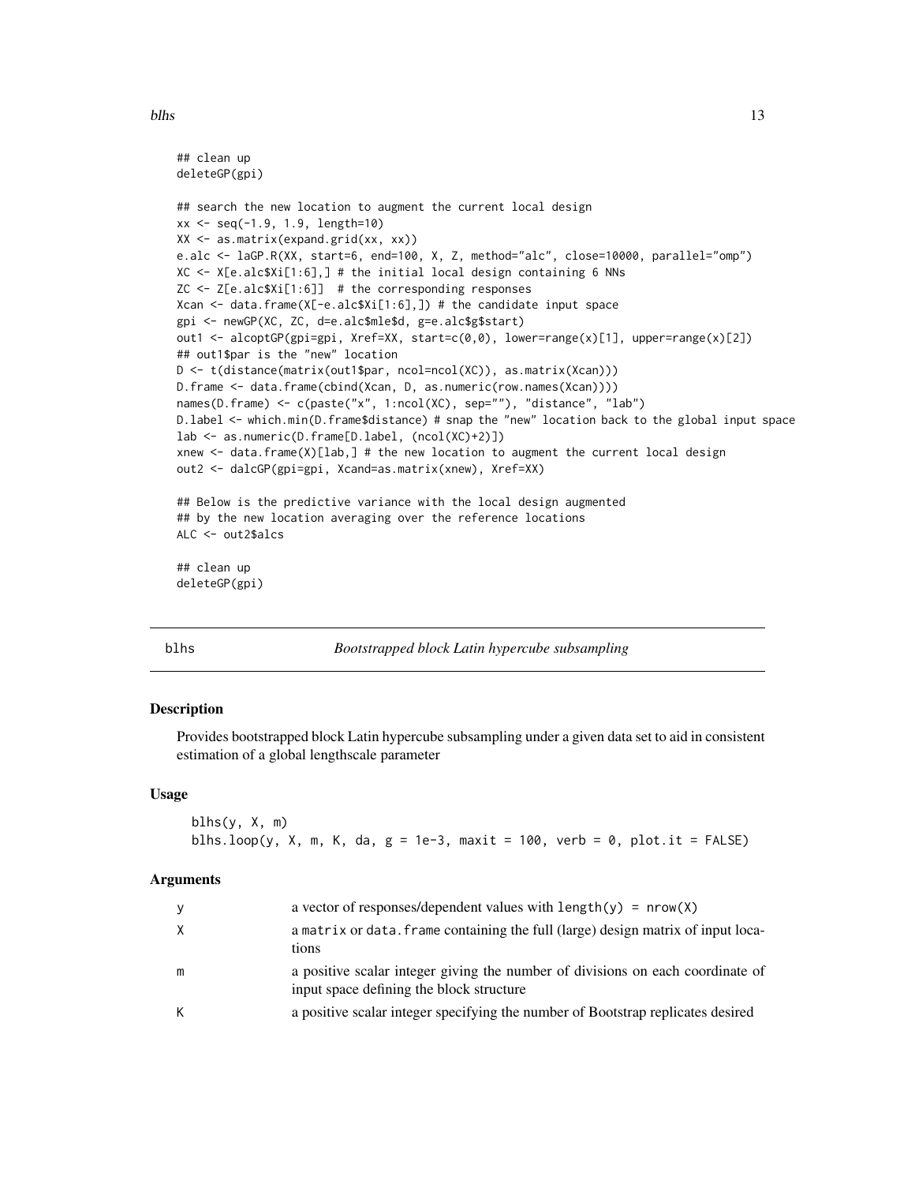```
## clean up
deleteGP(gpi)

## search the new location to augment the current local design
xx <- seq(-1.9, 1.9, length=10)
XX <- as.matrix(expand.grid(xx, xx))
e.alc <- laGP.R(XX, start=6, end=100, X, Z, method="alc", close=10000, parallel="omp")
XC <- X[e.alc$Xi[1:6],] # the initial local design containing 6 NNs
ZC <- Z[e.alc$Xi[1:6]]  # the corresponding responses
Xcan <- data.frame(X[-e.alc$Xi[1:6],]) # the candidate input space
gpi <- newGP(XC, ZC, d=e.alc$mle$d, g=e.alc$g$start)
out1 <- alcoptGP(gpi=gpi, Xref=XX, start=c(0,0), lower=range(x)[1], upper=range(x)[2])
## out1$par is the "new" location
D <- t(distance(matrix(out1$par, ncol=ncol(XC)), as.matrix(Xcan)))
D.frame <- data.frame(cbind(Xcan, D, as.numeric(row.names(Xcan))))
names(D.frame) <- c(paste("x", 1:ncol(XC), sep=""), "distance", "lab")
D.label <- which.min(D.frame$distance) # snap the "new" location back to the global input space
lab <- as.numeric(D.frame[D.label, (ncol(XC)+2)])
xnew <- data.frame(X)[lab,] # the new location to augment the current local design
out2 <- dalcGP(gpi=gpi, Xcand=as.matrix(xnew), Xref=XX)

## Below is the predictive variance with the local design augmented
## by the new location averaging over the reference locations
ALC <- out2$alcs

## clean up
deleteGP(gpi)
```

# blhs — *Bootstrapped block Latin hypercube subsampling*

## Description

Provides bootstrapped block Latin hypercube subsampling under a given data set to aid in consistent estimation of a global lengthscale parameter

## Usage

```
blhs(y, X, m)
blhs.loop(y, X, m, K, da, g = 1e-3, maxit = 100, verb = 0, plot.it = FALSE)
```

## Arguments

| | |
|---|---|
| y | a vector of responses/dependent values with `length(y) = nrow(X)` |
| X | a `matrix` or `data.frame` containing the full (large) design matrix of input locations |
| m | a positive scalar integer giving the number of divisions on each coordinate of input space defining the block structure |
| K | a positive scalar integer specifying the number of Bootstrap replicates desired |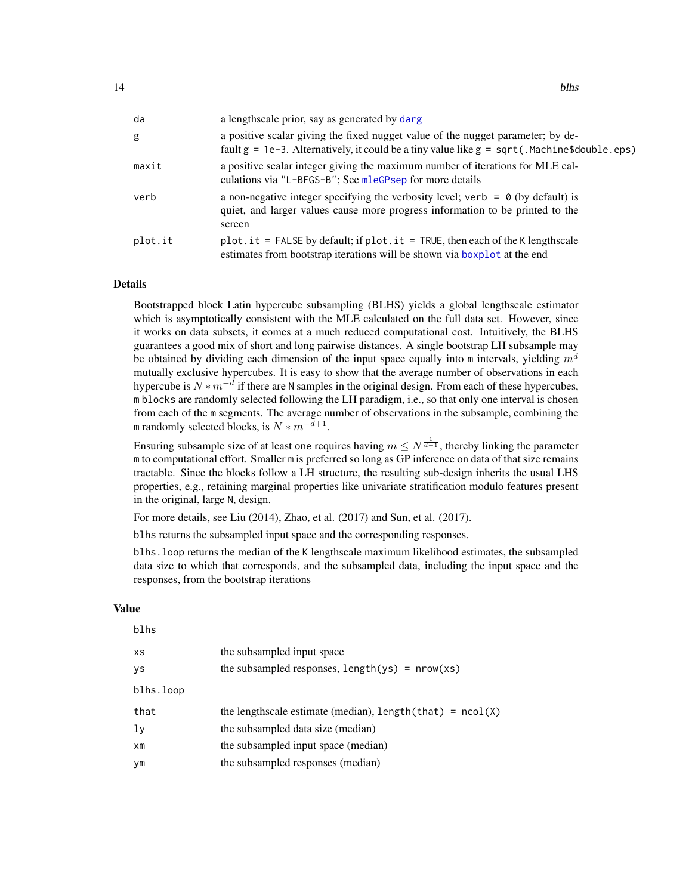| | |
|---|---|
| `da` | a lengthscale prior, say as generated by `darg` |
| `g` | a positive scalar giving the fixed nugget value of the nugget parameter; by default `g = 1e-3`. Alternatively, it could be a tiny value like `g = sqrt(.Machine$double.eps)` |
| `maxit` | a positive scalar integer giving the maximum number of iterations for MLE calculations via `"L-BFGS-B"`; See `mleGPsep` for more details |
| `verb` | a non-negative integer specifying the verbosity level; `verb = 0` (by default) is quiet, and larger values cause more progress information to be printed to the screen |
| `plot.it` | `plot.it = FALSE` by default; if `plot.it = TRUE`, then each of the `K` lengthscale estimates from bootstrap iterations will be shown via `boxplot` at the end |

## Details

Bootstrapped block Latin hypercube subsampling (BLHS) yields a global lengthscale estimator which is asymptotically consistent with the MLE calculated on the full data set. However, since it works on data subsets, it comes at a much reduced computational cost. Intuitively, the BLHS guarantees a good mix of short and long pairwise distances. A single bootstrap LH subsample may be obtained by dividing each dimension of the input space equally into `m` intervals, yielding $m^d$ mutually exclusive hypercubes. It is easy to show that the average number of observations in each hypercube is $N * m^{-d}$ if there are `N` samples in the original design. From each of these hypercubes, `m` blocks are randomly selected following the LH paradigm, i.e., so that only one interval is chosen from each of the `m` segments. The average number of observations in the subsample, combining the `m` randomly selected blocks, is $N * m^{-d+1}$.

Ensuring subsample size of at least one requires having $m \leq N^{\frac{1}{d-1}}$, thereby linking the parameter `m` to computational effort. Smaller `m` is preferred so long as GP inference on data of that size remains tractable. Since the blocks follow a LH structure, the resulting sub-design inherits the usual LHS properties, e.g., retaining marginal properties like univariate stratification modulo features present in the original, large `N`, design.

For more details, see Liu (2014), Zhao, et al. (2017) and Sun, et al. (2017).

`blhs` returns the subsampled input space and the corresponding responses.

`blhs.loop` returns the median of the `K` lengthscale maximum likelihood estimates, the subsampled data size to which that corresponds, and the subsampled data, including the input space and the responses, from the bootstrap iterations

## Value

`blhs`

| | |
|---|---|
| `xs` | the subsampled input space |
| `ys` | the subsampled responses, `length(ys) = nrow(xs)` |

`blhs.loop`

| | |
|---|---|
| `that` | the lengthscale estimate (median), `length(that) = ncol(X)` |
| `ly` | the subsampled data size (median) |
| `xm` | the subsampled input space (median) |
| `ym` | the subsampled responses (median) |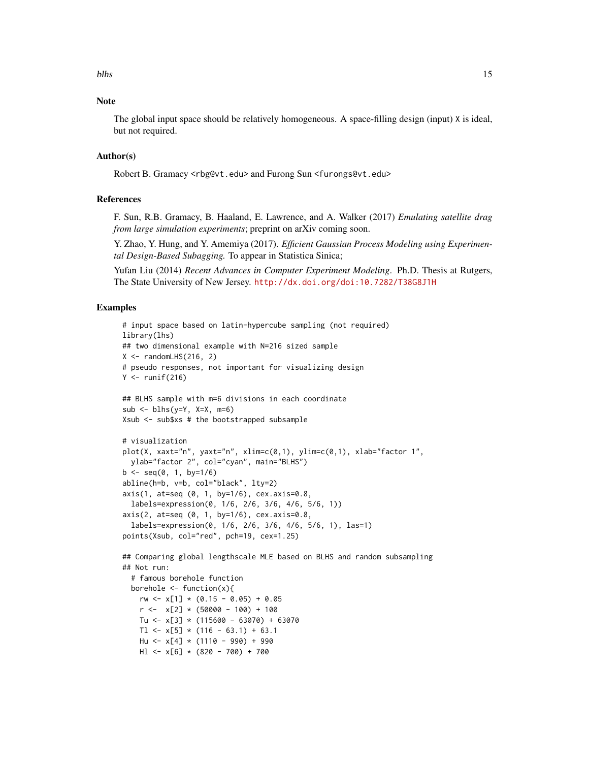## Note

The global input space should be relatively homogeneous. A space-filling design (input) X is ideal, but not required.

## Author(s)

Robert B. Gramacy <rbg@vt.edu> and Furong Sun <furongs@vt.edu>

## References

F. Sun, R.B. Gramacy, B. Haaland, E. Lawrence, and A. Walker (2017) *Emulating satellite drag from large simulation experiments*; preprint on arXiv coming soon.

Y. Zhao, Y. Hung, and Y. Amemiya (2017). *Efficient Gaussian Process Modeling using Experimental Design-Based Subagging.* To appear in Statistica Sinica;

Yufan Liu (2014) *Recent Advances in Computer Experiment Modeling*. Ph.D. Thesis at Rutgers, The State University of New Jersey. http://dx.doi.org/doi:10.7282/T38G8J1H

## Examples

```
# input space based on latin-hypercube sampling (not required)
library(lhs)
## two dimensional example with N=216 sized sample
X <- randomLHS(216, 2)
# pseudo responses, not important for visualizing design
Y <- runif(216)

## BLHS sample with m=6 divisions in each coordinate
sub <- blhs(y=Y, X=X, m=6)
Xsub <- sub$xs # the bootstrapped subsample

# visualization
plot(X, xaxt="n", yaxt="n", xlim=c(0,1), ylim=c(0,1), xlab="factor 1",
  ylab="factor 2", col="cyan", main="BLHS")
b <- seq(0, 1, by=1/6)
abline(h=b, v=b, col="black", lty=2)
axis(1, at=seq (0, 1, by=1/6), cex.axis=0.8,
  labels=expression(0, 1/6, 2/6, 3/6, 4/6, 5/6, 1))
axis(2, at=seq (0, 1, by=1/6), cex.axis=0.8,
  labels=expression(0, 1/6, 2/6, 3/6, 4/6, 5/6, 1), las=1)
points(Xsub, col="red", pch=19, cex=1.25)

## Comparing global lengthscale MLE based on BLHS and random subsampling
## Not run:
  # famous borehole function
  borehole <- function(x){
    rw <- x[1] * (0.15 - 0.05) + 0.05
    r <-  x[2] * (50000 - 100) + 100
    Tu <- x[3] * (115600 - 63070) + 63070
    Tl <- x[5] * (116 - 63.1) + 63.1
    Hu <- x[4] * (1110 - 990) + 990
    Hl <- x[6] * (820 - 700) + 700
```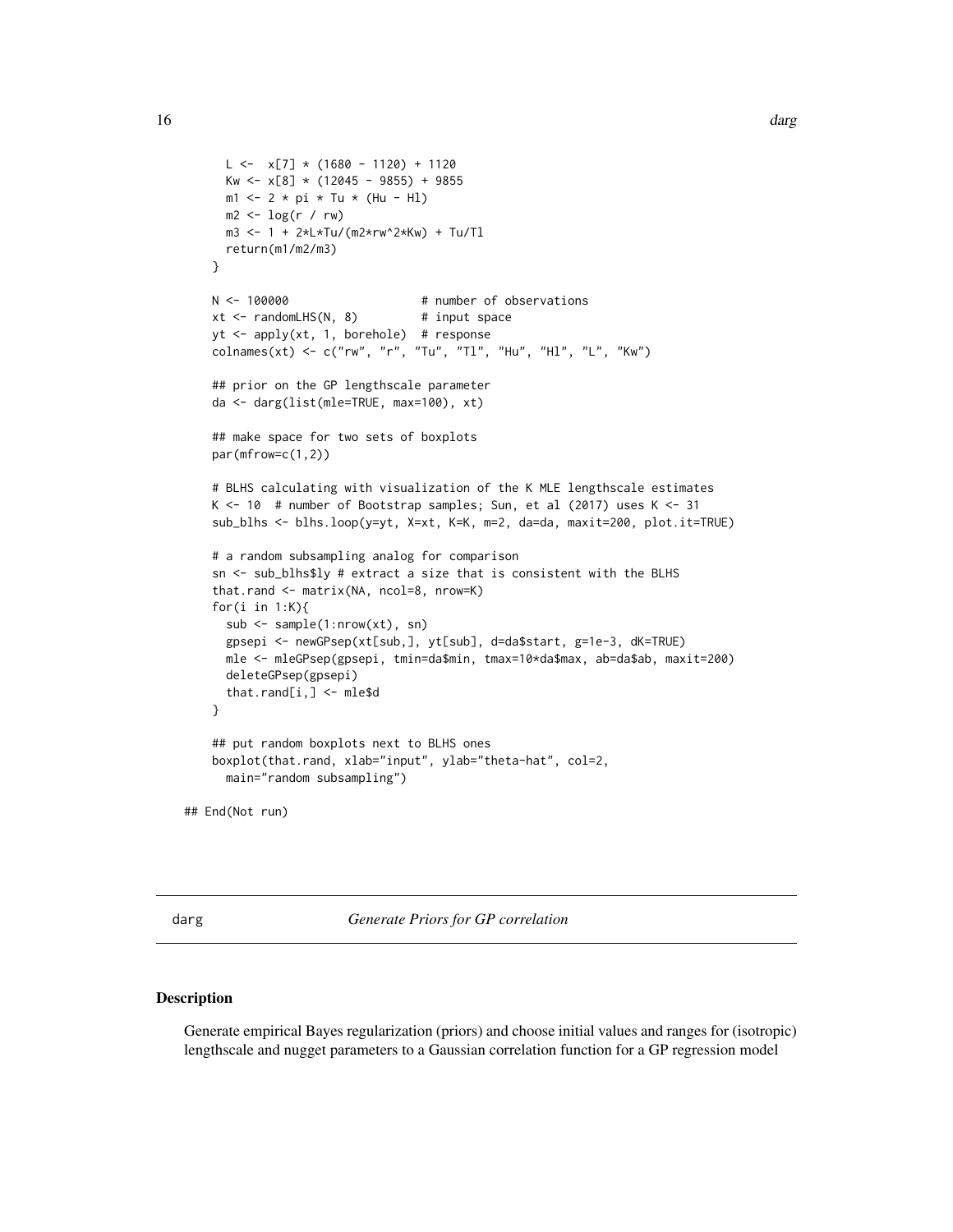```
    L <-  x[7] * (1680 - 1120) + 1120
    Kw <- x[8] * (12045 - 9855) + 9855
    m1 <- 2 * pi * Tu * (Hu - Hl)
    m2 <- log(r / rw)
    m3 <- 1 + 2*L*Tu/(m2*rw^2*Kw) + Tu/Tl
    return(m1/m2/m3)
  }

  N <- 100000                   # number of observations
  xt <- randomLHS(N, 8)         # input space
  yt <- apply(xt, 1, borehole)  # response
  colnames(xt) <- c("rw", "r", "Tu", "Tl", "Hu", "Hl", "L", "Kw")

  ## prior on the GP lengthscale parameter
  da <- darg(list(mle=TRUE, max=100), xt)

  ## make space for two sets of boxplots
  par(mfrow=c(1,2))

  # BLHS calculating with visualization of the K MLE lengthscale estimates
  K <- 10  # number of Bootstrap samples; Sun, et al (2017) uses K <- 31
  sub_blhs <- blhs.loop(y=yt, X=xt, K=K, m=2, da=da, maxit=200, plot.it=TRUE)

  # a random subsampling analog for comparison
  sn <- sub_blhs$ly # extract a size that is consistent with the BLHS
  that.rand <- matrix(NA, ncol=8, nrow=K)
  for(i in 1:K){
    sub <- sample(1:nrow(xt), sn)
    gpsepi <- newGPsep(xt[sub,], yt[sub], d=da$start, g=1e-3, dK=TRUE)
    mle <- mleGPsep(gpsepi, tmin=da$min, tmax=10*da$max, ab=da$ab, maxit=200)
    deleteGPsep(gpsepi)
    that.rand[i,] <- mle$d
  }

  ## put random boxplots next to BLHS ones
  boxplot(that.rand, xlab="input", ylab="theta-hat", col=2,
    main="random subsampling")

## End(Not run)
```

---

## darg — *Generate Priors for GP correlation*

### Description

Generate empirical Bayes regularization (priors) and choose initial values and ranges for (isotropic) lengthscale and nugget parameters to a Gaussian correlation function for a GP regression model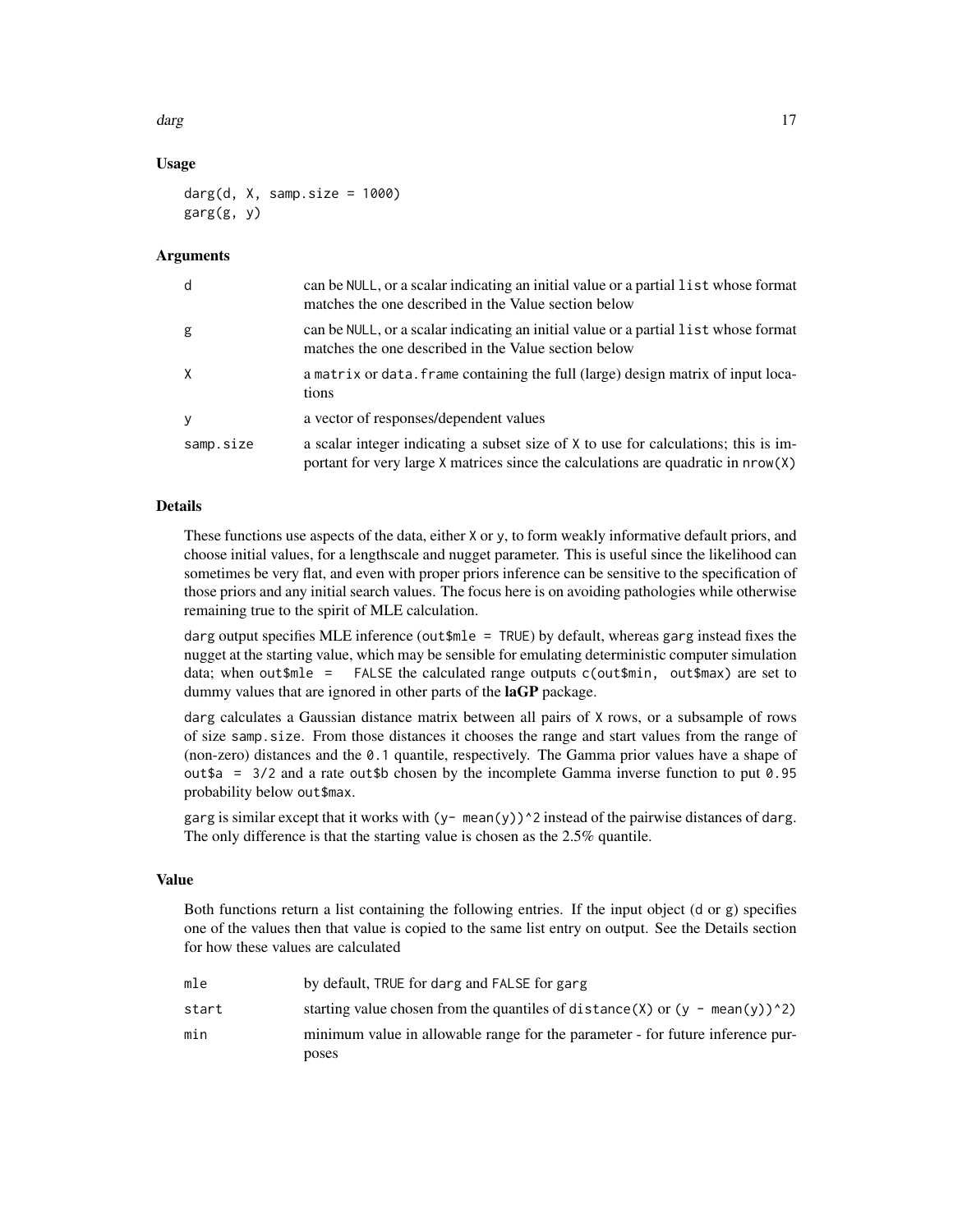### Usage

```
darg(d, X, samp.size = 1000)
garg(g, y)
```

### Arguments

| | |
|---|---|
| d | can be NULL, or a scalar indicating an initial value or a partial list whose format matches the one described in the Value section below |
| g | can be NULL, or a scalar indicating an initial value or a partial list whose format matches the one described in the Value section below |
| X | a matrix or data.frame containing the full (large) design matrix of input locations |
| y | a vector of responses/dependent values |
| samp.size | a scalar integer indicating a subset size of X to use for calculations; this is important for very large X matrices since the calculations are quadratic in nrow(X) |

### Details

These functions use aspects of the data, either X or y, to form weakly informative default priors, and choose initial values, for a lengthscale and nugget parameter. This is useful since the likelihood can sometimes be very flat, and even with proper priors inference can be sensitive to the specification of those priors and any initial search values. The focus here is on avoiding pathologies while otherwise remaining true to the spirit of MLE calculation.

darg output specifies MLE inference (out$mle = TRUE) by default, whereas garg instead fixes the nugget at the starting value, which may be sensible for emulating deterministic computer simulation data; when out$mle = FALSE the calculated range outputs c(out$min, out$max) are set to dummy values that are ignored in other parts of the **laGP** package.

darg calculates a Gaussian distance matrix between all pairs of X rows, or a subsample of rows of size samp.size. From those distances it chooses the range and start values from the range of (non-zero) distances and the 0.1 quantile, respectively. The Gamma prior values have a shape of out$a = 3/2 and a rate out$b chosen by the incomplete Gamma inverse function to put 0.95 probability below out$max.

garg is similar except that it works with (y- mean(y))^2 instead of the pairwise distances of darg. The only difference is that the starting value is chosen as the 2.5% quantile.

### Value

Both functions return a list containing the following entries. If the input object (d or g) specifies one of the values then that value is copied to the same list entry on output. See the Details section for how these values are calculated

| | |
|---|---|
| mle | by default, TRUE for darg and FALSE for garg |
| start | starting value chosen from the quantiles of distance(X) or (y - mean(y))^2) |
| min | minimum value in allowable range for the parameter - for future inference purposes |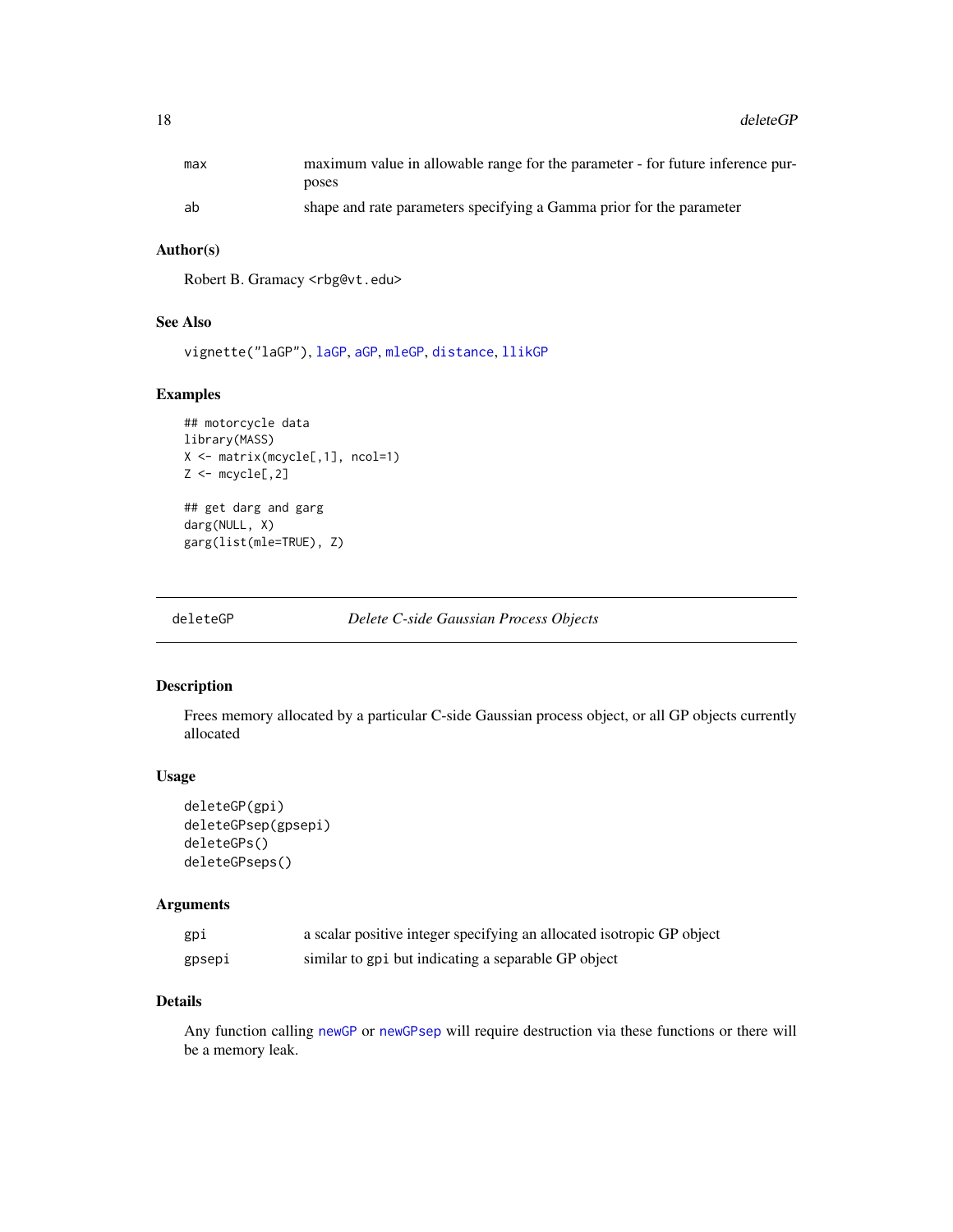| | |
|---|---|
| max | maximum value in allowable range for the parameter - for future inference purposes |
| ab | shape and rate parameters specifying a Gamma prior for the parameter |

### Author(s)

Robert B. Gramacy <rbg@vt.edu>

### See Also

vignette("laGP"), laGP, aGP, mleGP, distance, llikGP

### Examples

```
## motorcycle data
library(MASS)
X <- matrix(mcycle[,1], ncol=1)
Z <- mcycle[,2]

## get darg and garg
darg(NULL, X)
garg(list(mle=TRUE), Z)
```

---

## deleteGP *Delete C-side Gaussian Process Objects*

---

### Description

Frees memory allocated by a particular C-side Gaussian process object, or all GP objects currently allocated

### Usage

```
deleteGP(gpi)
deleteGPsep(gpsepi)
deleteGPs()
deleteGPseps()
```

### Arguments

| | |
|---|---|
| gpi | a scalar positive integer specifying an allocated isotropic GP object |
| gpsepi | similar to gpi but indicating a separable GP object |

### Details

Any function calling newGP or newGPsep will require destruction via these functions or there will be a memory leak.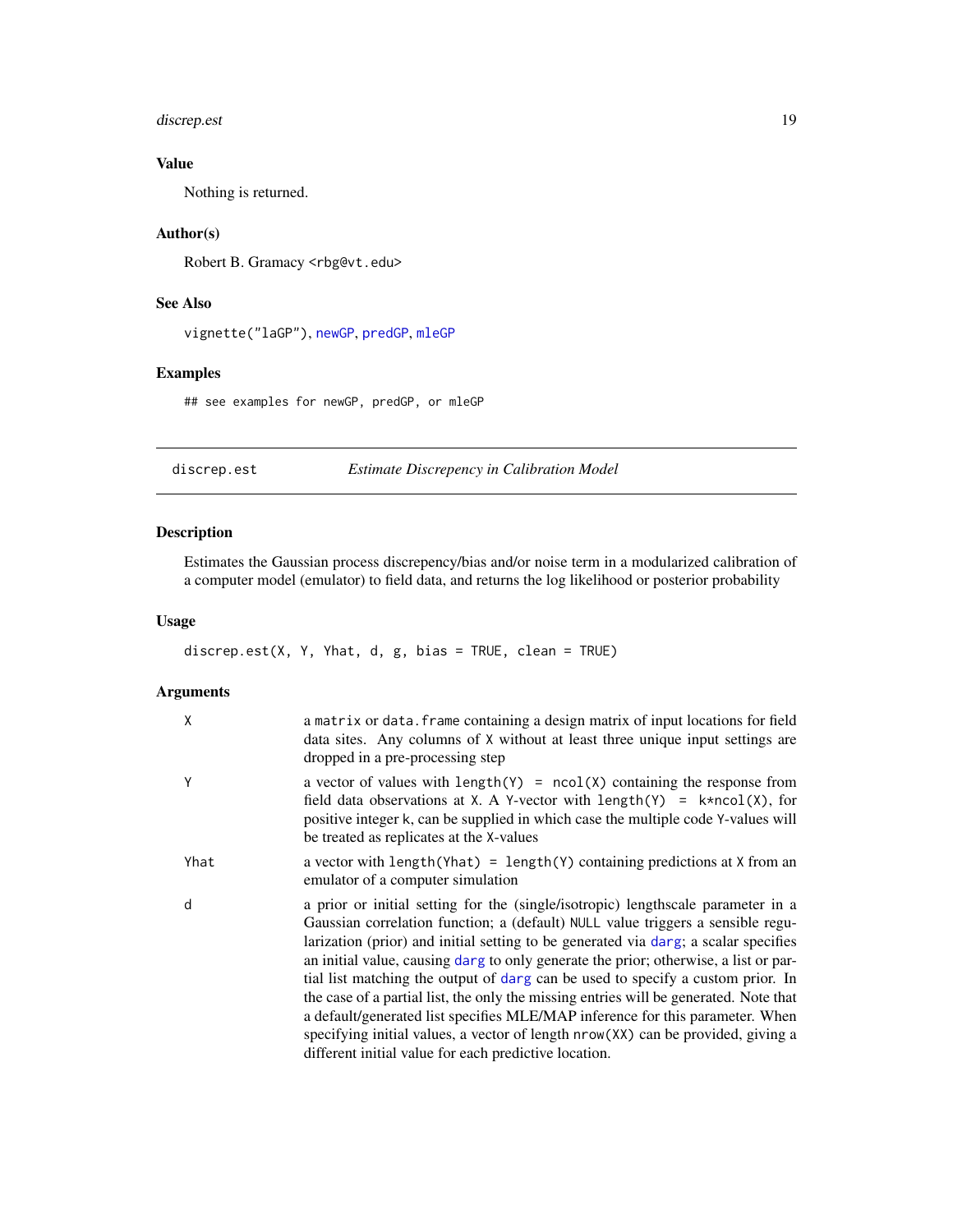## Value

Nothing is returned.

## Author(s)

Robert B. Gramacy <rbg@vt.edu>

## See Also

`vignette("laGP")`, `newGP`, `predGP`, `mleGP`

## Examples

```
## see examples for newGP, predGP, or mleGP
```

---

# discrep.est *Estimate Discrepency in Calibration Model*

## Description

Estimates the Gaussian process discrepency/bias and/or noise term in a modularized calibration of a computer model (emulator) to field data, and returns the log likelihood or posterior probability

## Usage

```
discrep.est(X, Y, Yhat, d, g, bias = TRUE, clean = TRUE)
```

## Arguments

| | |
|---|---|
| `X` | a `matrix` or `data.frame` containing a design matrix of input locations for field data sites. Any columns of `X` without at least three unique input settings are dropped in a pre-processing step |
| `Y` | a vector of values with `length(Y) = ncol(X)` containing the response from field data observations at `X`. A `Y`-vector with `length(Y) = k*ncol(X)`, for positive integer `k`, can be supplied in which case the multiple code `Y`-values will be treated as replicates at the `X`-values |
| `Yhat` | a vector with `length(Yhat) = length(Y)` containing predictions at `X` from an emulator of a computer simulation |
| `d` | a prior or initial setting for the (single/isotropic) lengthscale parameter in a Gaussian correlation function; a (default) `NULL` value triggers a sensible regularization (prior) and initial setting to be generated via `darg`; a scalar specifies an initial value, causing `darg` to only generate the prior; otherwise, a list or partial list matching the output of `darg` can be used to specify a custom prior. In the case of a partial list, the only the missing entries will be generated. Note that a default/generated list specifies MLE/MAP inference for this parameter. When specifying initial values, a vector of length `nrow(XX)` can be provided, giving a different initial value for each predictive location. |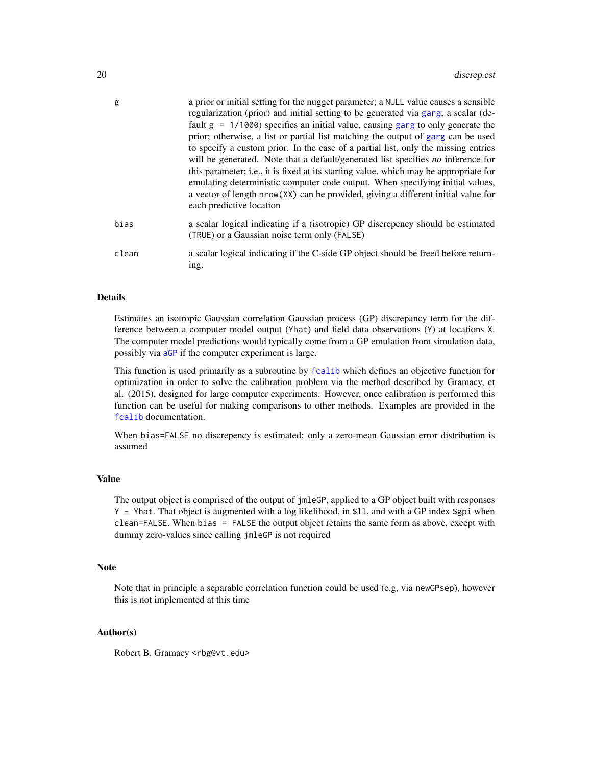| | |
|---|---|
| g | a prior or initial setting for the nugget parameter; a NULL value causes a sensible regularization (prior) and initial setting to be generated via garg; a scalar (default g = 1/1000) specifies an initial value, causing garg to only generate the prior; otherwise, a list or partial list matching the output of garg can be used to specify a custom prior. In the case of a partial list, only the missing entries will be generated. Note that a default/generated list specifies *no* inference for this parameter; i.e., it is fixed at its starting value, which may be appropriate for emulating deterministic computer code output. When specifying initial values, a vector of length nrow(XX) can be provided, giving a different initial value for each predictive location |
| bias | a scalar logical indicating if a (isotropic) GP discrepency should be estimated (TRUE) or a Gaussian noise term only (FALSE) |
| clean | a scalar logical indicating if the C-side GP object should be freed before returning. |

## Details

Estimates an isotropic Gaussian correlation Gaussian process (GP) discrepancy term for the difference between a computer model output (Yhat) and field data observations (Y) at locations X. The computer model predictions would typically come from a GP emulation from simulation data, possibly via aGP if the computer experiment is large.

This function is used primarily as a subroutine by fcalib which defines an objective function for optimization in order to solve the calibration problem via the method described by Gramacy, et al. (2015), designed for large computer experiments. However, once calibration is performed this function can be useful for making comparisons to other methods. Examples are provided in the fcalib documentation.

When bias=FALSE no discrepency is estimated; only a zero-mean Gaussian error distribution is assumed

## Value

The output object is comprised of the output of jmleGP, applied to a GP object built with responses Y - Yhat. That object is augmented with a log likelihood, in $ll, and with a GP index $gpi when clean=FALSE. When bias = FALSE the output object retains the same form as above, except with dummy zero-values since calling jmleGP is not required

## Note

Note that in principle a separable correlation function could be used (e.g, via newGPsep), however this is not implemented at this time

## Author(s)

Robert B. Gramacy <rbg@vt.edu>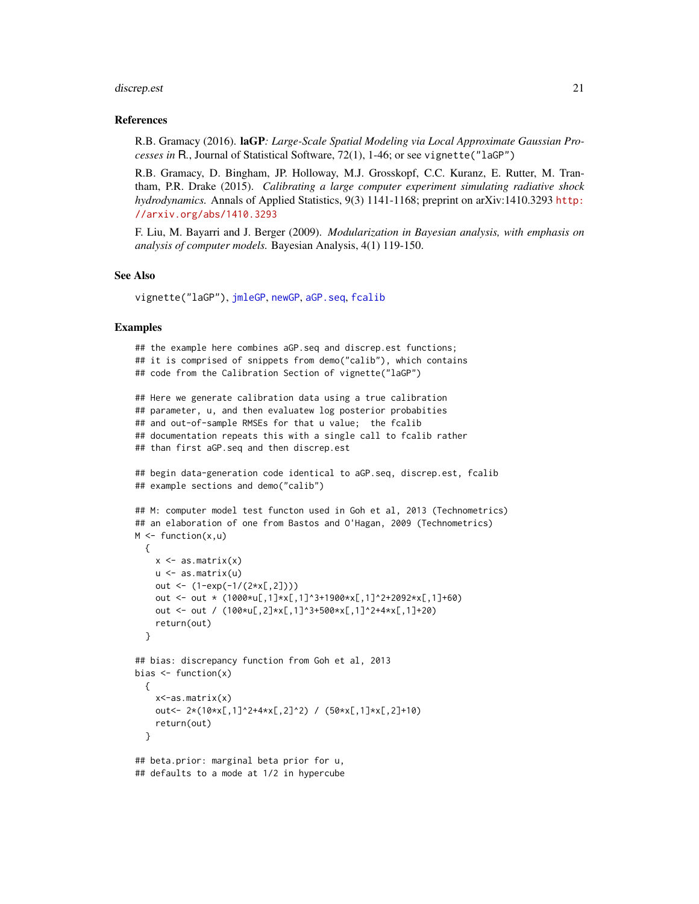### References

R.B. Gramacy (2016). **laGP***: Large-Scale Spatial Modeling via Local Approximate Gaussian Processes in* R., Journal of Statistical Software, 72(1), 1-46; or see `vignette("laGP")`

R.B. Gramacy, D. Bingham, JP. Holloway, M.J. Grosskopf, C.C. Kuranz, E. Rutter, M. Trantham, P.R. Drake (2015). *Calibrating a large computer experiment simulating radiative shock hydrodynamics.* Annals of Applied Statistics, 9(3) 1141-1168; preprint on arXiv:1410.3293 http://arxiv.org/abs/1410.3293

F. Liu, M. Bayarri and J. Berger (2009). *Modularization in Bayesian analysis, with emphasis on analysis of computer models.* Bayesian Analysis, 4(1) 119-150.

### See Also

`vignette("laGP")`, `jmleGP`, `newGP`, `aGP.seq`, `fcalib`

### Examples

```
## the example here combines aGP.seq and discrep.est functions;
## it is comprised of snippets from demo("calib"), which contains
## code from the Calibration Section of vignette("laGP")

## Here we generate calibration data using a true calibration
## parameter, u, and then evaluatew log posterior probabilities
## and out-of-sample RMSEs for that u value;  the fcalib
## documentation repeats this with a single call to fcalib rather
## than first aGP.seq and then discrep.est

## begin data-generation code identical to aGP.seq, discrep.est, fcalib
## example sections and demo("calib")

## M: computer model test functon used in Goh et al, 2013 (Technometrics)
## an elaboration of one from Bastos and O'Hagan, 2009 (Technometrics)
M <- function(x,u)
  {
    x <- as.matrix(x)
    u <- as.matrix(u)
    out <- (1-exp(-1/(2*x[,2])))
    out <- out * (1000*u[,1]*x[,1]^3+1900*x[,1]^2+2092*x[,1]+60)
    out <- out / (100*u[,2]*x[,1]^3+500*x[,1]^2+4*x[,1]+20)
    return(out)
  }

## bias: discrepancy function from Goh et al, 2013
bias <- function(x)
  {
    x<-as.matrix(x)
    out<- 2*(10*x[,1]^2+4*x[,2]^2) / (50*x[,1]*x[,2]+10)
    return(out)
  }

## beta.prior: marginal beta prior for u,
## defaults to a mode at 1/2 in hypercube
```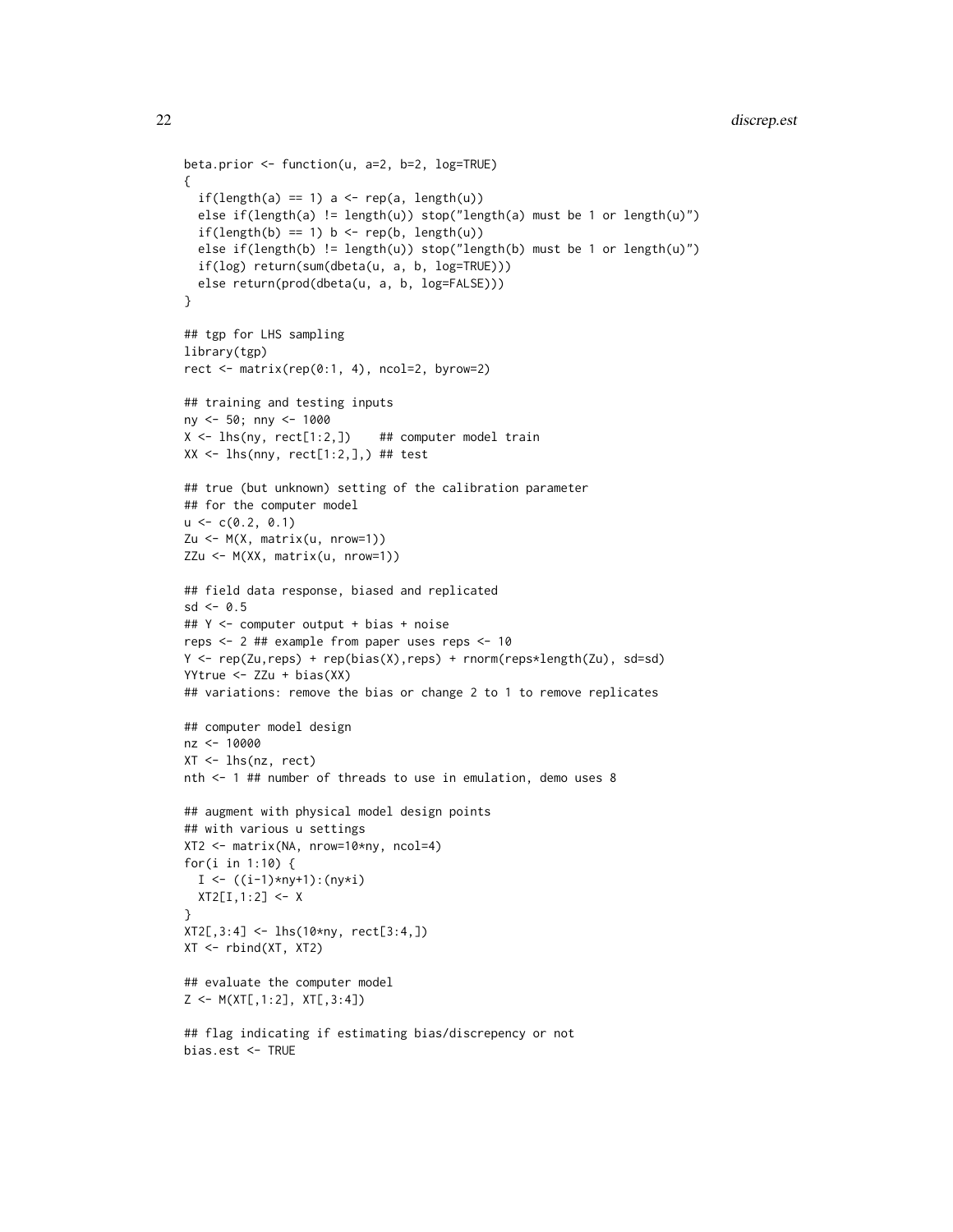```
beta.prior <- function(u, a=2, b=2, log=TRUE)
{
  if(length(a) == 1) a <- rep(a, length(u))
  else if(length(a) != length(u)) stop("length(a) must be 1 or length(u)")
  if(length(b) == 1) b <- rep(b, length(u))
  else if(length(b) != length(u)) stop("length(b) must be 1 or length(u)")
  if(log) return(sum(dbeta(u, a, b, log=TRUE)))
  else return(prod(dbeta(u, a, b, log=FALSE)))
}

## tgp for LHS sampling
library(tgp)
rect <- matrix(rep(0:1, 4), ncol=2, byrow=2)

## training and testing inputs
ny <- 50; nny <- 1000
X <- lhs(ny, rect[1:2,])    ## computer model train
XX <- lhs(nny, rect[1:2,],) ## test

## true (but unknown) setting of the calibration parameter
## for the computer model
u <- c(0.2, 0.1)
Zu <- M(X, matrix(u, nrow=1))
ZZu <- M(XX, matrix(u, nrow=1))

## field data response, biased and replicated
sd <- 0.5
## Y <- computer output + bias + noise
reps <- 2 ## example from paper uses reps <- 10
Y <- rep(Zu,reps) + rep(bias(X),reps) + rnorm(reps*length(Zu), sd=sd)
YYtrue <- ZZu + bias(XX)
## variations: remove the bias or change 2 to 1 to remove replicates

## computer model design
nz <- 10000
XT <- lhs(nz, rect)
nth <- 1 ## number of threads to use in emulation, demo uses 8

## augment with physical model design points
## with various u settings
XT2 <- matrix(NA, nrow=10*ny, ncol=4)
for(i in 1:10) {
  I <- ((i-1)*ny+1):(ny*i)
  XT2[I,1:2] <- X
}
XT2[,3:4] <- lhs(10*ny, rect[3:4,])
XT <- rbind(XT, XT2)

## evaluate the computer model
Z <- M(XT[,1:2], XT[,3:4])

## flag indicating if estimating bias/discrepency or not
bias.est <- TRUE
```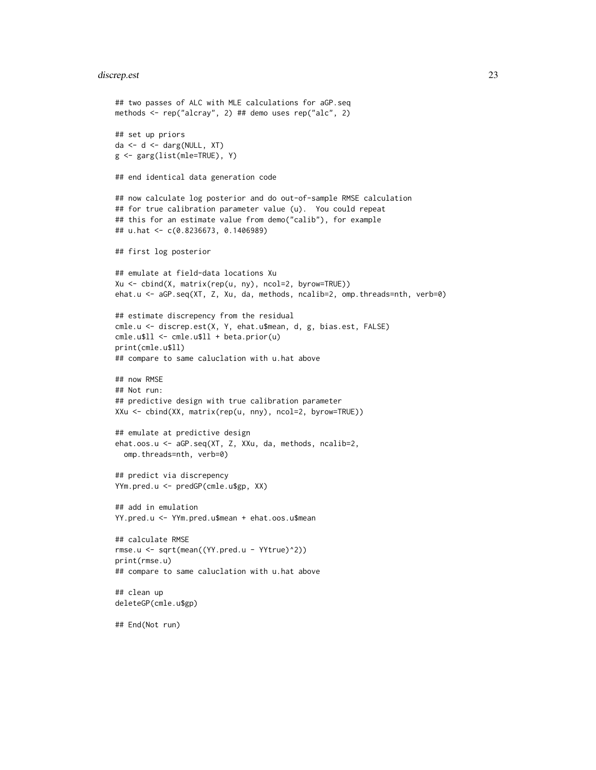```
## two passes of ALC with MLE calculations for aGP.seq
methods <- rep("alcray", 2) ## demo uses rep("alc", 2)

## set up priors
da <- d <- darg(NULL, XT)
g <- garg(list(mle=TRUE), Y)

## end identical data generation code

## now calculate log posterior and do out-of-sample RMSE calculation
## for true calibration parameter value (u).  You could repeat
## this for an estimate value from demo("calib"), for example
## u.hat <- c(0.8236673, 0.1406989)

## first log posterior

## emulate at field-data locations Xu
Xu <- cbind(X, matrix(rep(u, ny), ncol=2, byrow=TRUE))
ehat.u <- aGP.seq(XT, Z, Xu, da, methods, ncalib=2, omp.threads=nth, verb=0)

## estimate discrepency from the residual
cmle.u <- discrep.est(X, Y, ehat.u$mean, d, g, bias.est, FALSE)
cmle.u$ll <- cmle.u$ll + beta.prior(u)
print(cmle.u$ll)
## compare to same caluclation with u.hat above

## now RMSE
## Not run:
## predictive design with true calibration parameter
XXu <- cbind(XX, matrix(rep(u, nny), ncol=2, byrow=TRUE))

## emulate at predictive design
ehat.oos.u <- aGP.seq(XT, Z, XXu, da, methods, ncalib=2,
  omp.threads=nth, verb=0)

## predict via discrepency
YYm.pred.u <- predGP(cmle.u$gp, XX)

## add in emulation
YY.pred.u <- YYm.pred.u$mean + ehat.oos.u$mean

## calculate RMSE
rmse.u <- sqrt(mean((YY.pred.u - YYtrue)^2))
print(rmse.u)
## compare to same caluclation with u.hat above

## clean up
deleteGP(cmle.u$gp)

## End(Not run)
```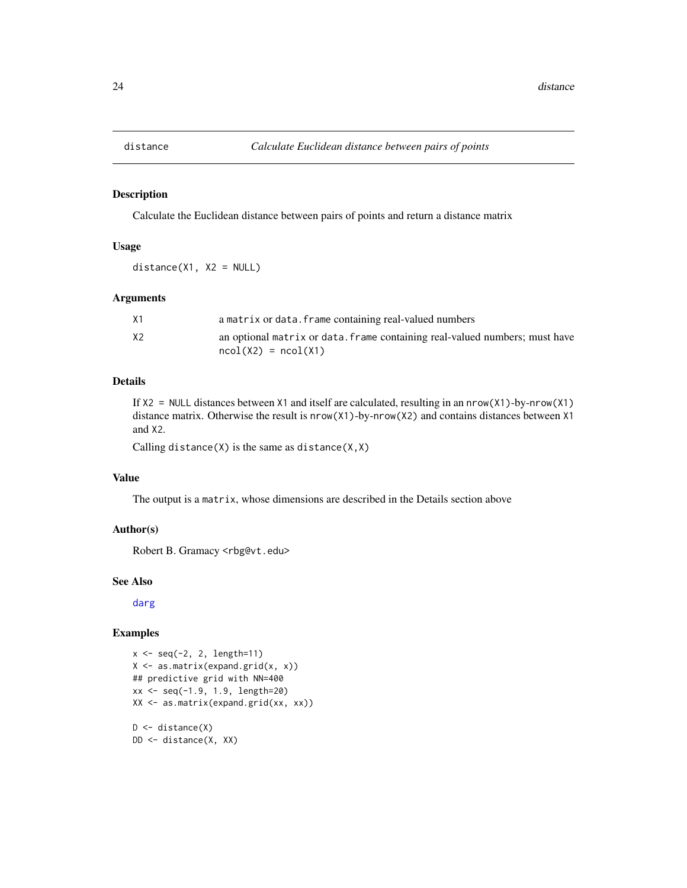# distance — *Calculate Euclidean distance between pairs of points*

## Description

Calculate the Euclidean distance between pairs of points and return a distance matrix

## Usage

```
distance(X1, X2 = NULL)
```

## Arguments

| | |
|---|---|
| X1 | a `matrix` or `data.frame` containing real-valued numbers |
| X2 | an optional `matrix` or `data.frame` containing real-valued numbers; must have `ncol(X2) = ncol(X1)` |

## Details

If `X2 = NULL` distances between `X1` and itself are calculated, resulting in an `nrow(X1)`-by-`nrow(X1)` distance matrix. Otherwise the result is `nrow(X1)`-by-`nrow(X2)` and contains distances between `X1` and `X2`.

Calling `distance(X)` is the same as `distance(X,X)`

## Value

The output is a `matrix`, whose dimensions are described in the Details section above

## Author(s)

Robert B. Gramacy <rbg@vt.edu>

## See Also

darg

## Examples

```
x <- seq(-2, 2, length=11)
X <- as.matrix(expand.grid(x, x))
## predictive grid with NN=400
xx <- seq(-1.9, 1.9, length=20)
XX <- as.matrix(expand.grid(xx, xx))

D <- distance(X)
DD <- distance(X, XX)
```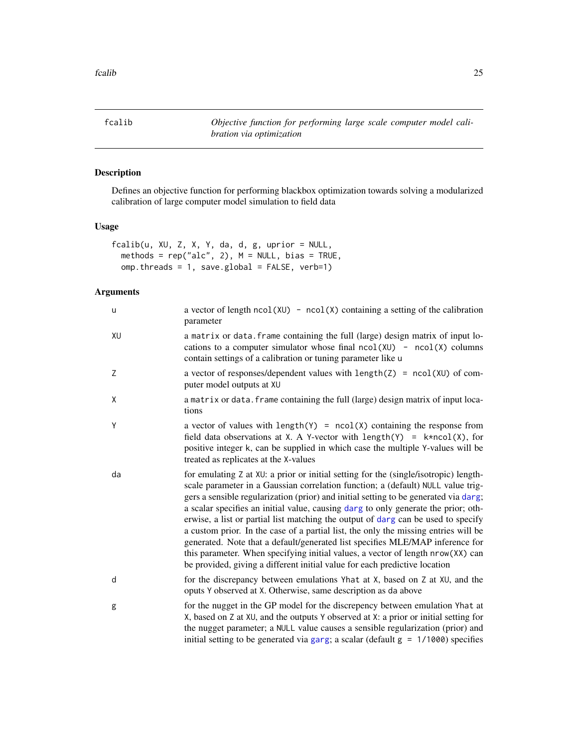## fcalib — *Objective function for performing large scale computer model calibration via optimization*

### Description

Defines an objective function for performing blackbox optimization towards solving a modularized calibration of large computer model simulation to field data

### Usage

```
fcalib(u, XU, Z, X, Y, da, d, g, uprior = NULL,
  methods = rep("alc", 2), M = NULL, bias = TRUE,
  omp.threads = 1, save.global = FALSE, verb=1)
```

### Arguments

| | |
|---|---|
| `u` | a vector of length `ncol(XU) - ncol(X)` containing a setting of the calibration parameter |
| `XU` | a `matrix` or `data.frame` containing the full (large) design matrix of input locations to a computer simulator whose final `ncol(XU) - ncol(X)` columns contain settings of a calibration or tuning parameter like `u` |
| `Z` | a vector of responses/dependent values with `length(Z) = ncol(XU)` of computer model outputs at `XU` |
| `X` | a `matrix` or `data.frame` containing the full (large) design matrix of input locations |
| `Y` | a vector of values with `length(Y) = ncol(X)` containing the response from field data observations at `X`. A `Y`-vector with `length(Y) = k*ncol(X)`, for positive integer `k`, can be supplied in which case the multiple `Y`-values will be treated as replicates at the `X`-values |
| `da` | for emulating `Z` at `XU`: a prior or initial setting for the (single/isotropic) lengthscale parameter in a Gaussian correlation function; a (default) `NULL` value triggers a sensible regularization (prior) and initial setting to be generated via `darg`; a scalar specifies an initial value, causing `darg` to only generate the prior; otherwise, a list or partial list matching the output of `darg` can be used to specify a custom prior. In the case of a partial list, the only the missing entries will be generated. Note that a default/generated list specifies MLE/MAP inference for this parameter. When specifying initial values, a vector of length `nrow(XX)` can be provided, giving a different initial value for each predictive location |
| `d` | for the discrepancy between emulations `Yhat` at `X`, based on `Z` at `XU`, and the oputs `Y` observed at `X`. Otherwise, same description as `da` above |
| `g` | for the nugget in the GP model for the discrepency between emulation `Yhat` at `X`, based on `Z` at `XU`, and the outputs `Y` observed at `X`: a prior or initial setting for the nugget parameter; a `NULL` value causes a sensible regularization (prior) and initial setting to be generated via `garg`; a scalar (default `g = 1/1000`) specifies |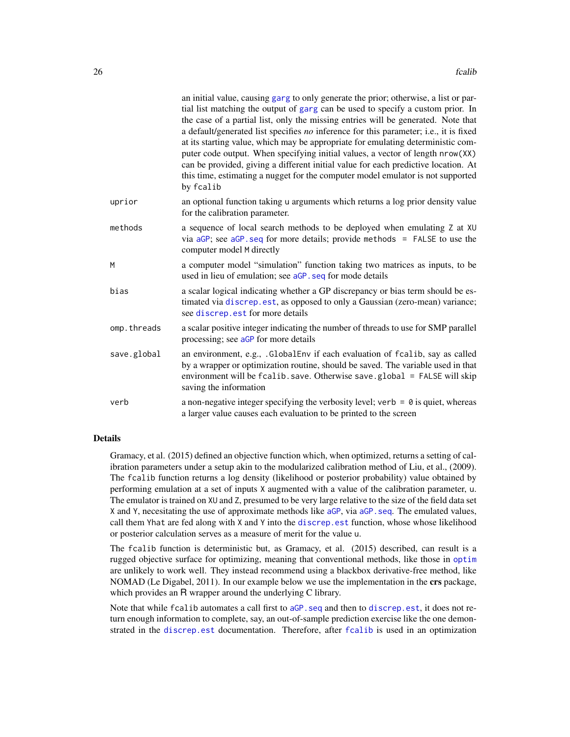| | |
|---|---|
| | an initial value, causing garg to only generate the prior; otherwise, a list or partial list matching the output of garg can be used to specify a custom prior. In the case of a partial list, only the missing entries will be generated. Note that a default/generated list specifies *no* inference for this parameter; i.e., it is fixed at its starting value, which may be appropriate for emulating deterministic computer code output. When specifying initial values, a vector of length `nrow(XX)` can be provided, giving a different initial value for each predictive location. At this time, estimating a nugget for the computer model emulator is not supported by `fcalib` |
| `uprior` | an optional function taking `u` arguments which returns a log prior density value for the calibration parameter. |
| `methods` | a sequence of local search methods to be deployed when emulating `Z` at `XU` via aGP; see aGP.seq for more details; provide `methods = FALSE` to use the computer model `M` directly |
| `M` | a computer model "simulation" function taking two matrices as inputs, to be used in lieu of emulation; see aGP.seq for mode details |
| `bias` | a scalar logical indicating whether a GP discrepancy or bias term should be estimated via discrep.est, as opposed to only a Gaussian (zero-mean) variance; see discrep.est for more details |
| `omp.threads` | a scalar positive integer indicating the number of threads to use for SMP parallel processing; see aGP for more details |
| `save.global` | an environment, e.g., `.GlobalEnv` if each evaluation of `fcalib`, say as called by a wrapper or optimization routine, should be saved. The variable used in that environment will be `fcalib.save`. Otherwise `save.global = FALSE` will skip saving the information |
| `verb` | a non-negative integer specifying the verbosity level; `verb = 0` is quiet, whereas a larger value causes each evaluation to be printed to the screen |

## Details

Gramacy, et al. (2015) defined an objective function which, when optimized, returns a setting of calibration parameters under a setup akin to the modularized calibration method of Liu, et al., (2009). The `fcalib` function returns a log density (likelihood or posterior probability) value obtained by performing emulation at a set of inputs `X` augmented with a value of the calibration parameter, `u`. The emulator is trained on `XU` and `Z`, presumed to be very large relative to the size of the field data set `X` and `Y`, necesitating the use of approximate methods like aGP, via aGP.seq. The emulated values, call them `Yhat` are fed along with `X` and `Y` into the discrep.est function, whose whose likelihood or posterior calculation serves as a measure of merit for the value `u`.

The `fcalib` function is deterministic but, as Gramacy, et al. (2015) described, can result is a rugged objective surface for optimizing, meaning that conventional methods, like those in optim are unlikely to work well. They instead recommend using a blackbox derivative-free method, like NOMAD (Le Digabel, 2011). In our example below we use the implementation in the **crs** package, which provides an R wrapper around the underlying C library.

Note that while `fcalib` automates a call first to aGP.seq and then to discrep.est, it does not return enough information to complete, say, an out-of-sample prediction exercise like the one demonstrated in the discrep.est documentation. Therefore, after fcalib is used in an optimization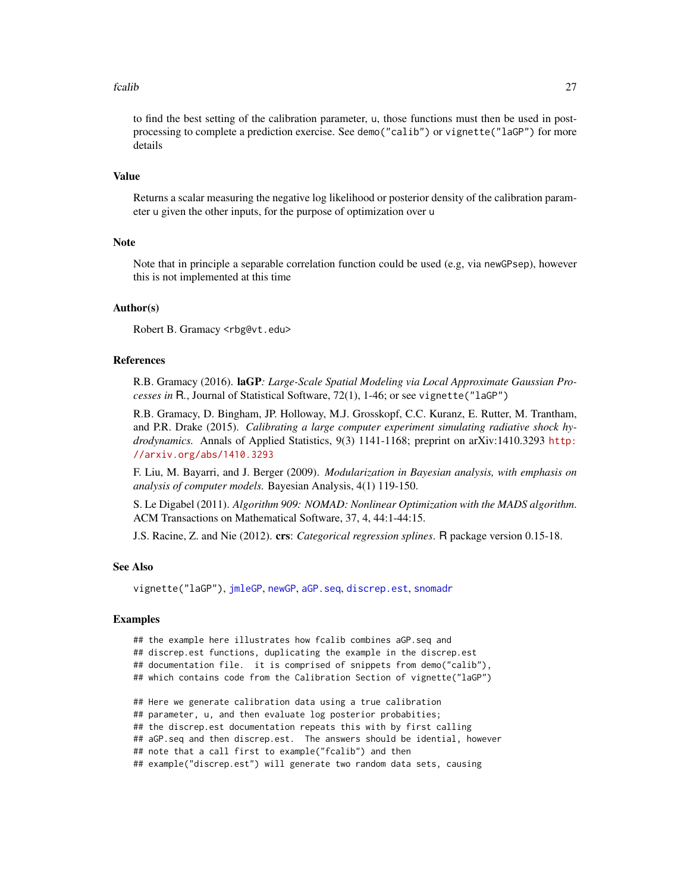to find the best setting of the calibration parameter, u, those functions must then be used in post-processing to complete a prediction exercise. See demo("calib") or vignette("laGP") for more details

## Value

Returns a scalar measuring the negative log likelihood or posterior density of the calibration parameter u given the other inputs, for the purpose of optimization over u

## Note

Note that in principle a separable correlation function could be used (e.g, via newGPsep), however this is not implemented at this time

## Author(s)

Robert B. Gramacy <rbg@vt.edu>

## References

R.B. Gramacy (2016). **laGP**: *Large-Scale Spatial Modeling via Local Approximate Gaussian Processes in* R., Journal of Statistical Software, 72(1), 1-46; or see vignette("laGP")

R.B. Gramacy, D. Bingham, JP. Holloway, M.J. Grosskopf, C.C. Kuranz, E. Rutter, M. Trantham, and P.R. Drake (2015). *Calibrating a large computer experiment simulating radiative shock hydrodynamics.* Annals of Applied Statistics, 9(3) 1141-1168; preprint on arXiv:1410.3293 http://arxiv.org/abs/1410.3293

F. Liu, M. Bayarri, and J. Berger (2009). *Modularization in Bayesian analysis, with emphasis on analysis of computer models.* Bayesian Analysis, 4(1) 119-150.

S. Le Digabel (2011). *Algorithm 909: NOMAD: Nonlinear Optimization with the MADS algorithm*. ACM Transactions on Mathematical Software, 37, 4, 44:1-44:15.

J.S. Racine, Z. and Nie (2012). **crs**: *Categorical regression splines*. R package version 0.15-18.

## See Also

vignette("laGP"), jmleGP, newGP, aGP.seq, discrep.est, snomadr

## Examples

```
## the example here illustrates how fcalib combines aGP.seq and
## discrep.est functions, duplicating the example in the discrep.est
## documentation file.  it is comprised of snippets from demo("calib"),
## which contains code from the Calibration Section of vignette("laGP")

## Here we generate calibration data using a true calibration
## parameter, u, and then evaluate log posterior probabities;
## the discrep.est documentation repeats this with by first calling
## aGP.seq and then discrep.est.  The answers should be idential, however
## note that a call first to example("fcalib") and then
## example("discrep.est") will generate two random data sets, causing
```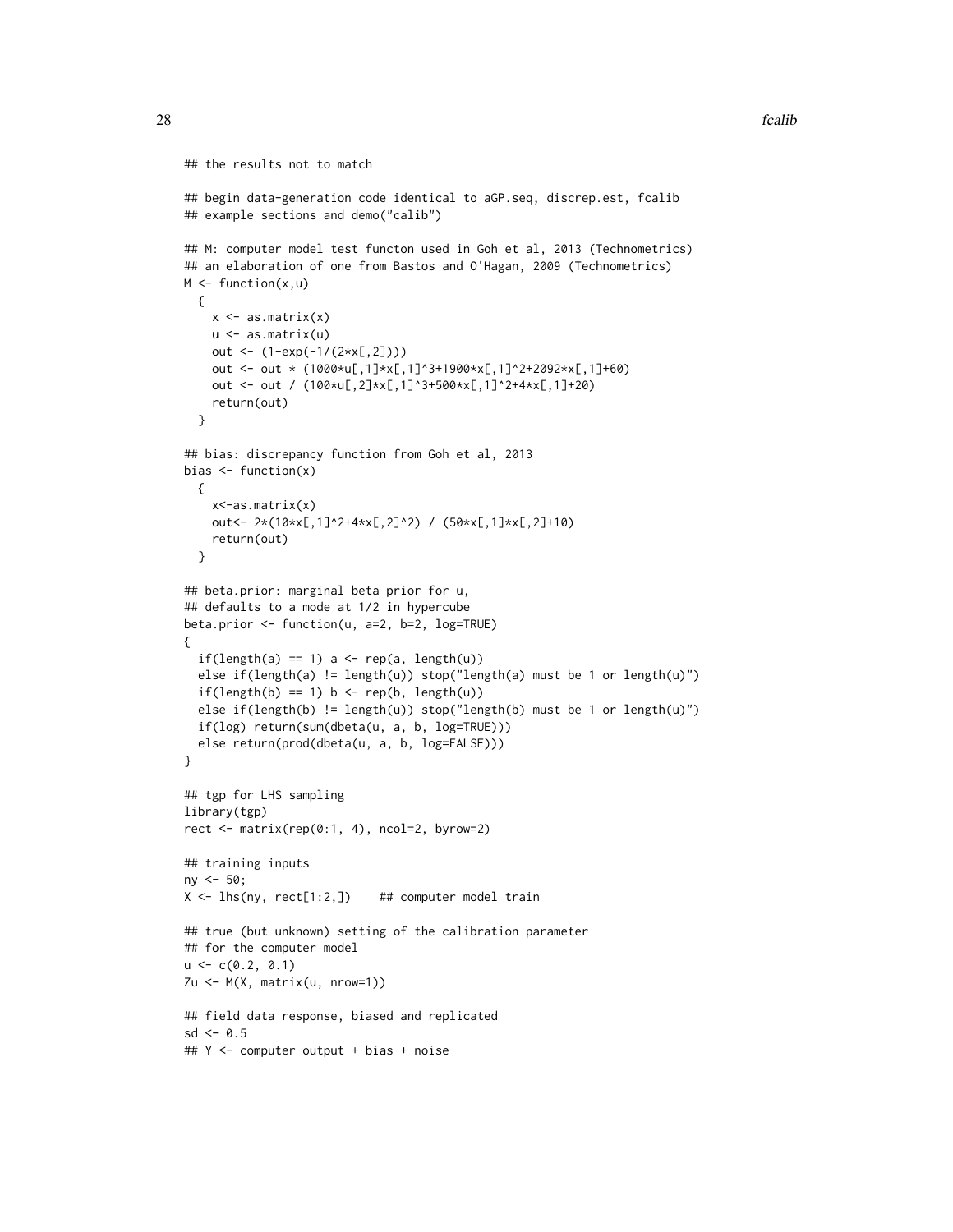```
## the results not to match

## begin data-generation code identical to aGP.seq, discrep.est, fcalib
## example sections and demo("calib")

## M: computer model test functon used in Goh et al, 2013 (Technometrics)
## an elaboration of one from Bastos and O'Hagan, 2009 (Technometrics)
M <- function(x,u)
  {
    x <- as.matrix(x)
    u <- as.matrix(u)
    out <- (1-exp(-1/(2*x[,2])))
    out <- out * (1000*u[,1]*x[,1]^3+1900*x[,1]^2+2092*x[,1]+60)
    out <- out / (100*u[,2]*x[,1]^3+500*x[,1]^2+4*x[,1]+20)
    return(out)
  }

## bias: discrepancy function from Goh et al, 2013
bias <- function(x)
  {
    x<-as.matrix(x)
    out<- 2*(10*x[,1]^2+4*x[,2]^2) / (50*x[,1]*x[,2]+10)
    return(out)
  }

## beta.prior: marginal beta prior for u,
## defaults to a mode at 1/2 in hypercube
beta.prior <- function(u, a=2, b=2, log=TRUE)
{
  if(length(a) == 1) a <- rep(a, length(u))
  else if(length(a) != length(u)) stop("length(a) must be 1 or length(u)")
  if(length(b) == 1) b <- rep(b, length(u))
  else if(length(b) != length(u)) stop("length(b) must be 1 or length(u)")
  if(log) return(sum(dbeta(u, a, b, log=TRUE)))
  else return(prod(dbeta(u, a, b, log=FALSE)))
}

## tgp for LHS sampling
library(tgp)
rect <- matrix(rep(0:1, 4), ncol=2, byrow=2)

## training inputs
ny <- 50;
X <- lhs(ny, rect[1:2,])    ## computer model train

## true (but unknown) setting of the calibration parameter
## for the computer model
u <- c(0.2, 0.1)
Zu <- M(X, matrix(u, nrow=1))

## field data response, biased and replicated
sd <- 0.5
## Y <- computer output + bias + noise
```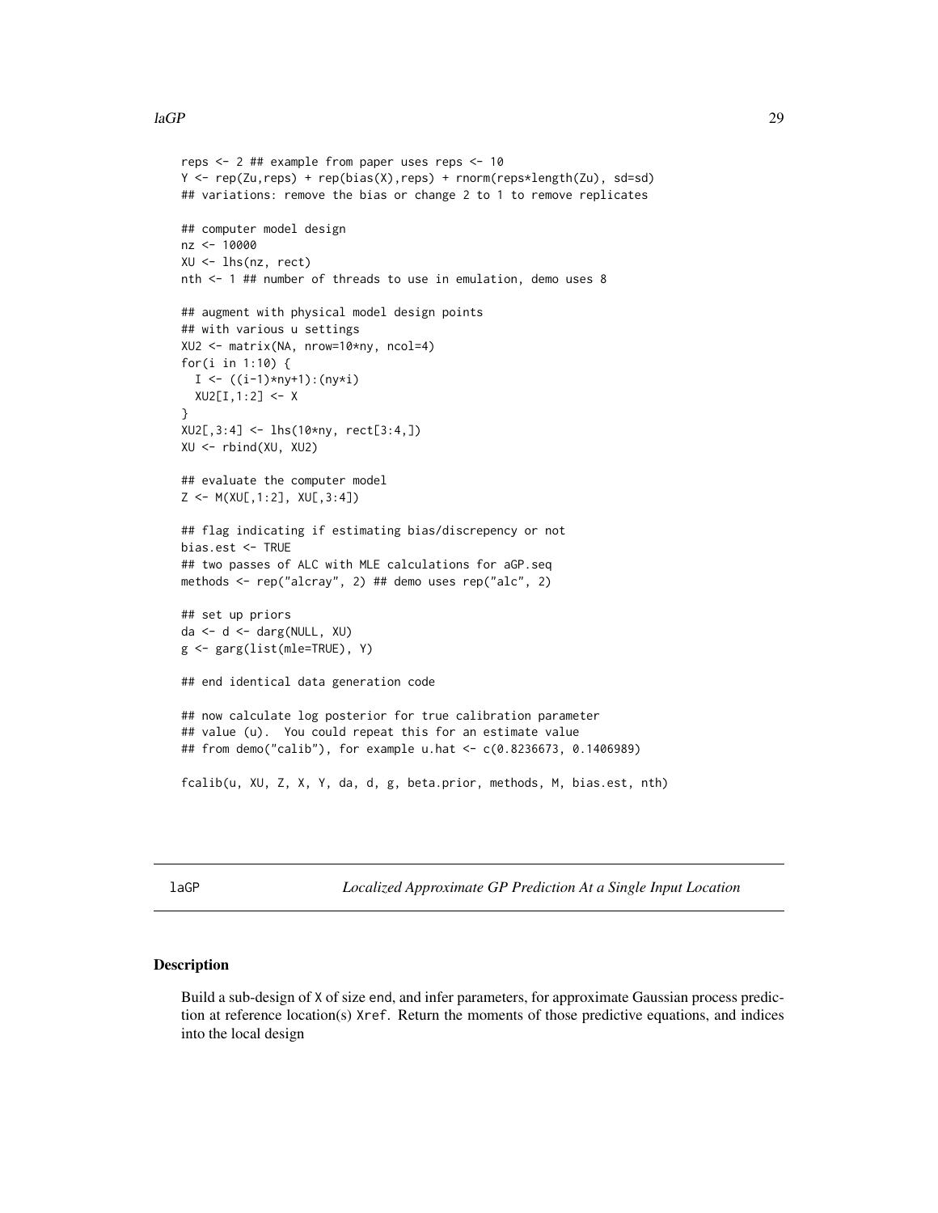```
reps <- 2 ## example from paper uses reps <- 10
Y <- rep(Zu,reps) + rep(bias(X),reps) + rnorm(reps*length(Zu), sd=sd)
## variations: remove the bias or change 2 to 1 to remove replicates

## computer model design
nz <- 10000
XU <- lhs(nz, rect)
nth <- 1 ## number of threads to use in emulation, demo uses 8

## augment with physical model design points
## with various u settings
XU2 <- matrix(NA, nrow=10*ny, ncol=4)
for(i in 1:10) {
  I <- ((i-1)*ny+1):(ny*i)
  XU2[I,1:2] <- X
}
XU2[,3:4] <- lhs(10*ny, rect[3:4,])
XU <- rbind(XU, XU2)

## evaluate the computer model
Z <- M(XU[,1:2], XU[,3:4])

## flag indicating if estimating bias/discrepency or not
bias.est <- TRUE
## two passes of ALC with MLE calculations for aGP.seq
methods <- rep("alcray", 2) ## demo uses rep("alc", 2)

## set up priors
da <- d <- darg(NULL, XU)
g <- garg(list(mle=TRUE), Y)

## end identical data generation code

## now calculate log posterior for true calibration parameter
## value (u).  You could repeat this for an estimate value
## from demo("calib"), for example u.hat <- c(0.8236673, 0.1406989)

fcalib(u, XU, Z, X, Y, da, d, g, beta.prior, methods, M, bias.est, nth)
```

---

## laGP — *Localized Approximate GP Prediction At a Single Input Location*

### Description

Build a sub-design of X of size end, and infer parameters, for approximate Gaussian process prediction at reference location(s) Xref. Return the moments of those predictive equations, and indices into the local design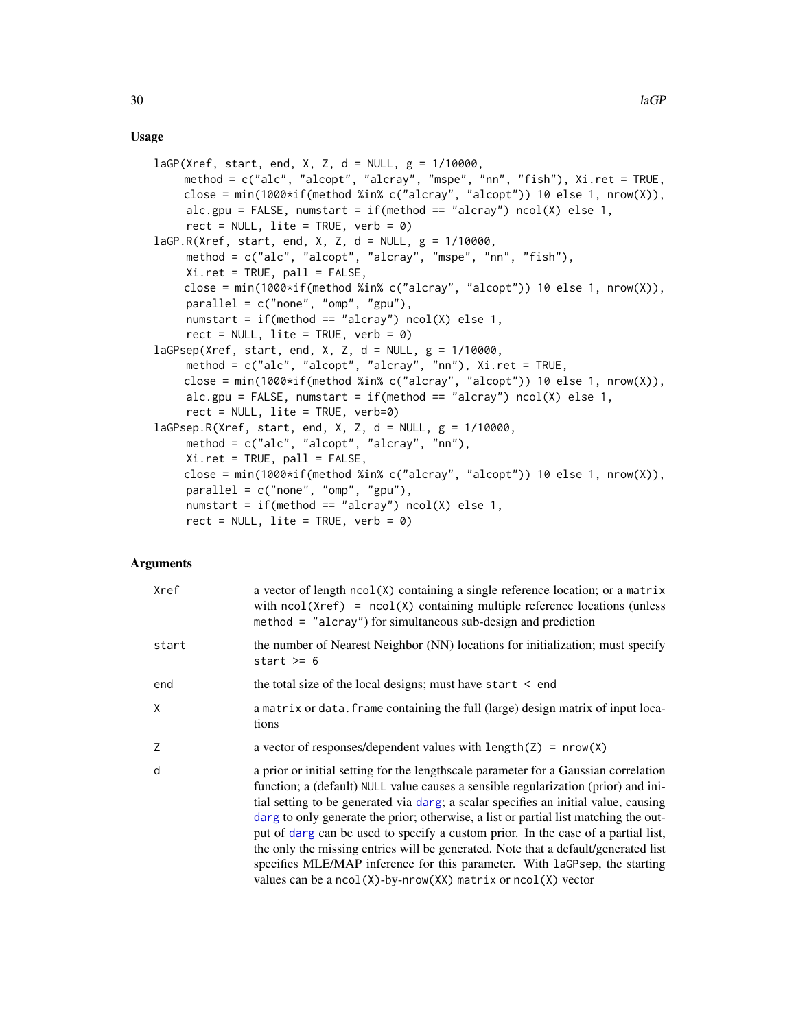## Usage

```
laGP(Xref, start, end, X, Z, d = NULL, g = 1/10000,
    method = c("alc", "alcopt", "alcray", "mspe", "nn", "fish"), Xi.ret = TRUE,
    close = min(1000*if(method %in% c("alcray", "alcopt")) 10 else 1, nrow(X)),
     alc.gpu = FALSE, numstart = if(method == "alcray") ncol(X) else 1,
     rect = NULL, lite = TRUE, verb = 0)
laGP.R(Xref, start, end, X, Z, d = NULL, g = 1/10000,
     method = c("alc", "alcopt", "alcray", "mspe", "nn", "fish"),
     Xi.ret = TRUE, pall = FALSE,
    close = min(1000*if(method %in% c("alcray", "alcopt")) 10 else 1, nrow(X)),
     parallel = c("none", "omp", "gpu"),
     numstart = if(method == "alcray") ncol(X) else 1,
     rect = NULL, lite = TRUE, verb = 0)
laGPsep(Xref, start, end, X, Z, d = NULL, g = 1/10000,
     method = c("alc", "alcopt", "alcray", "nn"), Xi.ret = TRUE,
    close = min(1000*if(method %in% c("alcray", "alcopt")) 10 else 1, nrow(X)),
     alc.gpu = FALSE, numstart = if(method == "alcray") ncol(X) else 1,
     rect = NULL, lite = TRUE, verb=0)
laGPsep.R(Xref, start, end, X, Z, d = NULL, g = 1/10000,
     method = c("alc", "alcopt", "alcray", "nn"),
     Xi.ret = TRUE, pall = FALSE,
    close = min(1000*if(method %in% c("alcray", "alcopt")) 10 else 1, nrow(X)),
     parallel = c("none", "omp", "gpu"),
     numstart = if(method == "alcray") ncol(X) else 1,
     rect = NULL, lite = TRUE, verb = 0)
```

## Arguments

| | |
|---|---|
| Xref | a vector of length `ncol(X)` containing a single reference location; or a `matrix` with `ncol(Xref) = ncol(X)` containing multiple reference locations (unless `method = "alcray"`) for simultaneous sub-design and prediction |
| start | the number of Nearest Neighbor (NN) locations for initialization; must specify `start >= 6` |
| end | the total size of the local designs; must have `start < end` |
| X | a `matrix` or `data.frame` containing the full (large) design matrix of input locations |
| Z | a vector of responses/dependent values with `length(Z) = nrow(X)` |
| d | a prior or initial setting for the lengthscale parameter for a Gaussian correlation function; a (default) `NULL` value causes a sensible regularization (prior) and initial setting to be generated via `darg`; a scalar specifies an initial value, causing `darg` to only generate the prior; otherwise, a list or partial list matching the output of `darg` can be used to specify a custom prior. In the case of a partial list, the only the missing entries will be generated. Note that a default/generated list specifies MLE/MAP inference for this parameter. With `laGPsep`, the starting values can be a `ncol(X)`-by-`nrow(XX)` `matrix` or `ncol(X)` vector |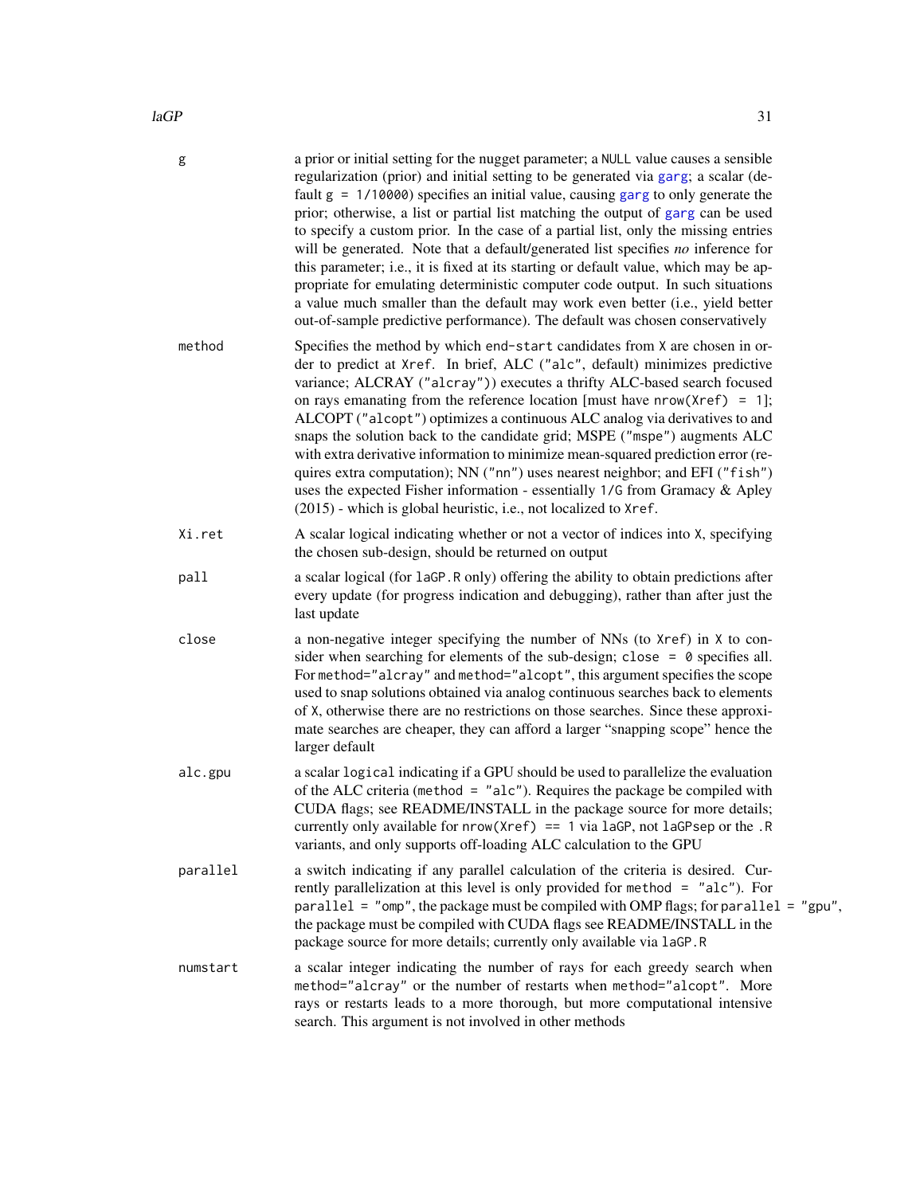`g` a prior or initial setting for the nugget parameter; a `NULL` value causes a sensible regularization (prior) and initial setting to be generated via `garg`; a scalar (default `g = 1/10000`) specifies an initial value, causing `garg` to only generate the prior; otherwise, a list or partial list matching the output of `garg` can be used to specify a custom prior. In the case of a partial list, only the missing entries will be generated. Note that a default/generated list specifies *no* inference for this parameter; i.e., it is fixed at its starting or default value, which may be appropriate for emulating deterministic computer code output. In such situations a value much smaller than the default may work even better (i.e., yield better out-of-sample predictive performance). The default was chosen conservatively

`method` Specifies the method by which `end-start` candidates from `X` are chosen in order to predict at `Xref`. In brief, ALC (`"alc"`, default) minimizes predictive variance; ALCRAY (`"alcray"`)) executes a thrifty ALC-based search focused on rays emanating from the reference location [must have `nrow(Xref) = 1`]; ALCOPT (`"alcopt"`) optimizes a continuous ALC analog via derivatives to and snaps the solution back to the candidate grid; MSPE (`"mspe"`) augments ALC with extra derivative information to minimize mean-squared prediction error (requires extra computation); NN (`"nn"`) uses nearest neighbor; and EFI (`"fish"`) uses the expected Fisher information - essentially `1/G` from Gramacy & Apley (2015) - which is global heuristic, i.e., not localized to `Xref`.

`Xi.ret` A scalar logical indicating whether or not a vector of indices into `X`, specifying the chosen sub-design, should be returned on output

`pall` a scalar logical (for `laGP.R` only) offering the ability to obtain predictions after every update (for progress indication and debugging), rather than after just the last update

`close` a non-negative integer specifying the number of NNs (to `Xref`) in `X` to consider when searching for elements of the sub-design; `close = 0` specifies all. For `method="alcray"` and `method="alcopt"`, this argument specifies the scope used to snap solutions obtained via analog continuous searches back to elements of `X`, otherwise there are no restrictions on those searches. Since these approximate searches are cheaper, they can afford a larger "snapping scope" hence the larger default

`alc.gpu` a scalar `logical` indicating if a GPU should be used to parallelize the evaluation of the ALC criteria (`method = "alc"`). Requires the package be compiled with CUDA flags; see README/INSTALL in the package source for more details; currently only available for `nrow(Xref) == 1` via `laGP`, not `laGPsep` or the `.R` variants, and only supports off-loading ALC calculation to the GPU

`parallel` a switch indicating if any parallel calculation of the criteria is desired. Currently parallelization at this level is only provided for `method = "alc"`). For `parallel = "omp"`, the package must be compiled with OMP flags; for `parallel = "gpu"`, the package must be compiled with CUDA flags see README/INSTALL in the package source for more details; currently only available via `laGP.R`

`numstart` a scalar integer indicating the number of rays for each greedy search when `method="alcray"` or the number of restarts when `method="alcopt"`. More rays or restarts leads to a more thorough, but more computational intensive search. This argument is not involved in other methods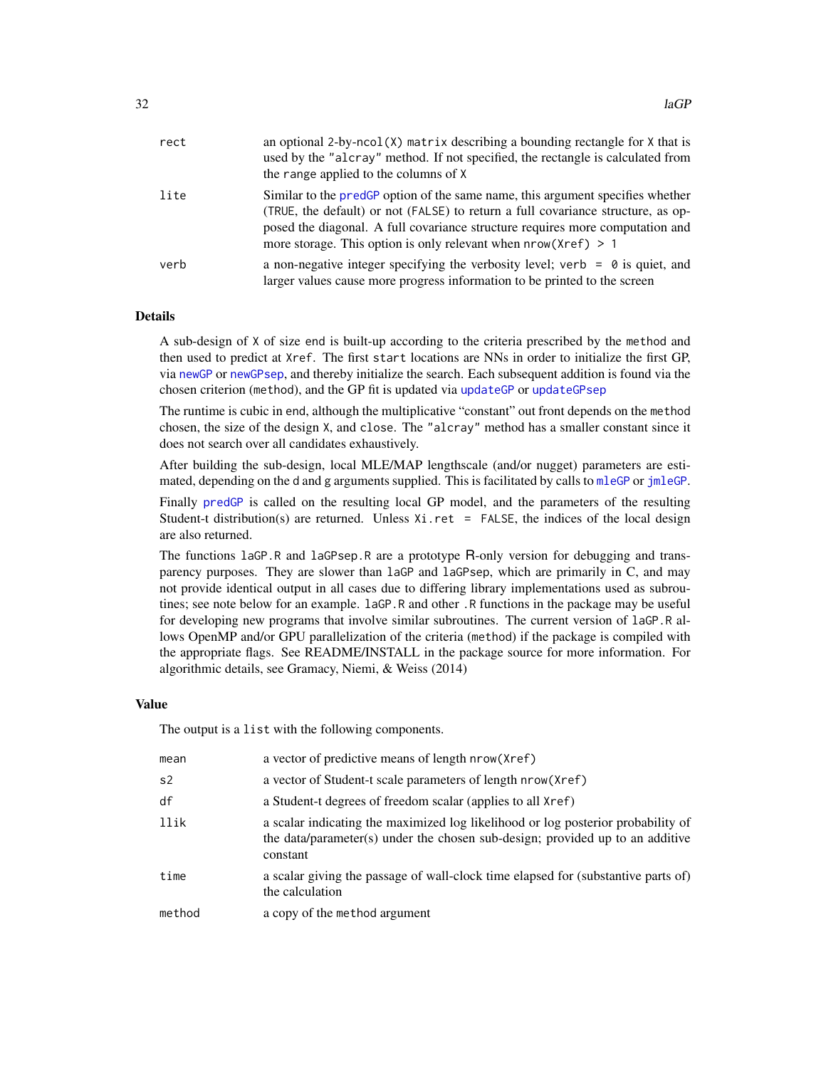| | |
|---|---|
| `rect` | an optional 2-by-`ncol(X)` `matrix` describing a bounding rectangle for `X` that is used by the `"alcray"` method. If not specified, the rectangle is calculated from the `range` applied to the columns of `X` |
| `lite` | Similar to the `predGP` option of the same name, this argument specifies whether (`TRUE`, the default) or not (`FALSE`) to return a full covariance structure, as opposed the diagonal. A full covariance structure requires more computation and more storage. This option is only relevant when `nrow(Xref) > 1` |
| `verb` | a non-negative integer specifying the verbosity level; `verb = 0` is quiet, and larger values cause more progress information to be printed to the screen |

## Details

A sub-design of `X` of size `end` is built-up according to the criteria prescribed by the `method` and then used to predict at `Xref`. The first `start` locations are NNs in order to initialize the first GP, via `newGP` or `newGPsep`, and thereby initialize the search. Each subsequent addition is found via the chosen criterion (`method`), and the GP fit is updated via `updateGP` or `updateGPsep`

The runtime is cubic in `end`, although the multiplicative "constant" out front depends on the `method` chosen, the size of the design `X`, and `close`. The `"alcray"` method has a smaller constant since it does not search over all candidates exhaustively.

After building the sub-design, local MLE/MAP lengthscale (and/or nugget) parameters are estimated, depending on the `d` and `g` arguments supplied. This is facilitated by calls to `mleGP` or `jmleGP`.

Finally `predGP` is called on the resulting local GP model, and the parameters of the resulting Student-t distribution(s) are returned. Unless `Xi.ret = FALSE`, the indices of the local design are also returned.

The functions `laGP.R` and `laGPsep.R` are a prototype R-only version for debugging and transparency purposes. They are slower than `laGP` and `laGPsep`, which are primarily in C, and may not provide identical output in all cases due to differing library implementations used as subroutines; see note below for an example. `laGP.R` and other `.R` functions in the package may be useful for developing new programs that involve similar subroutines. The current version of `laGP.R` allows OpenMP and/or GPU parallelization of the criteria (`method`) if the package is compiled with the appropriate flags. See README/INSTALL in the package source for more information. For algorithmic details, see Gramacy, Niemi, & Weiss (2014)

## Value

The output is a `list` with the following components.

| | |
|---|---|
| `mean` | a vector of predictive means of length `nrow(Xref)` |
| `s2` | a vector of Student-t scale parameters of length `nrow(Xref)` |
| `df` | a Student-t degrees of freedom scalar (applies to all `Xref`) |
| `llik` | a scalar indicating the maximized log likelihood or log posterior probability of the data/parameter(s) under the chosen sub-design; provided up to an additive constant |
| `time` | a scalar giving the passage of wall-clock time elapsed for (substantive parts of) the calculation |
| `method` | a copy of the `method` argument |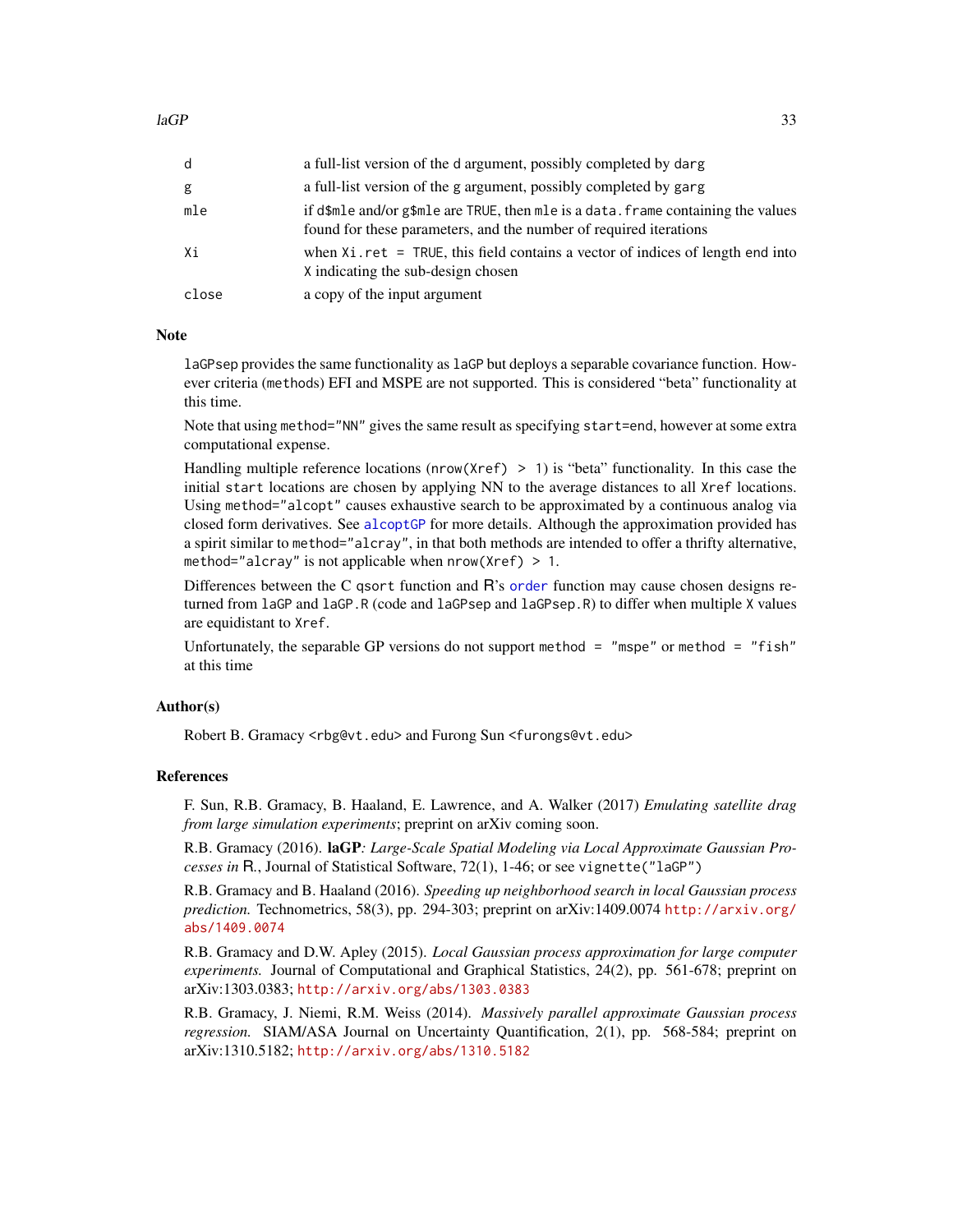| | |
|---|---|
| d | a full-list version of the d argument, possibly completed by darg |
| g | a full-list version of the g argument, possibly completed by garg |
| mle | if d$mle and/or g$mle are TRUE, then mle is a data.frame containing the values found for these parameters, and the number of required iterations |
| Xi | when Xi.ret = TRUE, this field contains a vector of indices of length end into X indicating the sub-design chosen |
| close | a copy of the input argument |

## Note

laGPsep provides the same functionality as laGP but deploys a separable covariance function. However criteria (methods) EFI and MSPE are not supported. This is considered "beta" functionality at this time.

Note that using method="NN" gives the same result as specifying start=end, however at some extra computational expense.

Handling multiple reference locations (nrow(Xref) > 1) is "beta" functionality. In this case the initial start locations are chosen by applying NN to the average distances to all Xref locations. Using method="alcopt" causes exhaustive search to be approximated by a continuous analog via closed form derivatives. See alcoptGP for more details. Although the approximation provided has a spirit similar to method="alcray", in that both methods are intended to offer a thrifty alternative, method="alcray" is not applicable when nrow(Xref) > 1.

Differences between the C qsort function and R's order function may cause chosen designs returned from laGP and laGP.R (code and laGPsep and laGPsep.R) to differ when multiple X values are equidistant to Xref.

Unfortunately, the separable GP versions do not support method = "mspe" or method = "fish" at this time

## Author(s)

Robert B. Gramacy <rbg@vt.edu> and Furong Sun <furongs@vt.edu>

## References

F. Sun, R.B. Gramacy, B. Haaland, E. Lawrence, and A. Walker (2017) *Emulating satellite drag from large simulation experiments*; preprint on arXiv coming soon.

R.B. Gramacy (2016). **laGP***: Large-Scale Spatial Modeling via Local Approximate Gaussian Processes in* R., Journal of Statistical Software, 72(1), 1-46; or see vignette("laGP")

R.B. Gramacy and B. Haaland (2016). *Speeding up neighborhood search in local Gaussian process prediction.* Technometrics, 58(3), pp. 294-303; preprint on arXiv:1409.0074 http://arxiv.org/abs/1409.0074

R.B. Gramacy and D.W. Apley (2015). *Local Gaussian process approximation for large computer experiments.* Journal of Computational and Graphical Statistics, 24(2), pp. 561-678; preprint on arXiv:1303.0383; http://arxiv.org/abs/1303.0383

R.B. Gramacy, J. Niemi, R.M. Weiss (2014). *Massively parallel approximate Gaussian process regression.* SIAM/ASA Journal on Uncertainty Quantification, 2(1), pp. 568-584; preprint on arXiv:1310.5182; http://arxiv.org/abs/1310.5182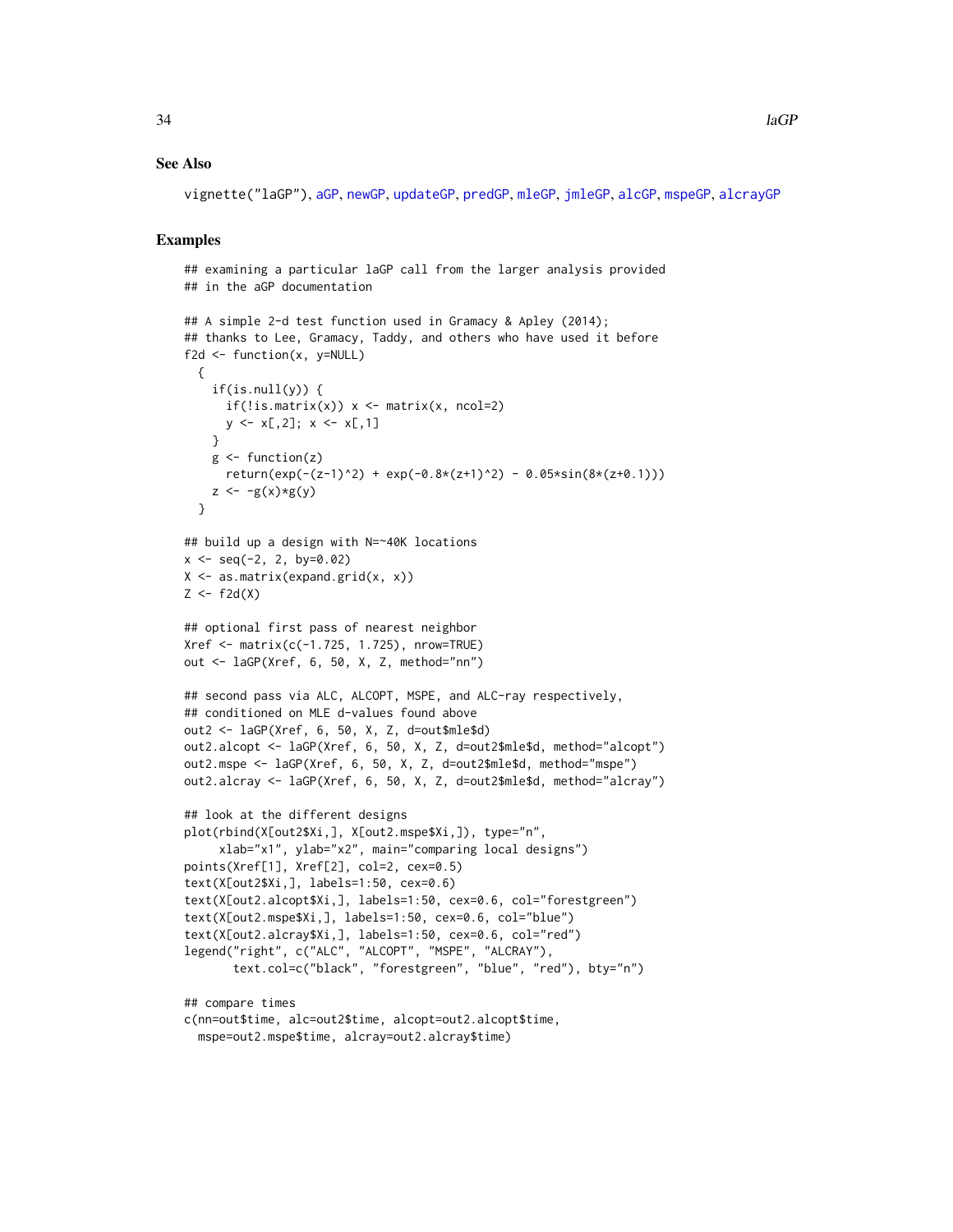### See Also

vignette("laGP"), aGP, newGP, updateGP, predGP, mleGP, jmleGP, alcGP, mspeGP, alcrayGP

### Examples

```
## examining a particular laGP call from the larger analysis provided
## in the aGP documentation

## A simple 2-d test function used in Gramacy & Apley (2014);
## thanks to Lee, Gramacy, Taddy, and others who have used it before
f2d <- function(x, y=NULL)
  {
    if(is.null(y)) {
      if(!is.matrix(x)) x <- matrix(x, ncol=2)
      y <- x[,2]; x <- x[,1]
    }
    g <- function(z)
      return(exp(-(z-1)^2) + exp(-0.8*(z+1)^2) - 0.05*sin(8*(z+0.1)))
    z <- -g(x)*g(y)
  }

## build up a design with N=~40K locations
x <- seq(-2, 2, by=0.02)
X <- as.matrix(expand.grid(x, x))
Z <- f2d(X)

## optional first pass of nearest neighbor
Xref <- matrix(c(-1.725, 1.725), nrow=TRUE)
out <- laGP(Xref, 6, 50, X, Z, method="nn")

## second pass via ALC, ALCOPT, MSPE, and ALC-ray respectively,
## conditioned on MLE d-values found above
out2 <- laGP(Xref, 6, 50, X, Z, d=out$mle$d)
out2.alcopt <- laGP(Xref, 6, 50, X, Z, d=out2$mle$d, method="alcopt")
out2.mspe <- laGP(Xref, 6, 50, X, Z, d=out2$mle$d, method="mspe")
out2.alcray <- laGP(Xref, 6, 50, X, Z, d=out2$mle$d, method="alcray")

## look at the different designs
plot(rbind(X[out2$Xi,], X[out2.mspe$Xi,]), type="n",
     xlab="x1", ylab="x2", main="comparing local designs")
points(Xref[1], Xref[2], col=2, cex=0.5)
text(X[out2$Xi,], labels=1:50, cex=0.6)
text(X[out2.alcopt$Xi,], labels=1:50, cex=0.6, col="forestgreen")
text(X[out2.mspe$Xi,], labels=1:50, cex=0.6, col="blue")
text(X[out2.alcray$Xi,], labels=1:50, cex=0.6, col="red")
legend("right", c("ALC", "ALCOPT", "MSPE", "ALCRAY"),
       text.col=c("black", "forestgreen", "blue", "red"), bty="n")

## compare times
c(nn=out$time, alc=out2$time, alcopt=out2.alcopt$time,
  mspe=out2.mspe$time, alcray=out2.alcray$time)
```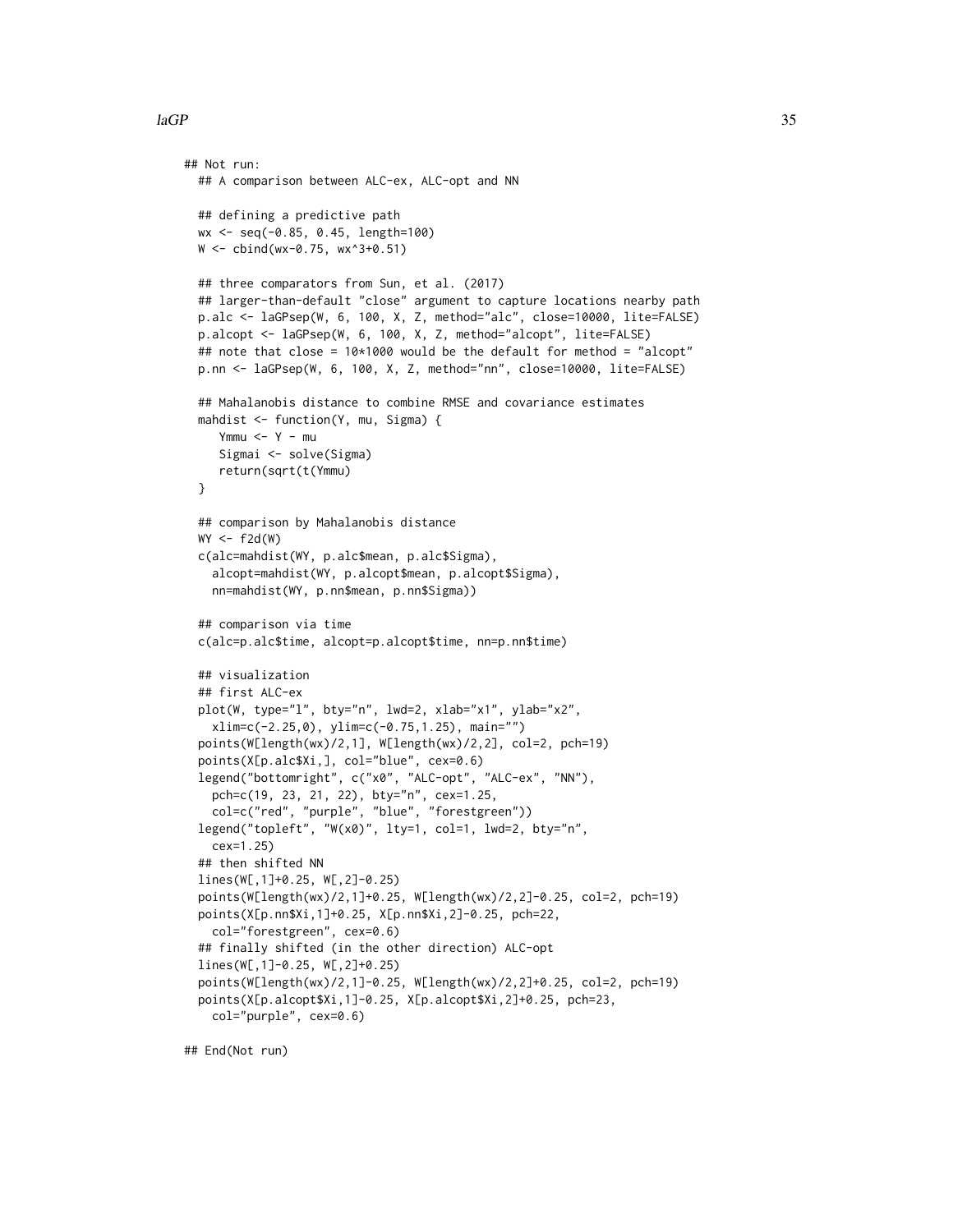```
## Not run:
  ## A comparison between ALC-ex, ALC-opt and NN

  ## defining a predictive path
  wx <- seq(-0.85, 0.45, length=100)
  W <- cbind(wx-0.75, wx^3+0.51)

  ## three comparators from Sun, et al. (2017)
  ## larger-than-default "close" argument to capture locations nearby path
  p.alc <- laGPsep(W, 6, 100, X, Z, method="alc", close=10000, lite=FALSE)
  p.alcopt <- laGPsep(W, 6, 100, X, Z, method="alcopt", lite=FALSE)
  ## note that close = 10*1000 would be the default for method = "alcopt"
  p.nn <- laGPsep(W, 6, 100, X, Z, method="nn", close=10000, lite=FALSE)

  ## Mahalanobis distance to combine RMSE and covariance estimates
  mahdist <- function(Y, mu, Sigma) {
     Ymmu <- Y - mu
     Sigmai <- solve(Sigma)
     return(sqrt(t(Ymmu)
  }

  ## comparison by Mahalanobis distance
  WY <- f2d(W)
  c(alc=mahdist(WY, p.alc$mean, p.alc$Sigma),
    alcopt=mahdist(WY, p.alcopt$mean, p.alcopt$Sigma),
    nn=mahdist(WY, p.nn$mean, p.nn$Sigma))

  ## comparison via time
  c(alc=p.alc$time, alcopt=p.alcopt$time, nn=p.nn$time)

  ## visualization
  ## first ALC-ex
  plot(W, type="l", bty="n", lwd=2, xlab="x1", ylab="x2",
    xlim=c(-2.25,0), ylim=c(-0.75,1.25), main="")
  points(W[length(wx)/2,1], W[length(wx)/2,2], col=2, pch=19)
  points(X[p.alc$Xi,], col="blue", cex=0.6)
  legend("bottomright", c("x0", "ALC-opt", "ALC-ex", "NN"),
    pch=c(19, 23, 21, 22), bty="n", cex=1.25,
    col=c("red", "purple", "blue", "forestgreen"))
  legend("topleft", "W(x0)", lty=1, col=1, lwd=2, bty="n",
    cex=1.25)
  ## then shifted NN
  lines(W[,1]+0.25, W[,2]-0.25)
  points(W[length(wx)/2,1]+0.25, W[length(wx)/2,2]-0.25, col=2, pch=19)
  points(X[p.nn$Xi,1]+0.25, X[p.nn$Xi,2]-0.25, pch=22,
    col="forestgreen", cex=0.6)
  ## finally shifted (in the other direction) ALC-opt
  lines(W[,1]-0.25, W[,2]+0.25)
  points(W[length(wx)/2,1]-0.25, W[length(wx)/2,2]+0.25, col=2, pch=19)
  points(X[p.alcopt$Xi,1]-0.25, X[p.alcopt$Xi,2]+0.25, pch=23,
    col="purple", cex=0.6)

## End(Not run)
```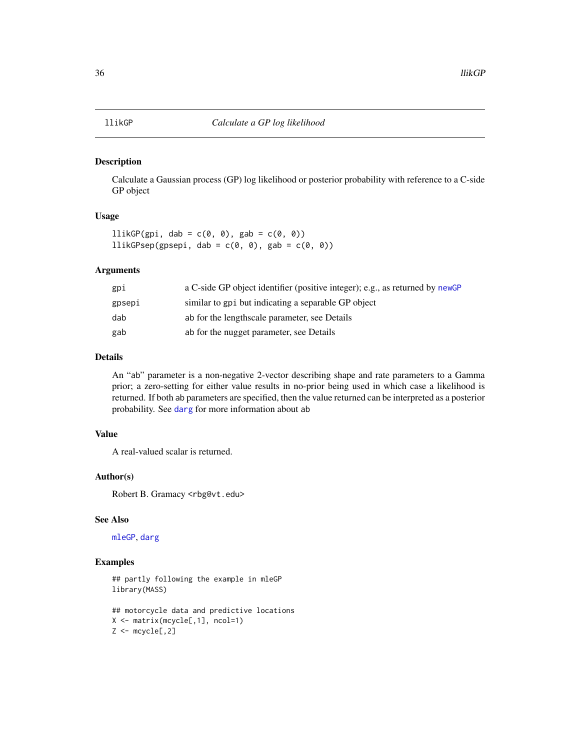# llikGP — *Calculate a GP log likelihood*

## Description

Calculate a Gaussian process (GP) log likelihood or posterior probability with reference to a C-side GP object

## Usage

```
llikGP(gpi, dab = c(0, 0), gab = c(0, 0))
llikGPsep(gpsepi, dab = c(0, 0), gab = c(0, 0))
```

## Arguments

| | |
|---|---|
| gpi | a C-side GP object identifier (positive integer); e.g., as returned by newGP |
| gpsepi | similar to gpi but indicating a separable GP object |
| dab | ab for the lengthscale parameter, see Details |
| gab | ab for the nugget parameter, see Details |

## Details

An "ab" parameter is a non-negative 2-vector describing shape and rate parameters to a Gamma prior; a zero-setting for either value results in no-prior being used in which case a likelihood is returned. If both ab parameters are specified, then the value returned can be interpreted as a posterior probability. See darg for more information about ab

## Value

A real-valued scalar is returned.

## Author(s)

Robert B. Gramacy <rbg@vt.edu>

## See Also

mleGP, darg

## Examples

```
## partly following the example in mleGP
library(MASS)

## motorcycle data and predictive locations
X <- matrix(mcycle[,1], ncol=1)
Z <- mcycle[,2]
```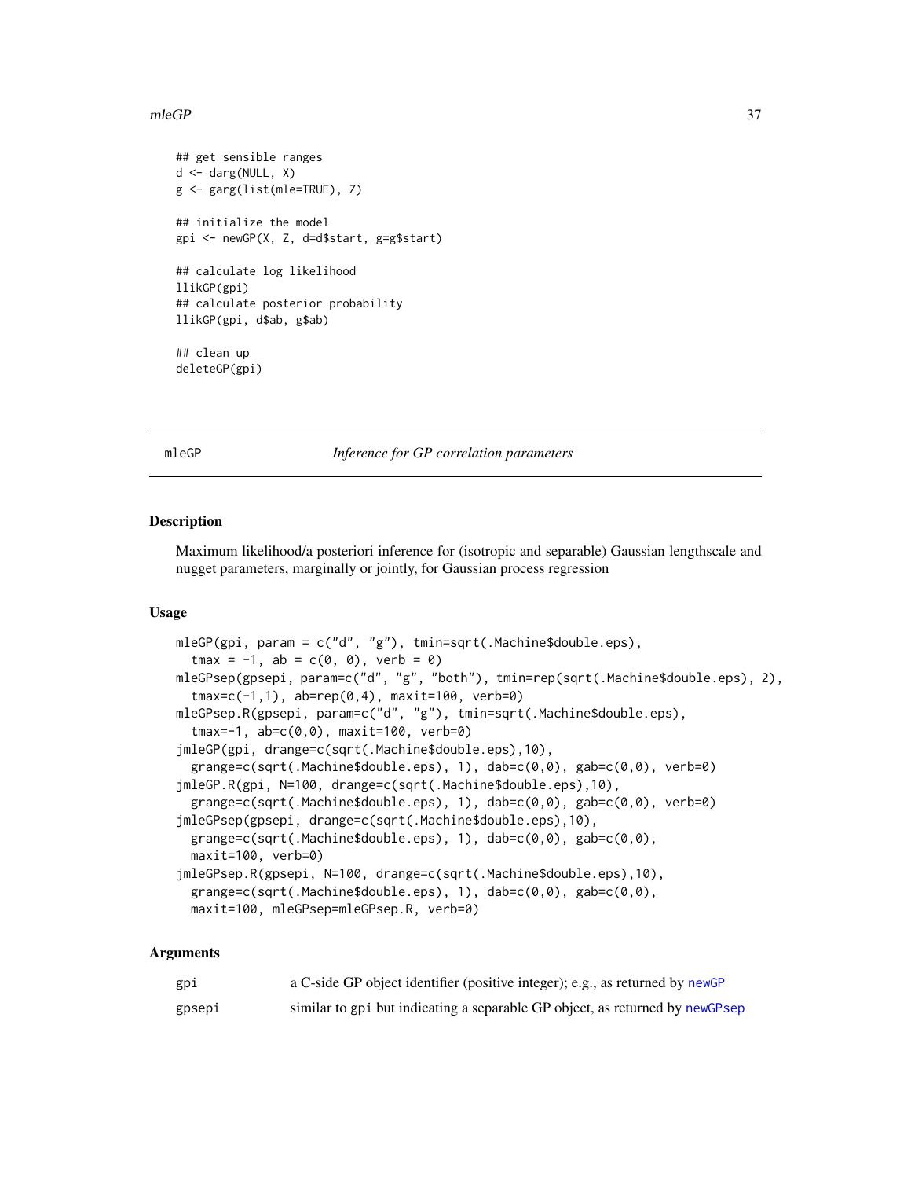```
## get sensible ranges
d <- darg(NULL, X)
g <- garg(list(mle=TRUE), Z)

## initialize the model
gpi <- newGP(X, Z, d=d$start, g=g$start)

## calculate log likelihood
llikGP(gpi)
## calculate posterior probability
llikGP(gpi, d$ab, g$ab)

## clean up
deleteGP(gpi)
```

## mleGP — *Inference for GP correlation parameters*

### Description

Maximum likelihood/a posteriori inference for (isotropic and separable) Gaussian lengthscale and nugget parameters, marginally or jointly, for Gaussian process regression

### Usage

```
mleGP(gpi, param = c("d", "g"), tmin=sqrt(.Machine$double.eps),
  tmax = -1, ab = c(0, 0), verb = 0)
mleGPsep(gpsepi, param=c("d", "g", "both"), tmin=rep(sqrt(.Machine$double.eps), 2),
  tmax=c(-1,1), ab=rep(0,4), maxit=100, verb=0)
mleGPsep.R(gpsepi, param=c("d", "g"), tmin=sqrt(.Machine$double.eps),
  tmax=-1, ab=c(0,0), maxit=100, verb=0)
jmleGP(gpi, drange=c(sqrt(.Machine$double.eps),10),
  grange=c(sqrt(.Machine$double.eps), 1), dab=c(0,0), gab=c(0,0), verb=0)
jmleGP.R(gpi, N=100, drange=c(sqrt(.Machine$double.eps),10),
  grange=c(sqrt(.Machine$double.eps), 1), dab=c(0,0), gab=c(0,0), verb=0)
jmleGPsep(gpsepi, drange=c(sqrt(.Machine$double.eps),10),
  grange=c(sqrt(.Machine$double.eps), 1), dab=c(0,0), gab=c(0,0),
  maxit=100, verb=0)
jmleGPsep.R(gpsepi, N=100, drange=c(sqrt(.Machine$double.eps),10),
  grange=c(sqrt(.Machine$double.eps), 1), dab=c(0,0), gab=c(0,0),
  maxit=100, mleGPsep=mleGPsep.R, verb=0)
```

### Arguments

| | |
|---|---|
| `gpi` | a C-side GP object identifier (positive integer); e.g., as returned by `newGP` |
| `gpsepi` | similar to `gpi` but indicating a separable GP object, as returned by `newGPsep` |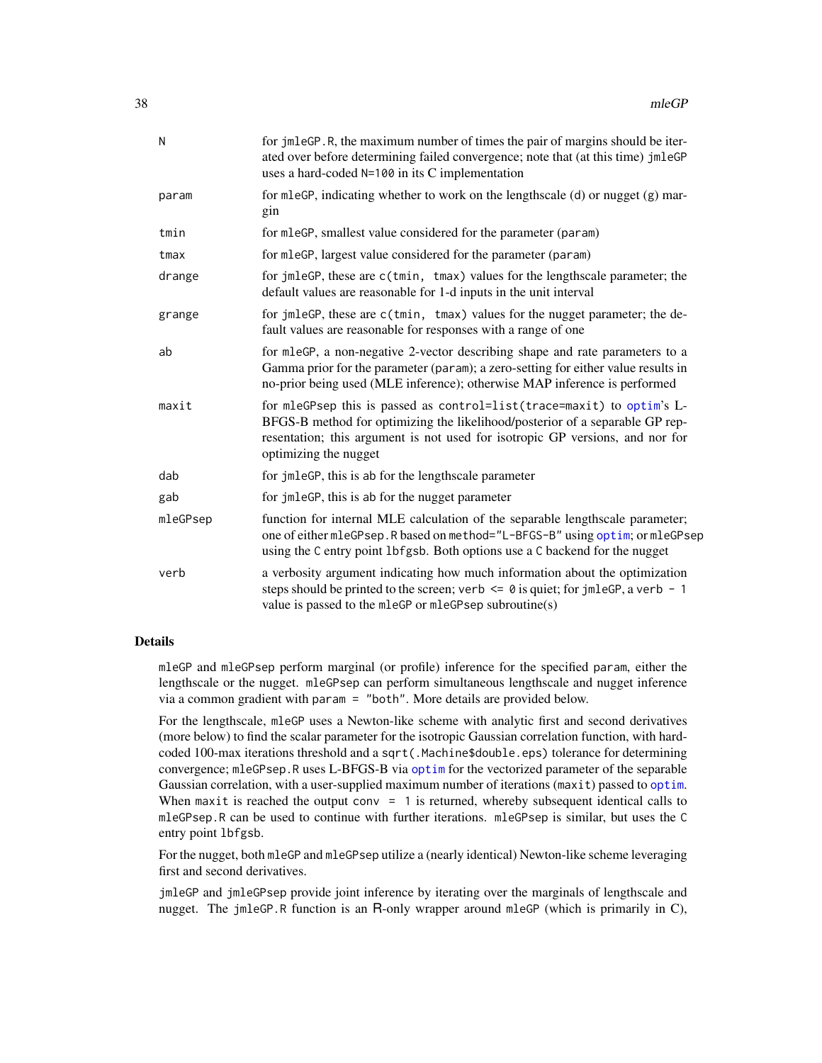| | |
|---|---|
| `N` | for `jmleGP.R`, the maximum number of times the pair of margins should be iterated over before determining failed convergence; note that (at this time) `jmleGP` uses a hard-coded `N=100` in its C implementation |
| `param` | for `mleGP`, indicating whether to work on the lengthscale (d) or nugget (g) margin |
| `tmin` | for `mleGP`, smallest value considered for the parameter (`param`) |
| `tmax` | for `mleGP`, largest value considered for the parameter (`param`) |
| `drange` | for `jmleGP`, these are `c(tmin, tmax)` values for the lengthscale parameter; the default values are reasonable for 1-d inputs in the unit interval |
| `grange` | for `jmleGP`, these are `c(tmin, tmax)` values for the nugget parameter; the default values are reasonable for responses with a range of one |
| `ab` | for `mleGP`, a non-negative 2-vector describing shape and rate parameters to a Gamma prior for the parameter (`param`); a zero-setting for either value results in no-prior being used (MLE inference); otherwise MAP inference is performed |
| `maxit` | for `mleGPsep` this is passed as `control=list(trace=maxit)` to `optim`'s L-BFGS-B method for optimizing the likelihood/posterior of a separable GP representation; this argument is not used for isotropic GP versions, and nor for optimizing the nugget |
| `dab` | for `jmleGP`, this is `ab` for the lengthscale parameter |
| `gab` | for `jmleGP`, this is `ab` for the nugget parameter |
| `mleGPsep` | function for internal MLE calculation of the separable lengthscale parameter; one of either `mleGPsep.R` based on `method="L-BFGS-B"` using `optim`; or `mleGPsep` using the C entry point `lbfgsb`. Both options use a C backend for the nugget |
| `verb` | a verbosity argument indicating how much information about the optimization steps should be printed to the screen; `verb <= 0` is quiet; for `jmleGP`, a `verb - 1` value is passed to the `mleGP` or `mleGPsep` subroutine(s) |

## Details

`mleGP` and `mleGPsep` perform marginal (or profile) inference for the specified `param`, either the lengthscale or the nugget. `mleGPsep` can perform simultaneous lengthscale and nugget inference via a common gradient with `param = "both"`. More details are provided below.

For the lengthscale, `mleGP` uses a Newton-like scheme with analytic first and second derivatives (more below) to find the scalar parameter for the isotropic Gaussian correlation function, with hard-coded 100-max iterations threshold and a `sqrt(.Machine$double.eps)` tolerance for determining convergence; `mleGPsep.R` uses L-BFGS-B via `optim` for the vectorized parameter of the separable Gaussian correlation, with a user-supplied maximum number of iterations (`maxit`) passed to `optim`. When `maxit` is reached the output `conv = 1` is returned, whereby subsequent identical calls to `mleGPsep.R` can be used to continue with further iterations. `mleGPsep` is similar, but uses the C entry point `lbfgsb`.

For the nugget, both `mleGP` and `mleGPsep` utilize a (nearly identical) Newton-like scheme leveraging first and second derivatives.

`jmleGP` and `jmleGPsep` provide joint inference by iterating over the marginals of lengthscale and nugget. The `jmleGP.R` function is an R-only wrapper around `mleGP` (which is primarily in C),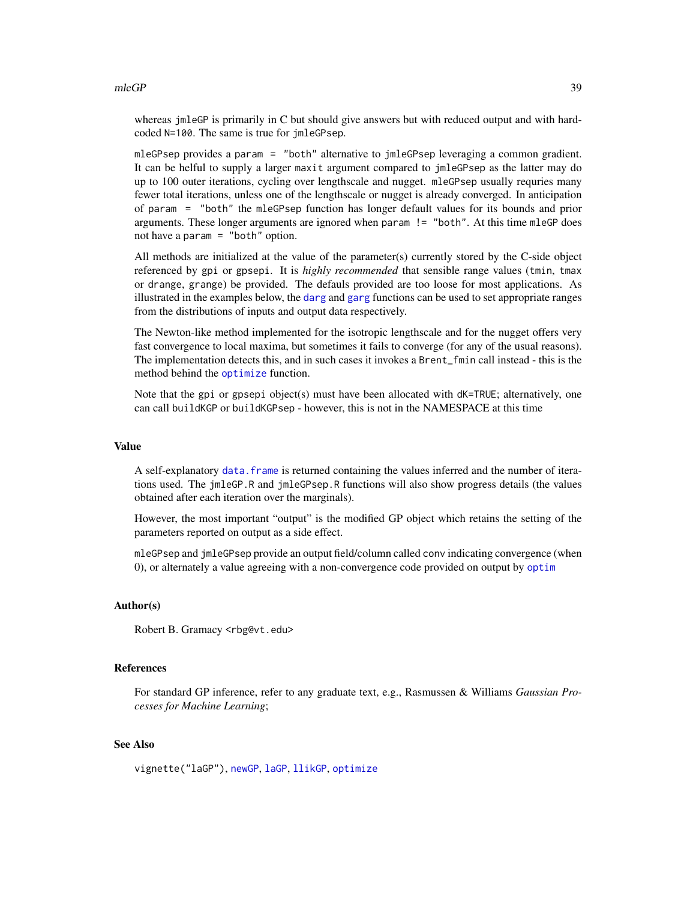whereas `jmleGP` is primarily in C but should give answers but with reduced output and with hard-coded `N=100`. The same is true for `jmleGPsep`.

`mleGPsep` provides a `param = "both"` alternative to `jmleGPsep` leveraging a common gradient. It can be helful to supply a larger `maxit` argument compared to `jmleGPsep` as the latter may do up to 100 outer iterations, cycling over lengthscale and nugget. `mleGPsep` usually requries many fewer total iterations, unless one of the lengthscale or nugget is already converged. In anticipation of `param = "both"` the `mleGPsep` function has longer default values for its bounds and prior arguments. These longer arguments are ignored when `param != "both"`. At this time `mleGP` does not have a `param = "both"` option.

All methods are initialized at the value of the parameter(s) currently stored by the C-side object referenced by `gpi` or `gpsepi`. It is *highly recommended* that sensible range values (`tmin`, `tmax` or `drange`, `grange`) be provided. The defauls provided are too loose for most applications. As illustrated in the examples below, the `darg` and `garg` functions can be used to set appropriate ranges from the distributions of inputs and output data respectively.

The Newton-like method implemented for the isotropic lengthscale and for the nugget offers very fast convergence to local maxima, but sometimes it fails to converge (for any of the usual reasons). The implementation detects this, and in such cases it invokes a `Brent_fmin` call instead - this is the method behind the `optimize` function.

Note that the `gpi` or `gpsepi` object(s) must have been allocated with `dK=TRUE`; alternatively, one can call `buildKGP` or `buildKGPsep` - however, this is not in the NAMESPACE at this time

## Value

A self-explanatory `data.frame` is returned containing the values inferred and the number of iterations used. The `jmleGP.R` and `jmleGPsep.R` functions will also show progress details (the values obtained after each iteration over the marginals).

However, the most important "output" is the modified GP object which retains the setting of the parameters reported on output as a side effect.

`mleGPsep` and `jmleGPsep` provide an output field/column called `conv` indicating convergence (when 0), or alternately a value agreeing with a non-convergence code provided on output by `optim`

## Author(s)

Robert B. Gramacy <rbg@vt.edu>

## References

For standard GP inference, refer to any graduate text, e.g., Rasmussen & Williams *Gaussian Processes for Machine Learning*;

## See Also

`vignette("laGP")`, `newGP`, `laGP`, `llikGP`, `optimize`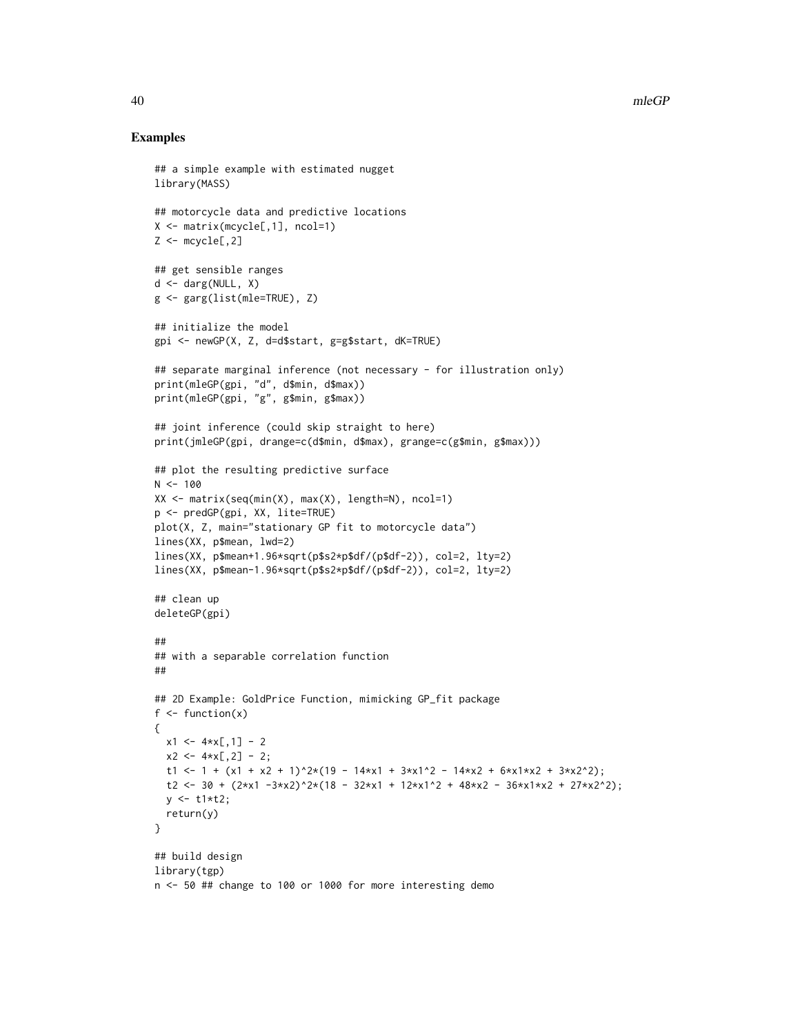## Examples

```
## a simple example with estimated nugget
library(MASS)

## motorcycle data and predictive locations
X <- matrix(mcycle[,1], ncol=1)
Z <- mcycle[,2]

## get sensible ranges
d <- darg(NULL, X)
g <- garg(list(mle=TRUE), Z)

## initialize the model
gpi <- newGP(X, Z, d=d$start, g=g$start, dK=TRUE)

## separate marginal inference (not necessary - for illustration only)
print(mleGP(gpi, "d", d$min, d$max))
print(mleGP(gpi, "g", g$min, g$max))

## joint inference (could skip straight to here)
print(jmleGP(gpi, drange=c(d$min, d$max), grange=c(g$min, g$max)))

## plot the resulting predictive surface
N <- 100
XX <- matrix(seq(min(X), max(X), length=N), ncol=1)
p <- predGP(gpi, XX, lite=TRUE)
plot(X, Z, main="stationary GP fit to motorcycle data")
lines(XX, p$mean, lwd=2)
lines(XX, p$mean+1.96*sqrt(p$s2*p$df/(p$df-2)), col=2, lty=2)
lines(XX, p$mean-1.96*sqrt(p$s2*p$df/(p$df-2)), col=2, lty=2)

## clean up
deleteGP(gpi)

##
## with a separable correlation function
##

## 2D Example: GoldPrice Function, mimicking GP_fit package
f <- function(x)
{
  x1 <- 4*x[,1] - 2
  x2 <- 4*x[,2] - 2;
  t1 <- 1 + (x1 + x2 + 1)^2*(19 - 14*x1 + 3*x1^2 - 14*x2 + 6*x1*x2 + 3*x2^2);
  t2 <- 30 + (2*x1 -3*x2)^2*(18 - 32*x1 + 12*x1^2 + 48*x2 - 36*x1*x2 + 27*x2^2);
  y <- t1*t2;
  return(y)
}

## build design
library(tgp)
n <- 50 ## change to 100 or 1000 for more interesting demo
```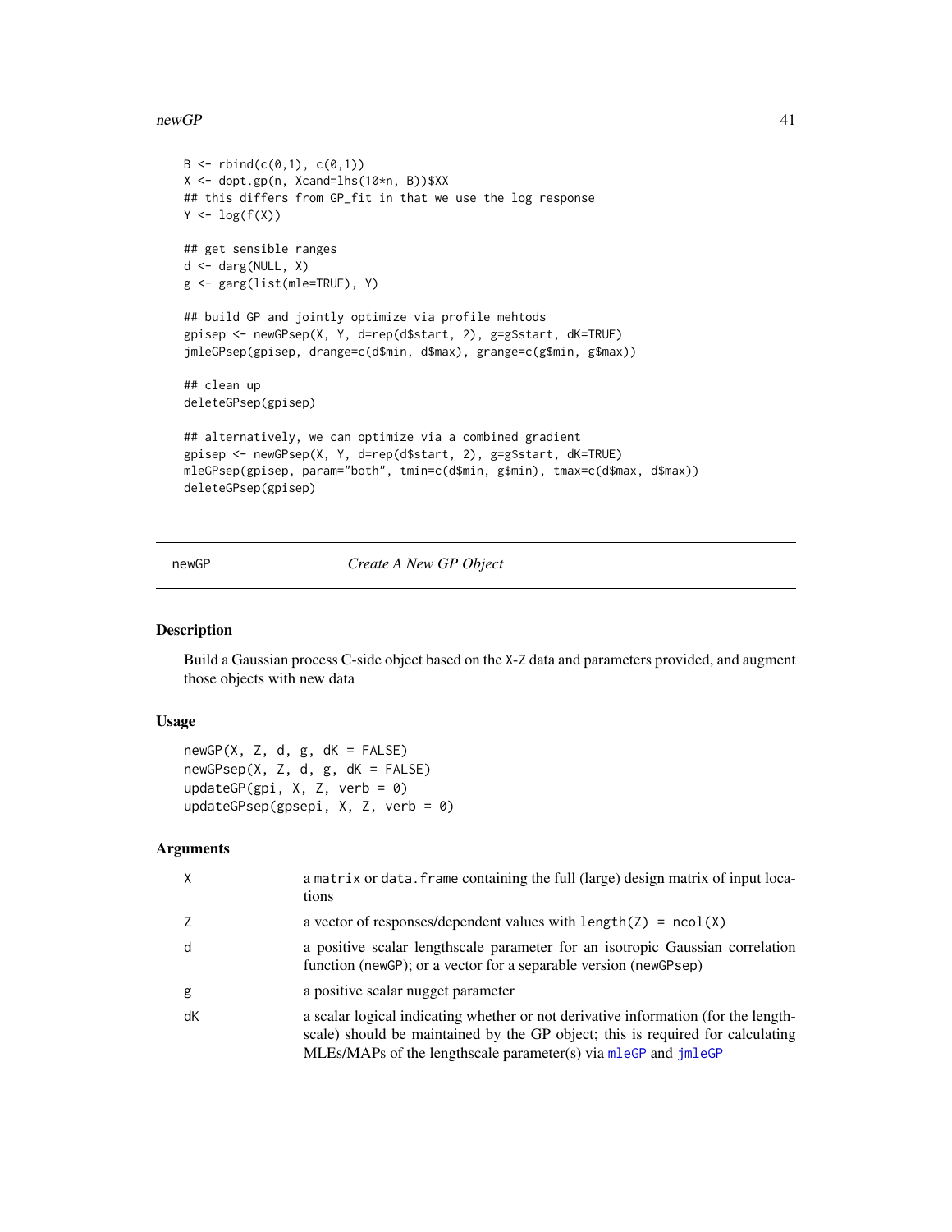```
B <- rbind(c(0,1), c(0,1))
X <- dopt.gp(n, Xcand=lhs(10*n, B))$XX
## this differs from GP_fit in that we use the log response
Y <- log(f(X))

## get sensible ranges
d <- darg(NULL, X)
g <- garg(list(mle=TRUE), Y)

## build GP and jointly optimize via profile mehtods
gpisep <- newGPsep(X, Y, d=rep(d$start, 2), g=g$start, dK=TRUE)
jmleGPsep(gpisep, drange=c(d$min, d$max), grange=c(g$min, g$max))

## clean up
deleteGPsep(gpisep)

## alternatively, we can optimize via a combined gradient
gpisep <- newGPsep(X, Y, d=rep(d$start, 2), g=g$start, dK=TRUE)
mleGPsep(gpisep, param="both", tmin=c(d$min, g$min), tmax=c(d$max, d$max))
deleteGPsep(gpisep)
```

## newGP — *Create A New GP Object*

### Description

Build a Gaussian process C-side object based on the X-Z data and parameters provided, and augment those objects with new data

### Usage

```
newGP(X, Z, d, g, dK = FALSE)
newGPsep(X, Z, d, g, dK = FALSE)
updateGP(gpi, X, Z, verb = 0)
updateGPsep(gpsepi, X, Z, verb = 0)
```

### Arguments

| | |
|---|---|
| X | a `matrix` or `data.frame` containing the full (large) design matrix of input locations |
| Z | a vector of responses/dependent values with `length(Z) = ncol(X)` |
| d | a positive scalar lengthscale parameter for an isotropic Gaussian correlation function (`newGP`); or a vector for a separable version (`newGPsep`) |
| g | a positive scalar nugget parameter |
| dK | a scalar logical indicating whether or not derivative information (for the lengthscale) should be maintained by the GP object; this is required for calculating MLEs/MAPs of the lengthscale parameter(s) via `mleGP` and `jmleGP` |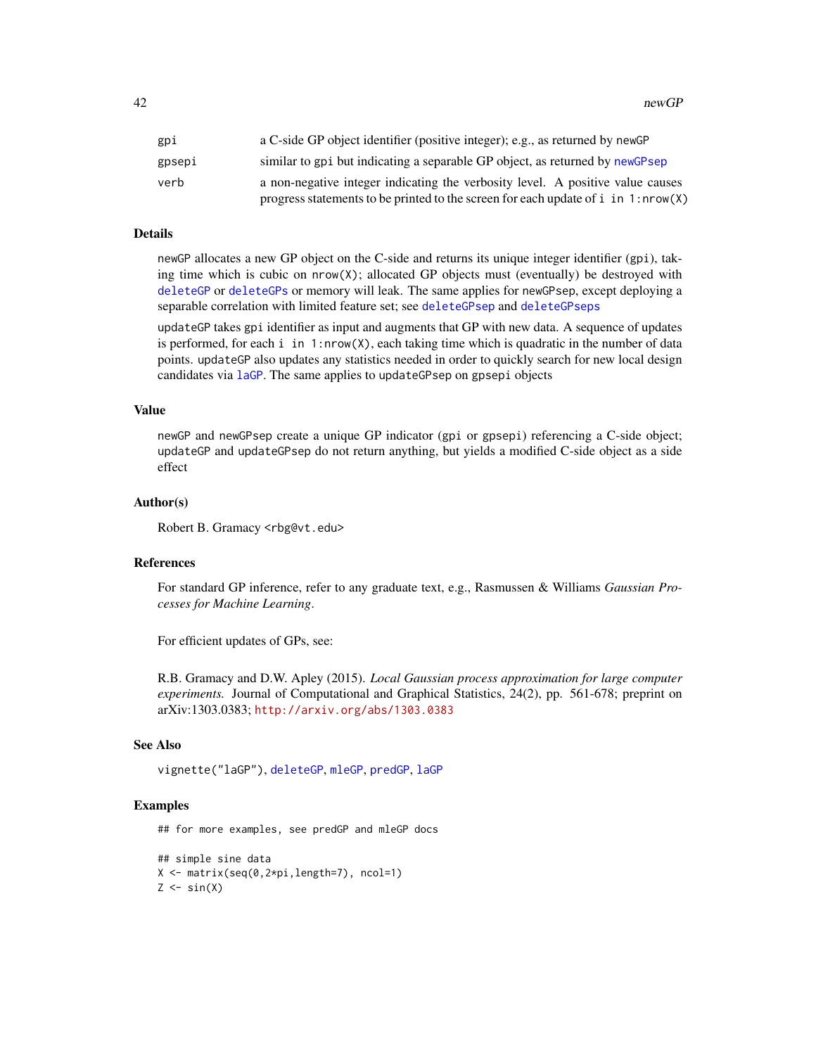| | |
|---|---|
| `gpi` | a C-side GP object identifier (positive integer); e.g., as returned by `newGP` |
| `gpsepi` | similar to `gpi` but indicating a separable GP object, as returned by `newGPsep` |
| `verb` | a non-negative integer indicating the verbosity level. A positive value causes progress statements to be printed to the screen for each update of `i in 1:nrow(X)` |

### Details

`newGP` allocates a new GP object on the C-side and returns its unique integer identifier (`gpi`), taking time which is cubic on `nrow(X)`; allocated GP objects must (eventually) be destroyed with `deleteGP` or `deleteGPs` or memory will leak. The same applies for `newGPsep`, except deploying a separable correlation with limited feature set; see `deleteGPsep` and `deleteGPseps`

`updateGP` takes `gpi` identifier as input and augments that GP with new data. A sequence of updates is performed, for each `i in 1:nrow(X)`, each taking time which is quadratic in the number of data points. `updateGP` also updates any statistics needed in order to quickly search for new local design candidates via `laGP`. The same applies to `updateGPsep` on `gpsepi` objects

### Value

`newGP` and `newGPsep` create a unique GP indicator (`gpi` or `gpsepi`) referencing a C-side object; `updateGP` and `updateGPsep` do not return anything, but yields a modified C-side object as a side effect

### Author(s)

Robert B. Gramacy <rbg@vt.edu>

### References

For standard GP inference, refer to any graduate text, e.g., Rasmussen & Williams *Gaussian Processes for Machine Learning*.

For efficient updates of GPs, see:

R.B. Gramacy and D.W. Apley (2015). *Local Gaussian process approximation for large computer experiments.* Journal of Computational and Graphical Statistics, 24(2), pp. 561-678; preprint on arXiv:1303.0383; http://arxiv.org/abs/1303.0383

### See Also

`vignette("laGP")`, `deleteGP`, `mleGP`, `predGP`, `laGP`

### Examples

```
## for more examples, see predGP and mleGP docs

## simple sine data
X <- matrix(seq(0,2*pi,length=7), ncol=1)
Z <- sin(X)
```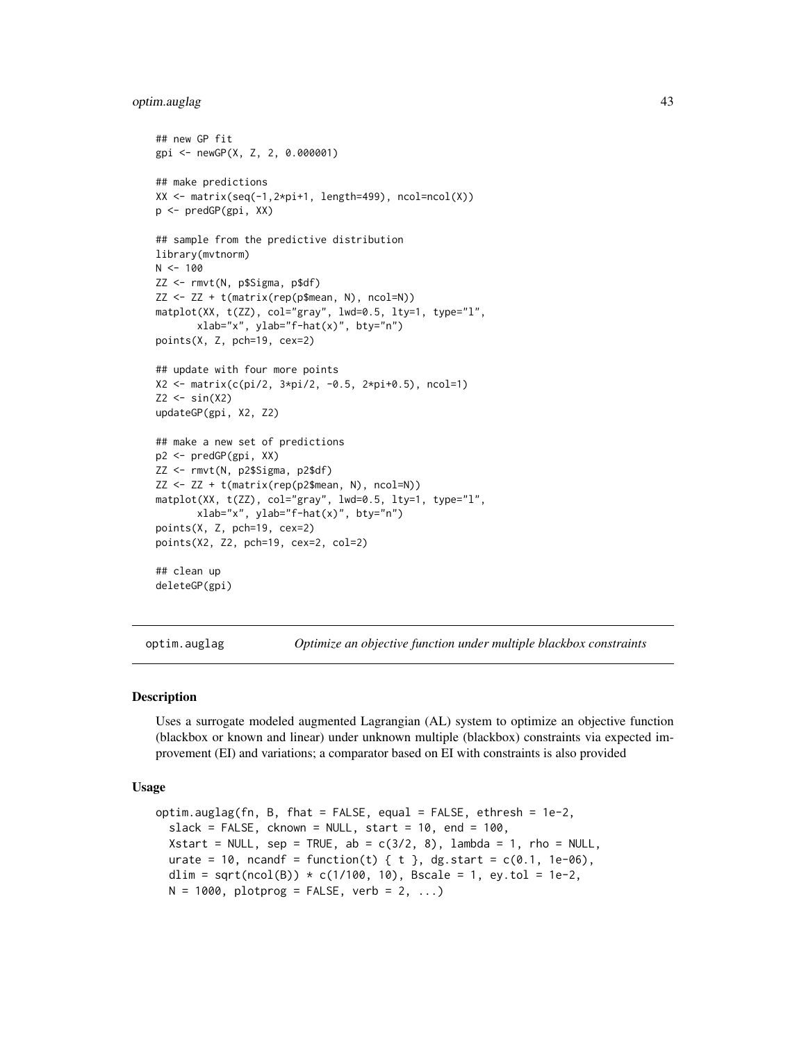```
## new GP fit
gpi <- newGP(X, Z, 2, 0.000001)

## make predictions
XX <- matrix(seq(-1,2*pi+1, length=499), ncol=ncol(X))
p <- predGP(gpi, XX)

## sample from the predictive distribution
library(mvtnorm)
N <- 100
ZZ <- rmvt(N, p$Sigma, p$df)
ZZ <- ZZ + t(matrix(rep(p$mean, N), ncol=N))
matplot(XX, t(ZZ), col="gray", lwd=0.5, lty=1, type="l",
       xlab="x", ylab="f-hat(x)", bty="n")
points(X, Z, pch=19, cex=2)

## update with four more points
X2 <- matrix(c(pi/2, 3*pi/2, -0.5, 2*pi+0.5), ncol=1)
Z2 <- sin(X2)
updateGP(gpi, X2, Z2)

## make a new set of predictions
p2 <- predGP(gpi, XX)
ZZ <- rmvt(N, p2$Sigma, p2$df)
ZZ <- ZZ + t(matrix(rep(p2$mean, N), ncol=N))
matplot(XX, t(ZZ), col="gray", lwd=0.5, lty=1, type="l",
       xlab="x", ylab="f-hat(x)", bty="n")
points(X, Z, pch=19, cex=2)
points(X2, Z2, pch=19, cex=2, col=2)

## clean up
deleteGP(gpi)
```

---

## optim.auglag — *Optimize an objective function under multiple blackbox constraints*

---

### Description

Uses a surrogate modeled augmented Lagrangian (AL) system to optimize an objective function (blackbox or known and linear) under unknown multiple (blackbox) constraints via expected improvement (EI) and variations; a comparator based on EI with constraints is also provided

### Usage

```
optim.auglag(fn, B, fhat = FALSE, equal = FALSE, ethresh = 1e-2,
  slack = FALSE, cknown = NULL, start = 10, end = 100,
  Xstart = NULL, sep = TRUE, ab = c(3/2, 8), lambda = 1, rho = NULL,
  urate = 10, ncandf = function(t) { t }, dg.start = c(0.1, 1e-06),
  dlim = sqrt(ncol(B)) * c(1/100, 10), Bscale = 1, ey.tol = 1e-2,
  N = 1000, plotprog = FALSE, verb = 2, ...)
```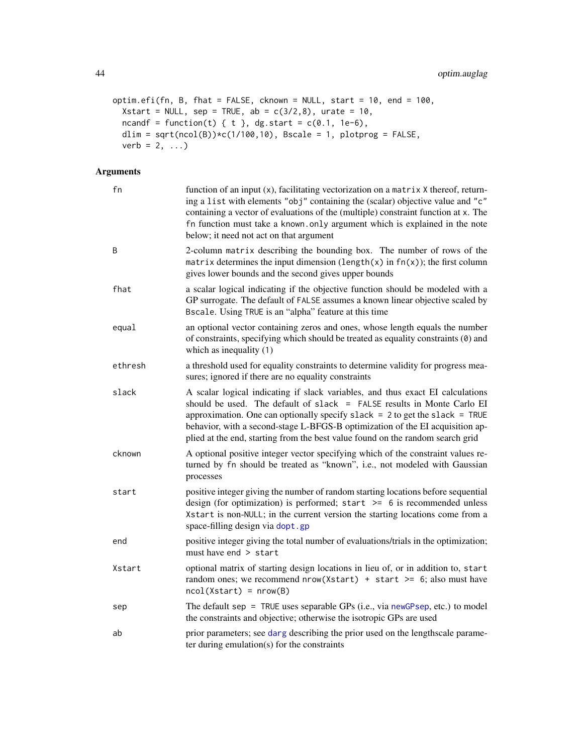```
optim.efi(fn, B, fhat = FALSE, cknown = NULL, start = 10, end = 100,
  Xstart = NULL, sep = TRUE, ab = c(3/2,8), urate = 10,
  ncandf = function(t) { t }, dg.start = c(0.1, 1e-6),
  dlim = sqrt(ncol(B))*c(1/100,10), Bscale = 1, plotprog = FALSE,
  verb = 2, ...)
```

## Arguments

| | |
|---|---|
| `fn` | function of an input (`x`), facilitating vectorization on a `matrix` `X` thereof, returning a `list` with elements `"obj"` containing the (scalar) objective value and `"c"` containing a vector of evaluations of the (multiple) constraint function at `x`. The `fn` function must take a `known.only` argument which is explained in the note below; it need not act on that argument |
| `B` | 2-column `matrix` describing the bounding box. The number of rows of the `matrix` determines the input dimension (`length(x)` in `fn(x)`); the first column gives lower bounds and the second gives upper bounds |
| `fhat` | a scalar logical indicating if the objective function should be modeled with a GP surrogate. The default of `FALSE` assumes a known linear objective scaled by `Bscale`. Using `TRUE` is an "alpha" feature at this time |
| `equal` | an optional vector containing zeros and ones, whose length equals the number of constraints, specifying which should be treated as equality constraints (`0`) and which as inequality (`1`) |
| `ethresh` | a threshold used for equality constraints to determine validity for progress measures; ignored if there are no equality constraints |
| `slack` | A scalar logical indicating if slack variables, and thus exact EI calculations should be used. The default of `slack = FALSE` results in Monte Carlo EI approximation. One can optionally specify `slack = 2` to get the `slack = TRUE` behavior, with a second-stage L-BFGS-B optimization of the EI acquisition applied at the end, starting from the best value found on the random search grid |
| `cknown` | A optional positive integer vector specifying which of the constraint values returned by `fn` should be treated as "known", i.e., not modeled with Gaussian processes |
| `start` | positive integer giving the number of random starting locations before sequential design (for optimization) is performed; `start >= 6` is recommended unless `Xstart` is non-`NULL`; in the current version the starting locations come from a space-filling design via `dopt.gp` |
| `end` | positive integer giving the total number of evaluations/trials in the optimization; must have `end > start` |
| `Xstart` | optional matrix of starting design locations in lieu of, or in addition to, `start` random ones; we recommend `nrow(Xstart) + start >= 6`; also must have `ncol(Xstart) = nrow(B)` |
| `sep` | The default `sep = TRUE` uses separable GPs (i.e., via `newGPsep`, etc.) to model the constraints and objective; otherwise the isotropic GPs are used |
| `ab` | prior parameters; see `darg` describing the prior used on the lengthscale parameter during emulation(s) for the constraints |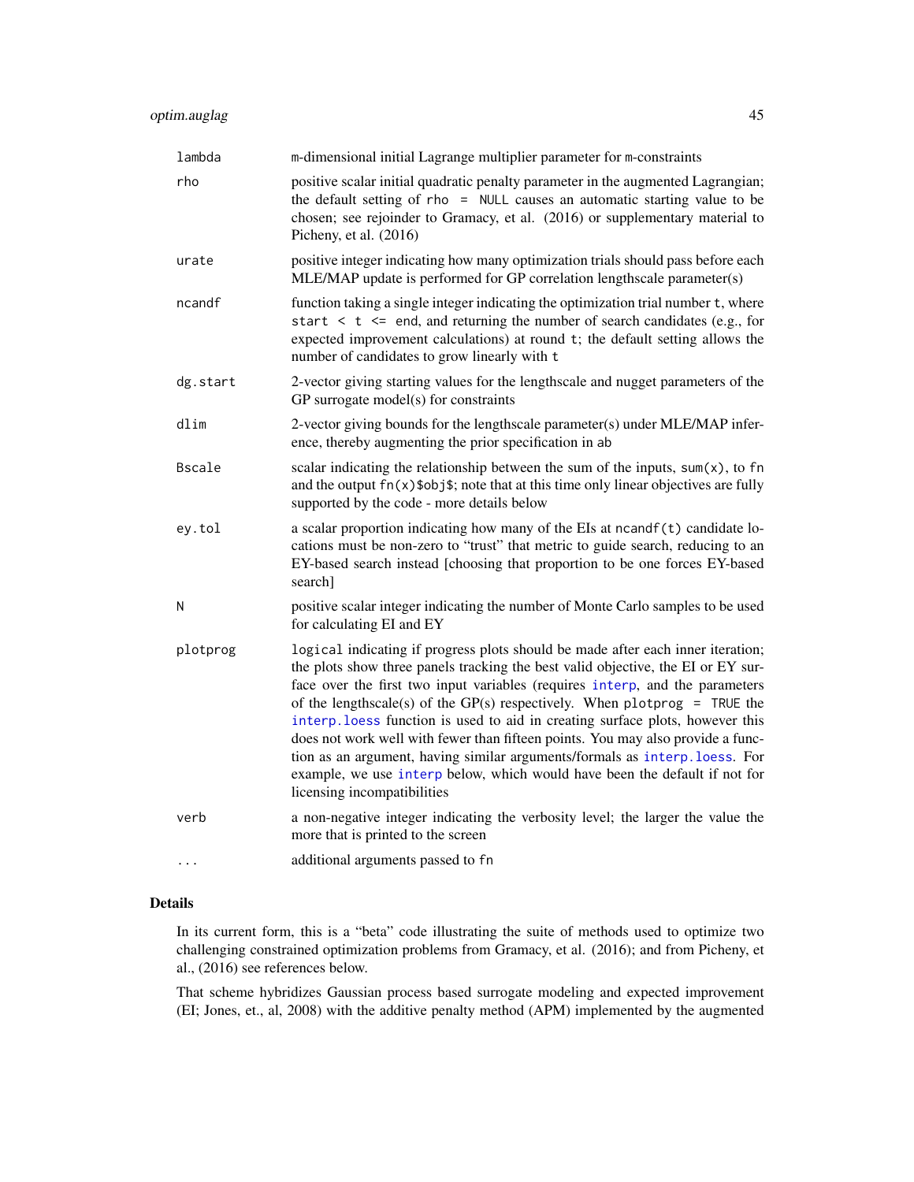| | |
|---|---|
| `lambda` | `m`-dimensional initial Lagrange multiplier parameter for `m`-constraints |
| `rho` | positive scalar initial quadratic penalty parameter in the augmented Lagrangian; the default setting of `rho = NULL` causes an automatic starting value to be chosen; see rejoinder to Gramacy, et al. (2016) or supplementary material to Picheny, et al. (2016) |
| `urate` | positive integer indicating how many optimization trials should pass before each MLE/MAP update is performed for GP correlation lengthscale parameter(s) |
| `ncandf` | function taking a single integer indicating the optimization trial number `t`, where `start < t <= end`, and returning the number of search candidates (e.g., for expected improvement calculations) at round `t`; the default setting allows the number of candidates to grow linearly with `t` |
| `dg.start` | 2-vector giving starting values for the lengthscale and nugget parameters of the GP surrogate model(s) for constraints |
| `dlim` | 2-vector giving bounds for the lengthscale parameter(s) under MLE/MAP inference, thereby augmenting the prior specification in `ab` |
| `Bscale` | scalar indicating the relationship between the sum of the inputs, `sum(x)`, to `fn` and the output `fn(x)$obj$`; note that at this time only linear objectives are fully supported by the code - more details below |
| `ey.tol` | a scalar proportion indicating how many of the EIs at `ncandf(t)` candidate locations must be non-zero to "trust" that metric to guide search, reducing to an EY-based search instead [choosing that proportion to be one forces EY-based search] |
| `N` | positive scalar integer indicating the number of Monte Carlo samples to be used for calculating EI and EY |
| `plotprog` | `logical` indicating if progress plots should be made after each inner iteration; the plots show three panels tracking the best valid objective, the EI or EY surface over the first two input variables (requires `interp`, and the parameters of the lengthscale(s) of the GP(s) respectively. When `plotprog = TRUE` the `interp.loess` function is used to aid in creating surface plots, however this does not work well with fewer than fifteen points. You may also provide a function as an argument, having similar arguments/formals as `interp.loess`. For example, we use `interp` below, which would have been the default if not for licensing incompatibilities |
| `verb` | a non-negative integer indicating the verbosity level; the larger the value the more that is printed to the screen |
| `...` | additional arguments passed to `fn` |

## Details

In its current form, this is a "beta" code illustrating the suite of methods used to optimize two challenging constrained optimization problems from Gramacy, et al. (2016); and from Picheny, et al., (2016) see references below.

That scheme hybridizes Gaussian process based surrogate modeling and expected improvement (EI; Jones, et., al, 2008) with the additive penalty method (APM) implemented by the augmented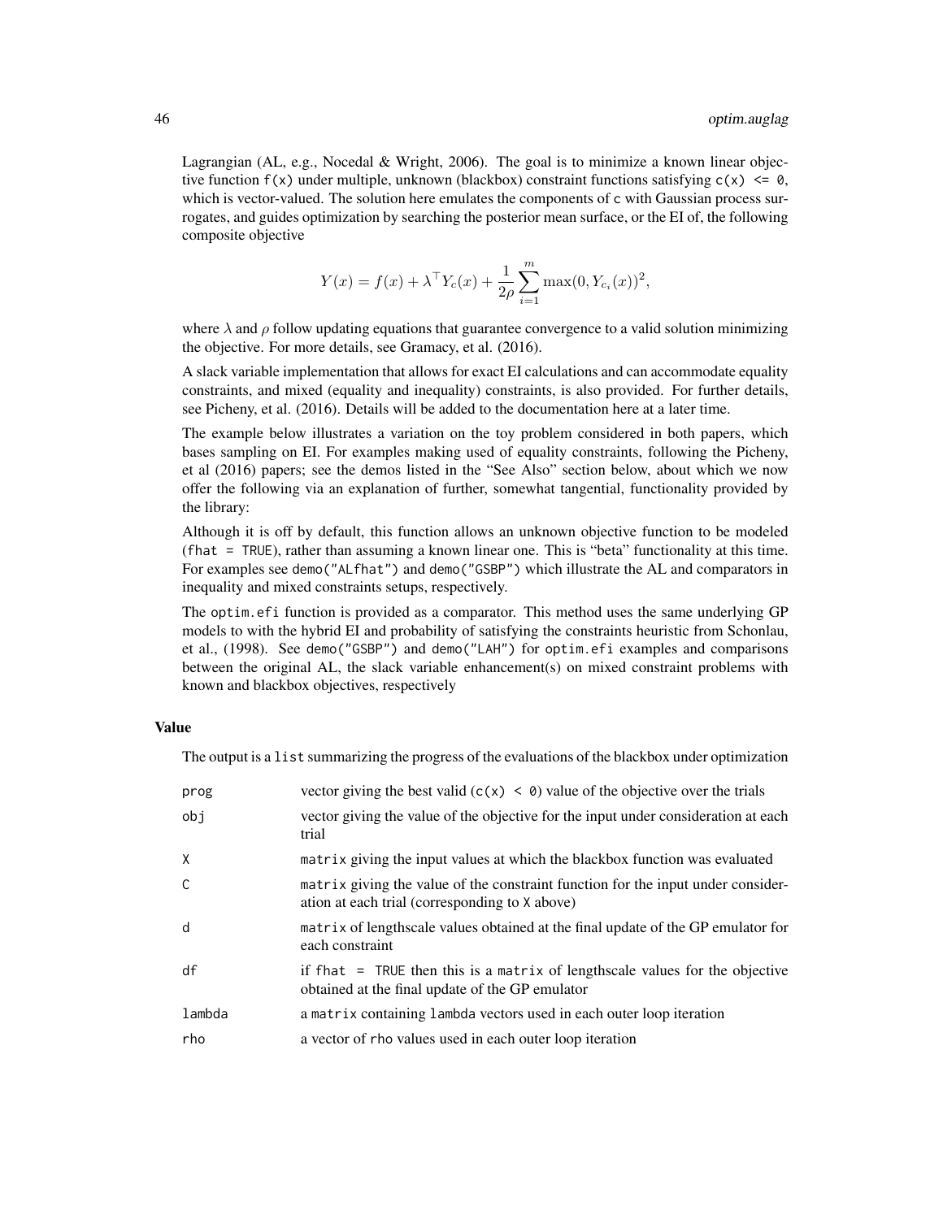Lagrangian (AL, e.g., Nocedal & Wright, 2006). The goal is to minimize a known linear objective function `f(x)` under multiple, unknown (blackbox) constraint functions satisfying `c(x) <= 0`, which is vector-valued. The solution here emulates the components of `c` with Gaussian process surrogates, and guides optimization by searching the posterior mean surface, or the EI of, the following composite objective

$$Y(x) = f(x) + \lambda^\top Y_c(x) + \frac{1}{2\rho} \sum_{i=1}^{m} \max(0, Y_{c_i}(x))^2,$$

where $\lambda$ and $\rho$ follow updating equations that guarantee convergence to a valid solution minimizing the objective. For more details, see Gramacy, et al. (2016).

A slack variable implementation that allows for exact EI calculations and can accommodate equality constraints, and mixed (equality and inequality) constraints, is also provided. For further details, see Picheny, et al. (2016). Details will be added to the documentation here at a later time.

The example below illustrates a variation on the toy problem considered in both papers, which bases sampling on EI. For examples making used of equality constraints, following the Picheny, et al (2016) papers; see the demos listed in the "See Also" section below, about which we now offer the following via an explanation of further, somewhat tangential, functionality provided by the library:

Although it is off by default, this function allows an unknown objective function to be modeled (`fhat = TRUE`), rather than assuming a known linear one. This is "beta" functionality at this time. For examples see `demo("ALfhat")` and `demo("GSBP")` which illustrate the AL and comparators in inequality and mixed constraints setups, respectively.

The `optim.efi` function is provided as a comparator. This method uses the same underlying GP models to with the hybrid EI and probability of satisfying the constraints heuristic from Schonlau, et al., (1998). See `demo("GSBP")` and `demo("LAH")` for `optim.efi` examples and comparisons between the original AL, the slack variable enhancement(s) on mixed constraint problems with known and blackbox objectives, respectively

## Value

The output is a `list` summarizing the progress of the evaluations of the blackbox under optimization

| | |
|---|---|
| `prog` | vector giving the best valid (`c(x) < 0`) value of the objective over the trials |
| `obj` | vector giving the value of the objective for the input under consideration at each trial |
| `X` | `matrix` giving the input values at which the blackbox function was evaluated |
| `C` | `matrix` giving the value of the constraint function for the input under consideration at each trial (corresponding to `X` above) |
| `d` | `matrix` of lengthscale values obtained at the final update of the GP emulator for each constraint |
| `df` | if `fhat = TRUE` then this is a `matrix` of lengthscale values for the objective obtained at the final update of the GP emulator |
| `lambda` | a `matrix` containing `lambda` vectors used in each outer loop iteration |
| `rho` | a vector of `rho` values used in each outer loop iteration |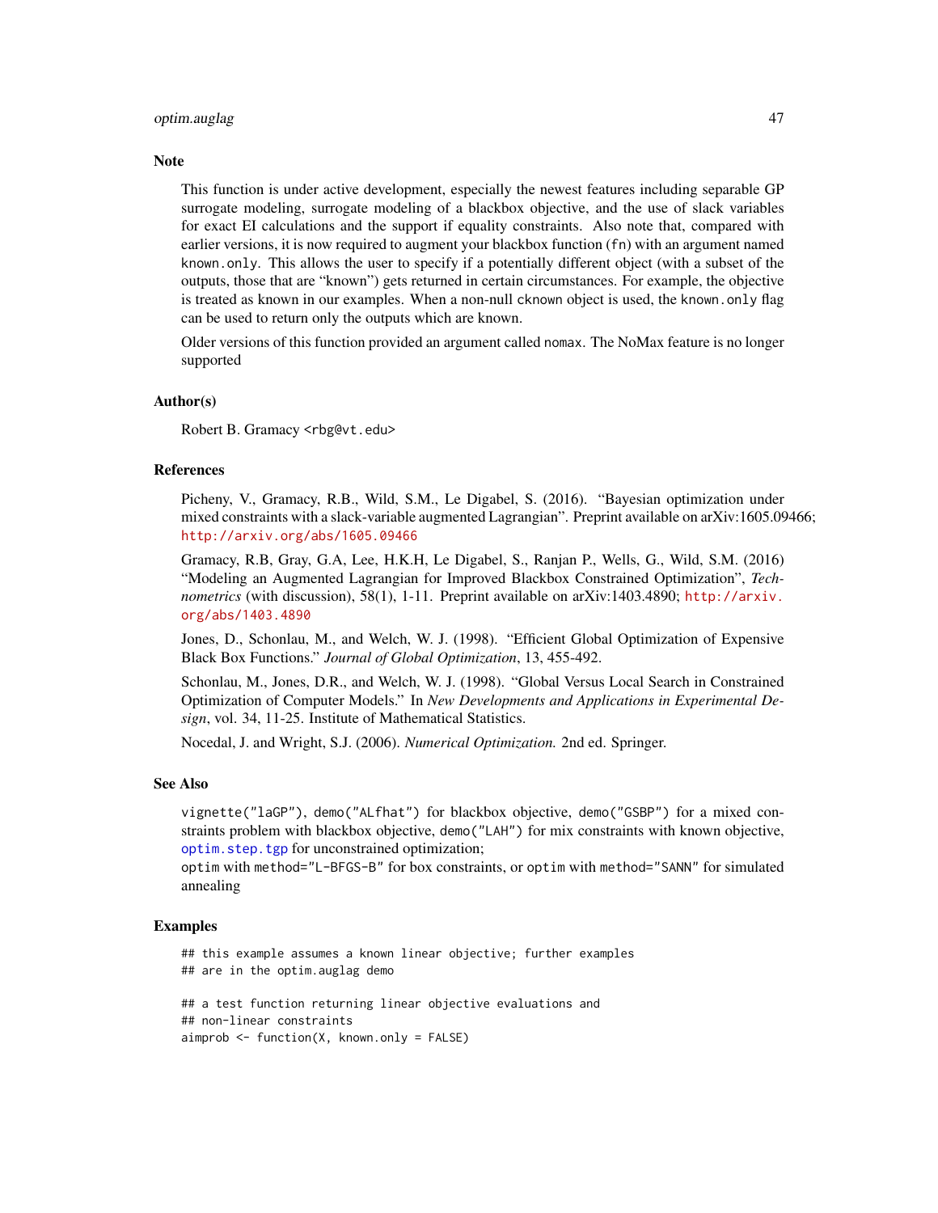## Note

This function is under active development, especially the newest features including separable GP surrogate modeling, surrogate modeling of a blackbox objective, and the use of slack variables for exact EI calculations and the support if equality constraints. Also note that, compared with earlier versions, it is now required to augment your blackbox function (`fn`) with an argument named `known.only`. This allows the user to specify if a potentially different object (with a subset of the outputs, those that are "known") gets returned in certain circumstances. For example, the objective is treated as known in our examples. When a non-null `cknown` object is used, the `known.only` flag can be used to return only the outputs which are known.

Older versions of this function provided an argument called `nomax`. The NoMax feature is no longer supported

## Author(s)

Robert B. Gramacy <rbg@vt.edu>

## References

Picheny, V., Gramacy, R.B., Wild, S.M., Le Digabel, S. (2016). "Bayesian optimization under mixed constraints with a slack-variable augmented Lagrangian". Preprint available on arXiv:1605.09466; http://arxiv.org/abs/1605.09466

Gramacy, R.B, Gray, G.A, Lee, H.K.H, Le Digabel, S., Ranjan P., Wells, G., Wild, S.M. (2016) "Modeling an Augmented Lagrangian for Improved Blackbox Constrained Optimization", *Technometrics* (with discussion), 58(1), 1-11. Preprint available on arXiv:1403.4890; http://arxiv.org/abs/1403.4890

Jones, D., Schonlau, M., and Welch, W. J. (1998). "Efficient Global Optimization of Expensive Black Box Functions." *Journal of Global Optimization*, 13, 455-492.

Schonlau, M., Jones, D.R., and Welch, W. J. (1998). "Global Versus Local Search in Constrained Optimization of Computer Models." In *New Developments and Applications in Experimental Design*, vol. 34, 11-25. Institute of Mathematical Statistics.

Nocedal, J. and Wright, S.J. (2006). *Numerical Optimization.* 2nd ed. Springer.

## See Also

`vignette("laGP")`, `demo("ALfhat")` for blackbox objective, `demo("GSBP")` for a mixed constraints problem with blackbox objective, `demo("LAH")` for mix constraints with known objective, `optim.step.tgp` for unconstrained optimization;
`optim` with `method="L-BFGS-B"` for box constraints, or `optim` with `method="SANN"` for simulated annealing

## Examples

```
## this example assumes a known linear objective; further examples
## are in the optim.auglag demo

## a test function returning linear objective evaluations and
## non-linear constraints
aimprob <- function(X, known.only = FALSE)
```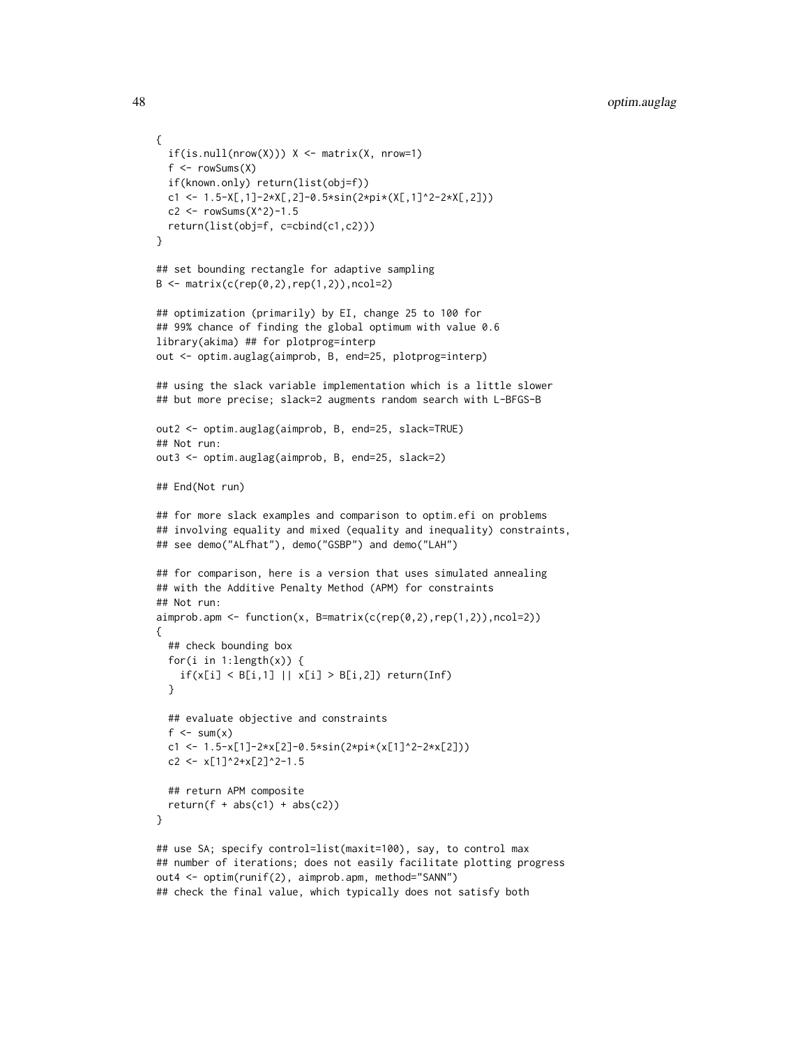```
{
  if(is.null(nrow(X))) X <- matrix(X, nrow=1)
  f <- rowSums(X)
  if(known.only) return(list(obj=f))
  c1 <- 1.5-X[,1]-2*X[,2]-0.5*sin(2*pi*(X[,1]^2-2*X[,2]))
  c2 <- rowSums(X^2)-1.5
  return(list(obj=f, c=cbind(c1,c2)))
}

## set bounding rectangle for adaptive sampling
B <- matrix(c(rep(0,2),rep(1,2)),ncol=2)

## optimization (primarily) by EI, change 25 to 100 for
## 99% chance of finding the global optimum with value 0.6
library(akima) ## for plotprog=interp
out <- optim.auglag(aimprob, B, end=25, plotprog=interp)

## using the slack variable implementation which is a little slower
## but more precise; slack=2 augments random search with L-BFGS-B

out2 <- optim.auglag(aimprob, B, end=25, slack=TRUE)
## Not run:
out3 <- optim.auglag(aimprob, B, end=25, slack=2)

## End(Not run)

## for more slack examples and comparison to optim.efi on problems
## involving equality and mixed (equality and inequality) constraints,
## see demo("ALfhat"), demo("GSBP") and demo("LAH")

## for comparison, here is a version that uses simulated annealing
## with the Additive Penalty Method (APM) for constraints
## Not run:
aimprob.apm <- function(x, B=matrix(c(rep(0,2),rep(1,2)),ncol=2))
{
  ## check bounding box
  for(i in 1:length(x)) {
    if(x[i] < B[i,1] || x[i] > B[i,2]) return(Inf)
  }

  ## evaluate objective and constraints
  f <- sum(x)
  c1 <- 1.5-x[1]-2*x[2]-0.5*sin(2*pi*(x[1]^2-2*x[2]))
  c2 <- x[1]^2+x[2]^2-1.5

  ## return APM composite
  return(f + abs(c1) + abs(c2))
}

## use SA; specify control=list(maxit=100), say, to control max
## number of iterations; does not easily facilitate plotting progress
out4 <- optim(runif(2), aimprob.apm, method="SANN")
## check the final value, which typically does not satisfy both
```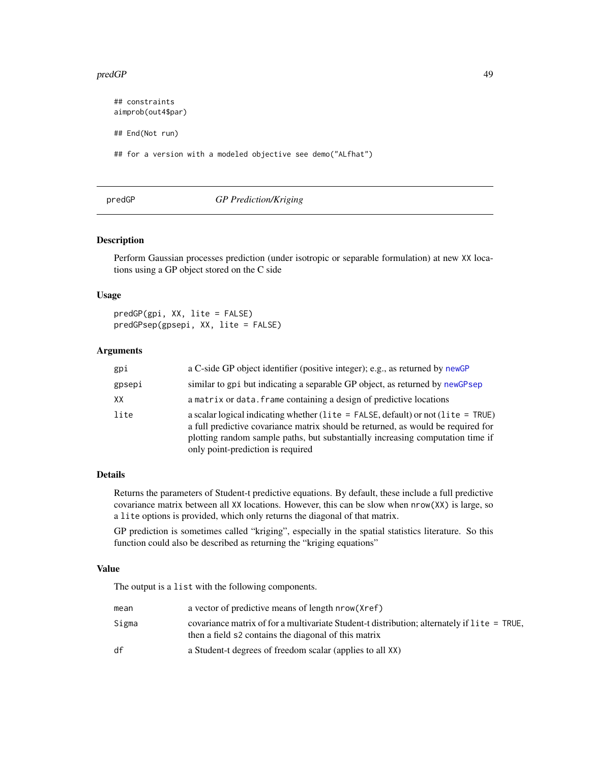```
## constraints
aimprob(out4$par)

## End(Not run)

## for a version with a modeled objective see demo("ALfhat")
```

## predGP *GP Prediction/Kriging*

### Description

Perform Gaussian processes prediction (under isotropic or separable formulation) at new XX locations using a GP object stored on the C side

### Usage

```
predGP(gpi, XX, lite = FALSE)
predGPsep(gpsepi, XX, lite = FALSE)
```

### Arguments

| | |
|---|---|
| gpi | a C-side GP object identifier (positive integer); e.g., as returned by newGP |
| gpsepi | similar to gpi but indicating a separable GP object, as returned by newGPsep |
| XX | a matrix or data.frame containing a design of predictive locations |
| lite | a scalar logical indicating whether (lite = FALSE, default) or not (lite = TRUE) a full predictive covariance matrix should be returned, as would be required for plotting random sample paths, but substantially increasing computation time if only point-prediction is required |

### Details

Returns the parameters of Student-t predictive equations. By default, these include a full predictive covariance matrix between all XX locations. However, this can be slow when nrow(XX) is large, so a lite options is provided, which only returns the diagonal of that matrix.

GP prediction is sometimes called "kriging", especially in the spatial statistics literature. So this function could also be described as returning the "kriging equations"

### Value

The output is a list with the following components.

| | |
|---|---|
| mean | a vector of predictive means of length nrow(Xref) |
| Sigma | covariance matrix of for a multivariate Student-t distribution; alternately if lite = TRUE, then a field s2 contains the diagonal of this matrix |
| df | a Student-t degrees of freedom scalar (applies to all XX) |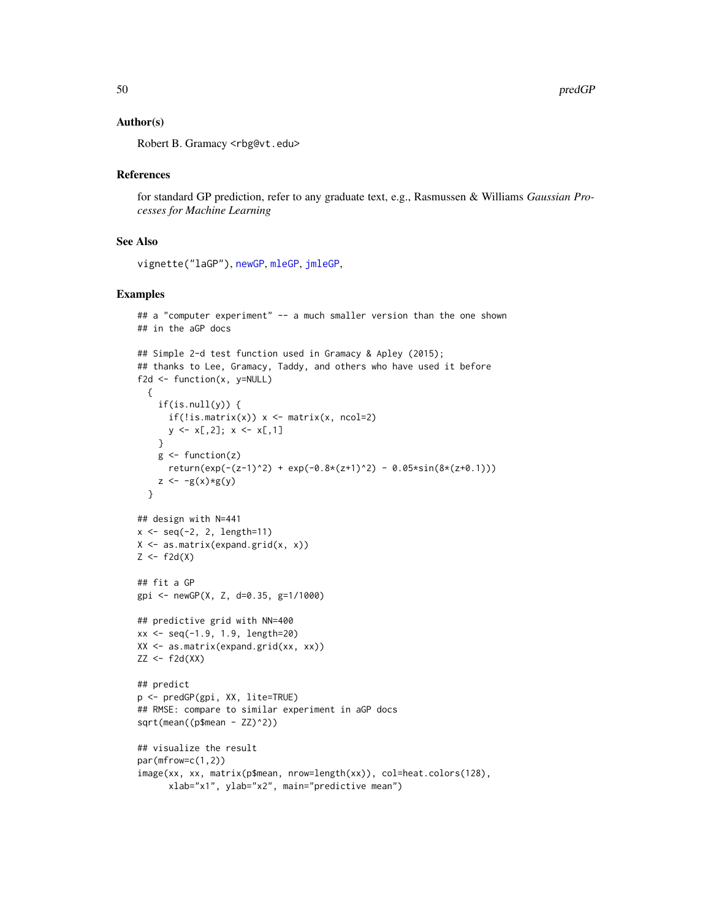## Author(s)

Robert B. Gramacy <rbg@vt.edu>

## References

for standard GP prediction, refer to any graduate text, e.g., Rasmussen & Williams *Gaussian Processes for Machine Learning*

## See Also

vignette("laGP"), newGP, mleGP, jmleGP,

## Examples

```
## a "computer experiment" -- a much smaller version than the one shown
## in the aGP docs

## Simple 2-d test function used in Gramacy & Apley (2015);
## thanks to Lee, Gramacy, Taddy, and others who have used it before
f2d <- function(x, y=NULL)
  {
    if(is.null(y)) {
      if(!is.matrix(x)) x <- matrix(x, ncol=2)
      y <- x[,2]; x <- x[,1]
    }
    g <- function(z)
      return(exp(-(z-1)^2) + exp(-0.8*(z+1)^2) - 0.05*sin(8*(z+0.1)))
    z <- -g(x)*g(y)
  }

## design with N=441
x <- seq(-2, 2, length=11)
X <- as.matrix(expand.grid(x, x))
Z <- f2d(X)

## fit a GP
gpi <- newGP(X, Z, d=0.35, g=1/1000)

## predictive grid with NN=400
xx <- seq(-1.9, 1.9, length=20)
XX <- as.matrix(expand.grid(xx, xx))
ZZ <- f2d(XX)

## predict
p <- predGP(gpi, XX, lite=TRUE)
## RMSE: compare to similar experiment in aGP docs
sqrt(mean((p$mean - ZZ)^2))

## visualize the result
par(mfrow=c(1,2))
image(xx, xx, matrix(p$mean, nrow=length(xx)), col=heat.colors(128),
      xlab="x1", ylab="x2", main="predictive mean")
```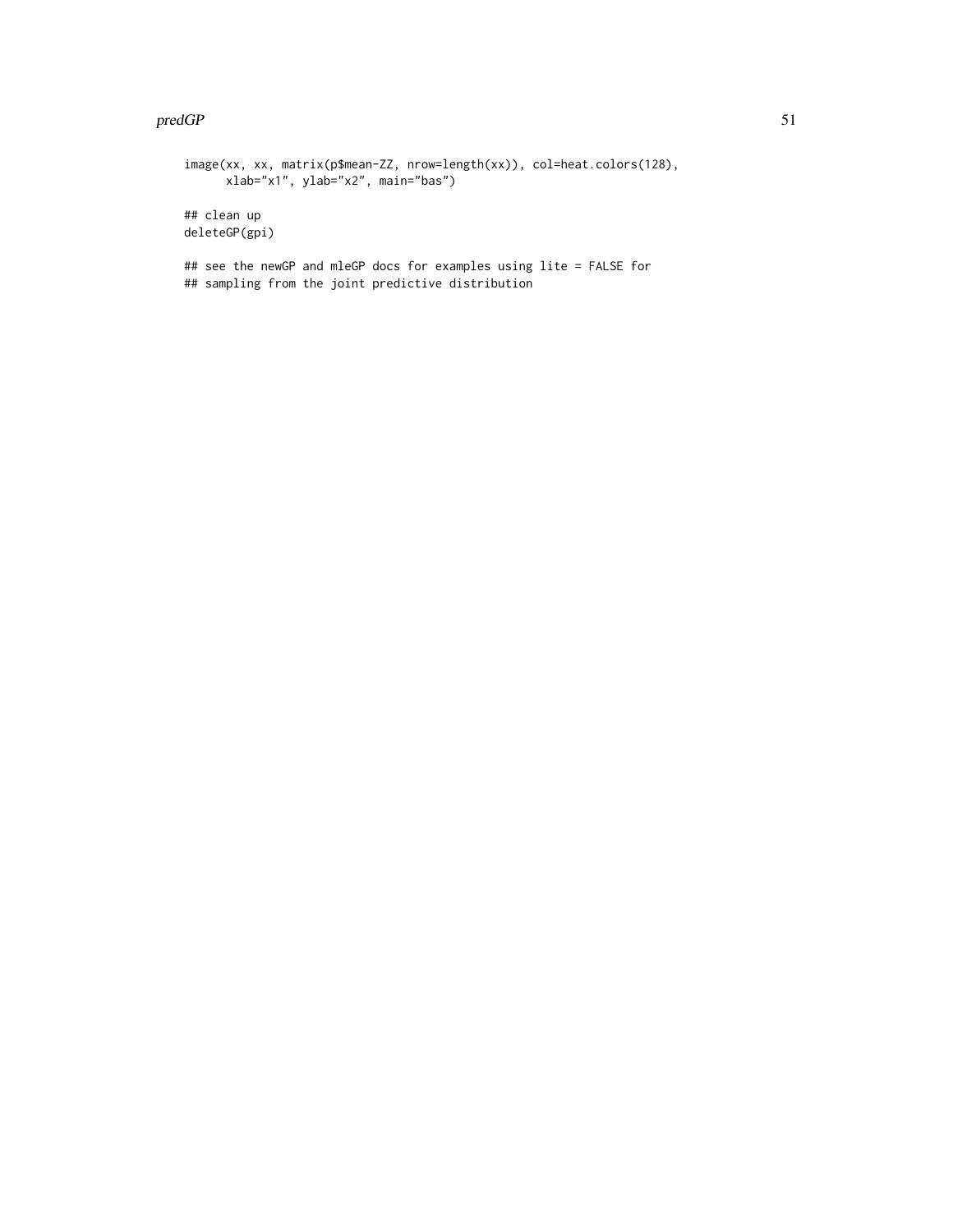```
image(xx, xx, matrix(p$mean-ZZ, nrow=length(xx)), col=heat.colors(128),
      xlab="x1", ylab="x2", main="bas")

## clean up
deleteGP(gpi)

## see the newGP and mleGP docs for examples using lite = FALSE for
## sampling from the joint predictive distribution
```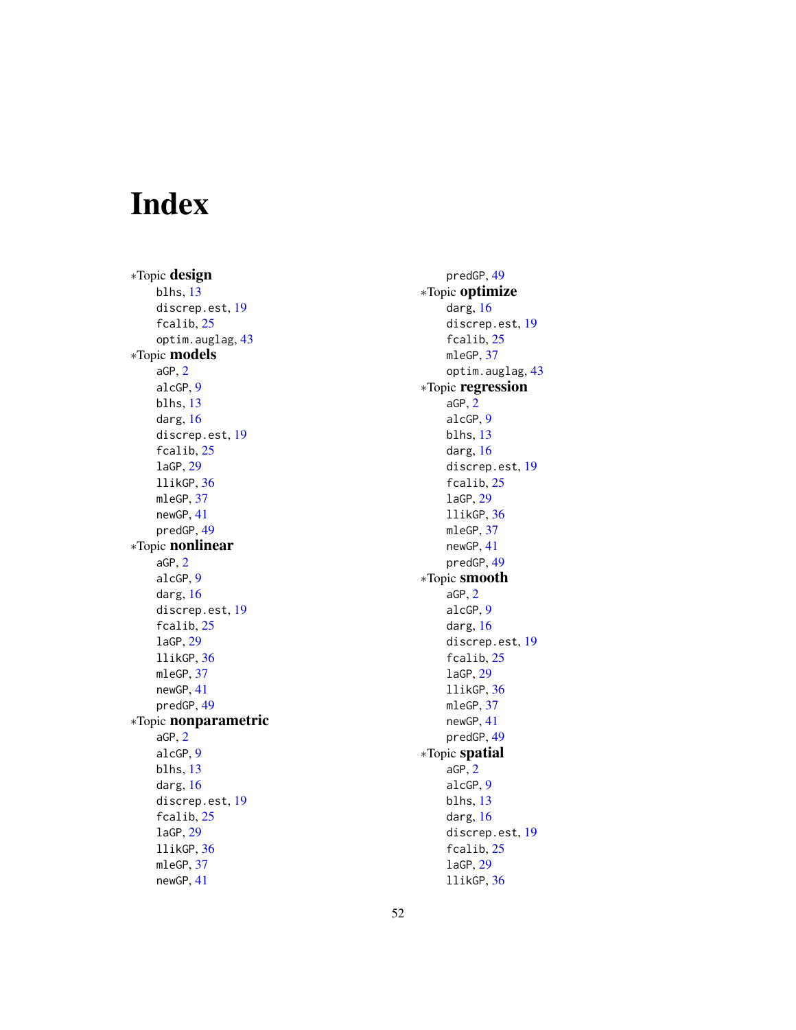# Index

*Topic **design**
- blhs, 13
- discrep.est, 19
- fcalib, 25
- optim.auglag, 43

*Topic **models**
- aGP, 2
- alcGP, 9
- blhs, 13
- darg, 16
- discrep.est, 19
- fcalib, 25
- laGP, 29
- llikGP, 36
- mleGP, 37
- newGP, 41
- predGP, 49

*Topic **nonlinear**
- aGP, 2
- alcGP, 9
- darg, 16
- discrep.est, 19
- fcalib, 25
- laGP, 29
- llikGP, 36
- mleGP, 37
- newGP, 41
- predGP, 49

*Topic **nonparametric**
- aGP, 2
- alcGP, 9
- blhs, 13
- darg, 16
- discrep.est, 19
- fcalib, 25
- laGP, 29
- llikGP, 36
- mleGP, 37
- newGP, 41
- predGP, 49

*Topic **optimize**
- darg, 16
- discrep.est, 19
- fcalib, 25
- mleGP, 37
- optim.auglag, 43

*Topic **regression**
- aGP, 2
- alcGP, 9
- blhs, 13
- darg, 16
- discrep.est, 19
- fcalib, 25
- laGP, 29
- llikGP, 36
- mleGP, 37
- newGP, 41
- predGP, 49

*Topic **smooth**
- aGP, 2
- alcGP, 9
- darg, 16
- discrep.est, 19
- fcalib, 25
- laGP, 29
- llikGP, 36
- mleGP, 37
- newGP, 41
- predGP, 49

*Topic **spatial**
- aGP, 2
- alcGP, 9
- blhs, 13
- darg, 16
- discrep.est, 19
- fcalib, 25
- laGP, 29
- llikGP, 36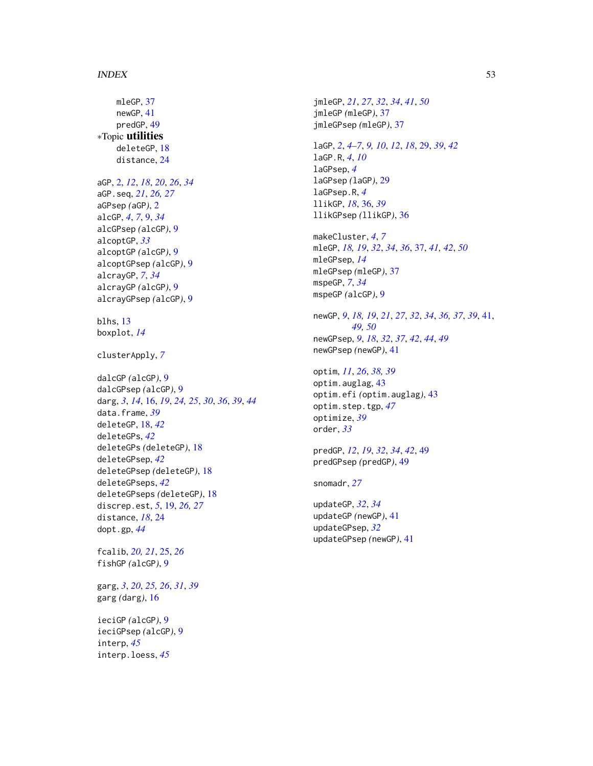mleGP, 37
newGP, 41
predGP, 49

∗Topic **utilities**
deleteGP, 18
distance, 24

aGP, 2, 12, 18, 20, 26, 34
aGP.seq, 21, 26, 27
aGPsep (aGP), 2
alcGP, 4, 7, 9, 34
alcGPsep (alcGP), 9
alcoptGP, 33
alcoptGP (alcGP), 9
alcoptGPsep (alcGP), 9
alcrayGP, 7, 34
alcrayGP (alcGP), 9
alcrayGPsep (alcGP), 9

blhs, 13
boxplot, 14

clusterApply, 7

dalcGP (alcGP), 9
dalcGPsep (alcGP), 9
darg, 3, 14, 16, 19, 24, 25, 30, 36, 39, 44
data.frame, 39
deleteGP, 18, 42
deleteGPs, 42
deleteGPs (deleteGP), 18
deleteGPsep, 42
deleteGPsep (deleteGP), 18
deleteGPseps, 42
deleteGPseps (deleteGP), 18
discrep.est, 5, 19, 26, 27
distance, 18, 24
dopt.gp, 44

fcalib, 20, 21, 25, 26
fishGP (alcGP), 9

garg, 3, 20, 25, 26, 31, 39
garg (darg), 16

ieciGP (alcGP), 9
ieciGPsep (alcGP), 9
interp, 45
interp.loess, 45

jmleGP, 21, 27, 32, 34, 41, 50
jmleGP (mleGP), 37
jmleGPsep (mleGP), 37

laGP, 2, 4–7, 9, 10, 12, 18, 29, 39, 42
laGP.R, 4, 10
laGPsep, 4
laGPsep (laGP), 29
laGPsep.R, 4
llikGP, 18, 36, 39
llikGPsep (llikGP), 36

makeCluster, 4, 7
mleGP, 18, 19, 32, 34, 36, 37, 41, 42, 50
mleGPsep, 14
mleGPsep (mleGP), 37
mspeGP, 7, 34
mspeGP (alcGP), 9

newGP, 9, 18, 19, 21, 27, 32, 34, 36, 37, 39, 41, 49, 50
newGPsep, 9, 18, 32, 37, 42, 44, 49
newGPsep (newGP), 41

optim, 11, 26, 38, 39
optim.auglag, 43
optim.efi (optim.auglag), 43
optim.step.tgp, 47
optimize, 39
order, 33

predGP, 12, 19, 32, 34, 42, 49
predGPsep (predGP), 49

snomadr, 27

updateGP, 32, 34
updateGP (newGP), 41
updateGPsep, 32
updateGPsep (newGP), 41